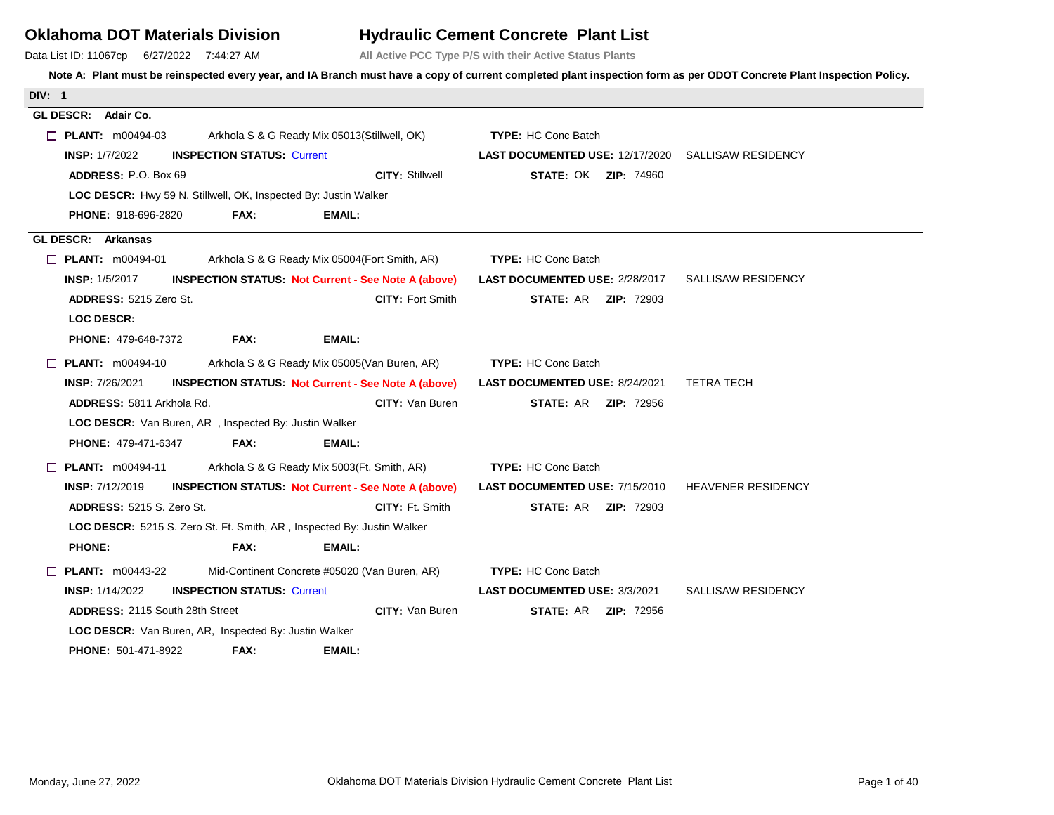# Oklahoma DOT Materials Division

## Hydraulic Cement Concrete Plant List

Data List ID: 11067cp 6/27/2022 7:44:27 AM

**All Active PCC Type P/S with their Active Status Plants**

**Note A: Plant must be reinspected every year, and IA Branch must have a copy of current completed plant inspection form as per ODOT Concrete Plant Inspection Policy.**

**DIV: 1**

### GL DESCR: Adair Co.

☐ **PLANT:** m00494-03 Arkhola S & G Ready Mix 05013(Stillwell, OK) **TYPE:** HC Conc Batch

**INSP:** 1/7/2022 **INSPECTION STATUS:** Current **LAST DOCUMENTED USE:** 12/17/2020 SALLISAW RESIDENCY

**ADDRESS:** P.O. Box 69 **CITY:** Stillwell **STATE:** OK **ZIP:** 74960

**LOC DESCR:** Hwy 59 N. Stillwell, OK, Inspected By: Justin Walker

**PHONE:** 918-696-2820 **FAX:** **EMAIL:**

### GL DESCR: Arkansas

☐ **PLANT:** m00494-01 Arkhola S & G Ready Mix 05004(Fort Smith, AR) **TYPE:** HC Conc Batch

**INSP:** 1/5/2017 **INSPECTION STATUS:** Not Current - See Note A (above) **LAST DOCUMENTED USE:** 2/28/2017 SALLISAW RESIDENCY

**ADDRESS:** 5215 Zero St. **CITY:** Fort Smith **STATE:** AR **ZIP:** 72903

**LOC DESCR:**

**PHONE:** 479-648-7372 **FAX:** **EMAIL:**

☐ **PLANT:** m00494-10 Arkhola S & G Ready Mix 05005(Van Buren, AR) **TYPE:** HC Conc Batch

**INSP:** 7/26/2021 **INSPECTION STATUS:** Not Current - See Note A (above) **LAST DOCUMENTED USE:** 8/24/2021 TETRA TECH

**ADDRESS:** 5811 Arkhola Rd. **CITY:** Van Buren **STATE:** AR **ZIP:** 72956

**LOC DESCR:** Van Buren, AR , Inspected By: Justin Walker

**PHONE:** 479-471-6347 **FAX:** **EMAIL:**

☐ **PLANT:** m00494-11 Arkhola S & G Ready Mix 5003(Ft. Smith, AR) **TYPE:** HC Conc Batch

**INSP:** 7/12/2019 **INSPECTION STATUS:** Not Current - See Note A (above) **LAST DOCUMENTED USE:** 7/15/2010 HEAVENER RESIDENCY

**ADDRESS:** 5215 S. Zero St. **CITY:** Ft. Smith **STATE:** AR **ZIP:** 72903

**LOC DESCR:** 5215 S. Zero St. Ft. Smith, AR , Inspected By: Justin Walker

**PHONE:** **FAX:** **EMAIL:**

☐ **PLANT:** m00443-22 Mid-Continent Concrete #05020 (Van Buren, AR) **TYPE:** HC Conc Batch

**INSP:** 1/14/2022 **INSPECTION STATUS:** Current **LAST DOCUMENTED USE:** 3/3/2021 SALLISAW RESIDENCY

**ADDRESS:** 2115 South 28th Street **CITY:** Van Buren **STATE:** AR **ZIP:** 72956

**LOC DESCR:** Van Buren, AR, Inspected By: Justin Walker

**PHONE:** 501-471-8922 **FAX:** **EMAIL:**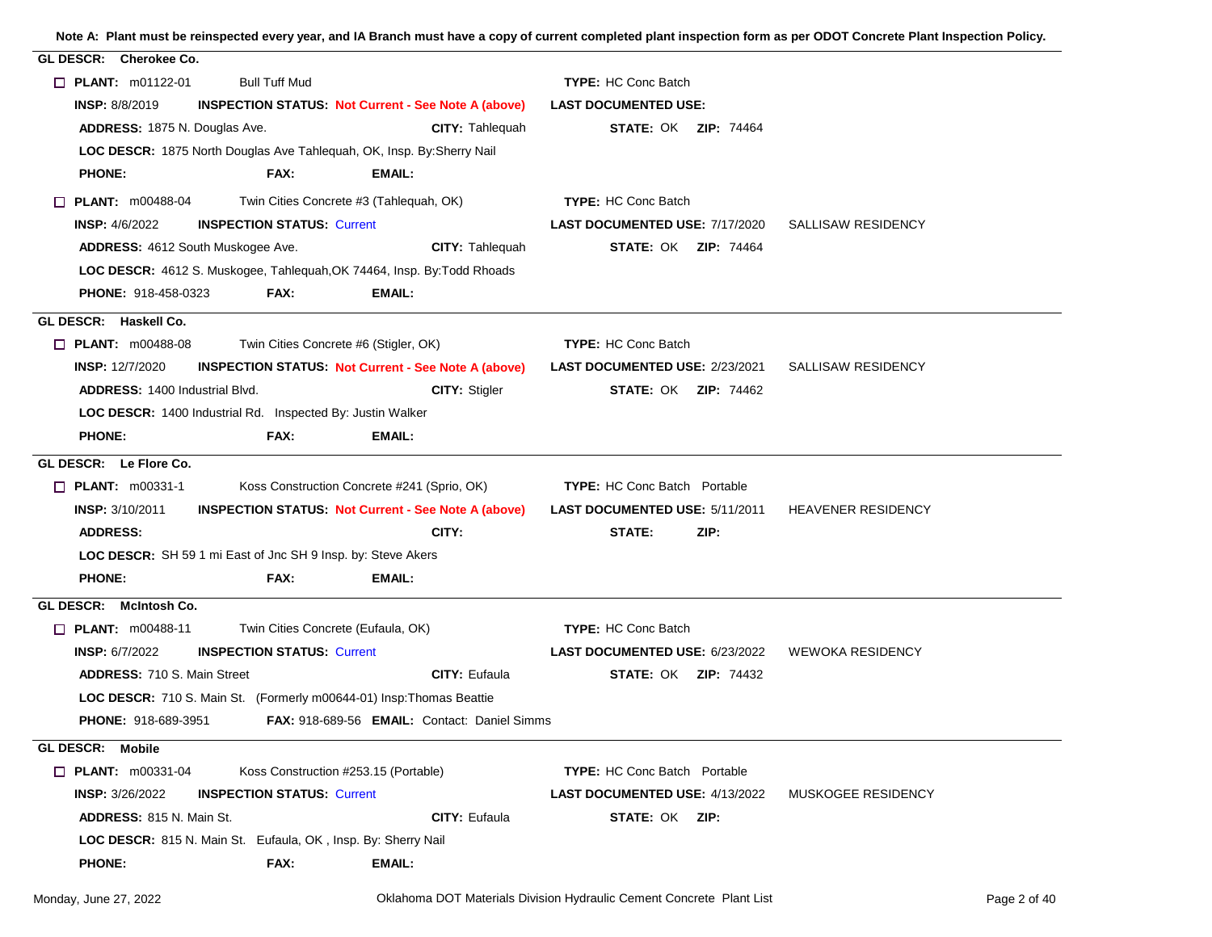**Note A: Plant must be reinspected every year, and IA Branch must have a copy of current completed plant inspection form as per ODOT Concrete Plant Inspection Policy.**

## GL DESCR: Cherokee Co.

☐ **PLANT:** m01122-01 Bull Tuff Mud **TYPE:** HC Conc Batch
**INSP:** 8/8/2019 **INSPECTION STATUS:** Not Current - See Note A (above) **LAST DOCUMENTED USE:**
**ADDRESS:** 1875 N. Douglas Ave. **CITY:** Tahlequah **STATE:** OK **ZIP:** 74464
**LOC DESCR:** 1875 North Douglas Ave Tahlequah, OK, Insp. By:Sherry Nail
**PHONE:** **FAX:** **EMAIL:**

☐ **PLANT:** m00488-04 Twin Cities Concrete #3 (Tahlequah, OK) **TYPE:** HC Conc Batch
**INSP:** 4/6/2022 **INSPECTION STATUS:** Current **LAST DOCUMENTED USE:** 7/17/2020 SALLISAW RESIDENCY
**ADDRESS:** 4612 South Muskogee Ave. **CITY:** Tahlequah **STATE:** OK **ZIP:** 74464
**LOC DESCR:** 4612 S. Muskogee, Tahlequah,OK 74464, Insp. By:Todd Rhoads
**PHONE:** 918-458-0323 **FAX:** **EMAIL:**

## GL DESCR: Haskell Co.

☐ **PLANT:** m00488-08 Twin Cities Concrete #6 (Stigler, OK) **TYPE:** HC Conc Batch
**INSP:** 12/7/2020 **INSPECTION STATUS:** Not Current - See Note A (above) **LAST DOCUMENTED USE:** 2/23/2021 SALLISAW RESIDENCY
**ADDRESS:** 1400 Industrial Blvd. **CITY:** Stigler **STATE:** OK **ZIP:** 74462
**LOC DESCR:** 1400 Industrial Rd. Inspected By: Justin Walker
**PHONE:** **FAX:** **EMAIL:**

## GL DESCR: Le Flore Co.

☐ **PLANT:** m00331-1 Koss Construction Concrete #241 (Sprio, OK) **TYPE:** HC Conc Batch Portable
**INSP:** 3/10/2011 **INSPECTION STATUS:** Not Current - See Note A (above) **LAST DOCUMENTED USE:** 5/11/2011 HEAVENER RESIDENCY
**ADDRESS:** **CITY:** **STATE:** **ZIP:**
**LOC DESCR:** SH 59 1 mi East of Jnc SH 9 Insp. by: Steve Akers
**PHONE:** **FAX:** **EMAIL:**

## GL DESCR: McIntosh Co.

☐ **PLANT:** m00488-11 Twin Cities Concrete (Eufaula, OK) **TYPE:** HC Conc Batch
**INSP:** 6/7/2022 **INSPECTION STATUS:** Current **LAST DOCUMENTED USE:** 6/23/2022 WEWOKA RESIDENCY
**ADDRESS:** 710 S. Main Street **CITY:** Eufaula **STATE:** OK **ZIP:** 74432
**LOC DESCR:** 710 S. Main St. (Formerly m00644-01) Insp:Thomas Beattie
**PHONE:** 918-689-3951 **FAX:** 918-689-56 **EMAIL:** Contact: Daniel Simms

## GL DESCR: Mobile

☐ **PLANT:** m00331-04 Koss Construction #253.15 (Portable) **TYPE:** HC Conc Batch Portable
**INSP:** 3/26/2022 **INSPECTION STATUS:** Current **LAST DOCUMENTED USE:** 4/13/2022 MUSKOGEE RESIDENCY
**ADDRESS:** 815 N. Main St. **CITY:** Eufaula **STATE:** OK **ZIP:**
**LOC DESCR:** 815 N. Main St. Eufaula, OK , Insp. By: Sherry Nail
**PHONE:** **FAX:** **EMAIL:**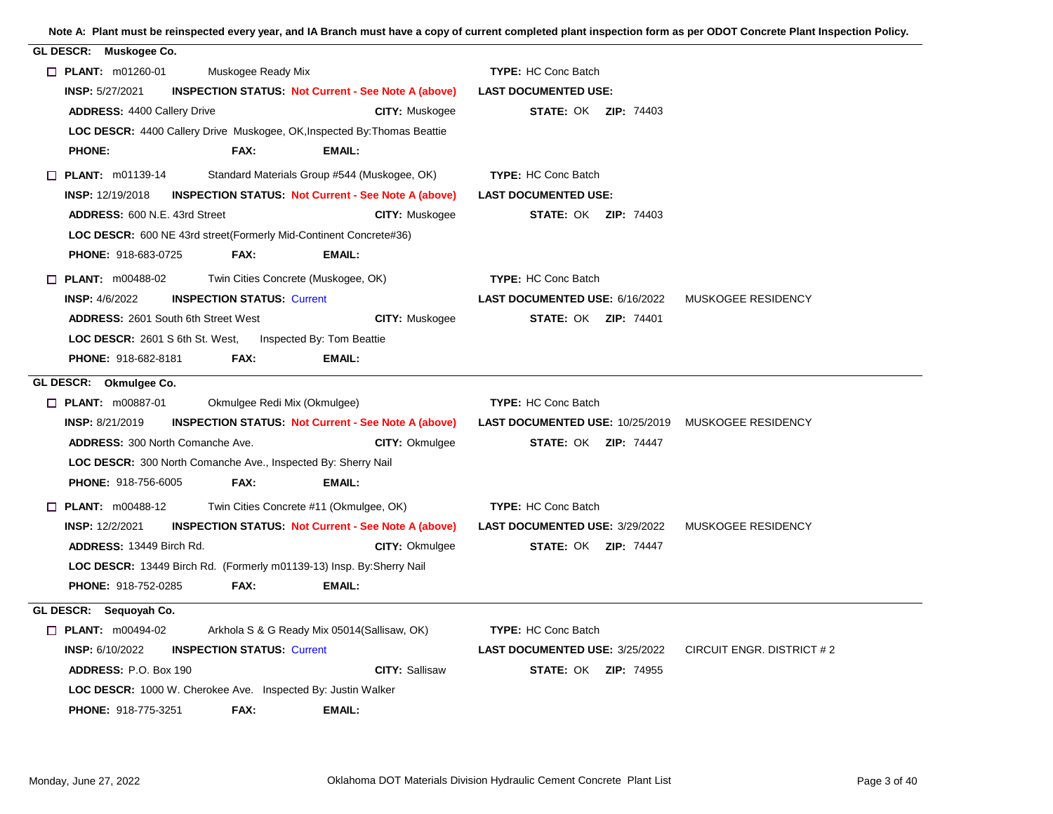**Note A: Plant must be reinspected every year, and IA Branch must have a copy of current completed plant inspection form as per ODOT Concrete Plant Inspection Policy.**

## GL DESCR: Muskogee Co.

☐ **PLANT:** m01260-01 Muskogee Ready Mix **TYPE:** HC Conc Batch

**INSP:** 5/27/2021 **INSPECTION STATUS:** Not Current - See Note A (above) **LAST DOCUMENTED USE:**

**ADDRESS:** 4400 Callery Drive **CITY:** Muskogee **STATE:** OK **ZIP:** 74403

**LOC DESCR:** 4400 Callery Drive Muskogee, OK,Inspected By:Thomas Beattie

**PHONE:** **FAX:** **EMAIL:**

☐ **PLANT:** m01139-14 Standard Materials Group #544 (Muskogee, OK) **TYPE:** HC Conc Batch

**INSP:** 12/19/2018 **INSPECTION STATUS:** Not Current - See Note A (above) **LAST DOCUMENTED USE:**

**ADDRESS:** 600 N.E. 43rd Street **CITY:** Muskogee **STATE:** OK **ZIP:** 74403

**LOC DESCR:** 600 NE 43rd street(Formerly Mid-Continent Concrete#36)

**PHONE:** 918-683-0725 **FAX:** **EMAIL:**

☐ **PLANT:** m00488-02 Twin Cities Concrete (Muskogee, OK) **TYPE:** HC Conc Batch

**INSP:** 4/6/2022 **INSPECTION STATUS:** Current **LAST DOCUMENTED USE:** 6/16/2022 MUSKOGEE RESIDENCY

**ADDRESS:** 2601 South 6th Street West **CITY:** Muskogee **STATE:** OK **ZIP:** 74401

**LOC DESCR:** 2601 S 6th St. West, Inspected By: Tom Beattie

**PHONE:** 918-682-8181 **FAX:** **EMAIL:**

## GL DESCR: Okmulgee Co.

☐ **PLANT:** m00887-01 Okmulgee Redi Mix (Okmulgee) **TYPE:** HC Conc Batch

**INSP:** 8/21/2019 **INSPECTION STATUS:** Not Current - See Note A (above) **LAST DOCUMENTED USE:** 10/25/2019 MUSKOGEE RESIDENCY

**ADDRESS:** 300 North Comanche Ave. **CITY:** Okmulgee **STATE:** OK **ZIP:** 74447

**LOC DESCR:** 300 North Comanche Ave., Inspected By: Sherry Nail

**PHONE:** 918-756-6005 **FAX:** **EMAIL:**

☐ **PLANT:** m00488-12 Twin Cities Concrete #11 (Okmulgee, OK) **TYPE:** HC Conc Batch

**INSP:** 12/2/2021 **INSPECTION STATUS:** Not Current - See Note A (above) **LAST DOCUMENTED USE:** 3/29/2022 MUSKOGEE RESIDENCY

**ADDRESS:** 13449 Birch Rd. **CITY:** Okmulgee **STATE:** OK **ZIP:** 74447

**LOC DESCR:** 13449 Birch Rd. (Formerly m01139-13) Insp. By:Sherry Nail

**PHONE:** 918-752-0285 **FAX:** **EMAIL:**

## GL DESCR: Sequoyah Co.

☐ **PLANT:** m00494-02 Arkhola S & G Ready Mix 05014(Sallisaw, OK) **TYPE:** HC Conc Batch

**INSP:** 6/10/2022 **INSPECTION STATUS:** Current **LAST DOCUMENTED USE:** 3/25/2022 CIRCUIT ENGR. DISTRICT # 2

**ADDRESS:** P.O. Box 190 **CITY:** Sallisaw **STATE:** OK **ZIP:** 74955

**LOC DESCR:** 1000 W. Cherokee Ave. Inspected By: Justin Walker

**PHONE:** 918-775-3251 **FAX:** **EMAIL:**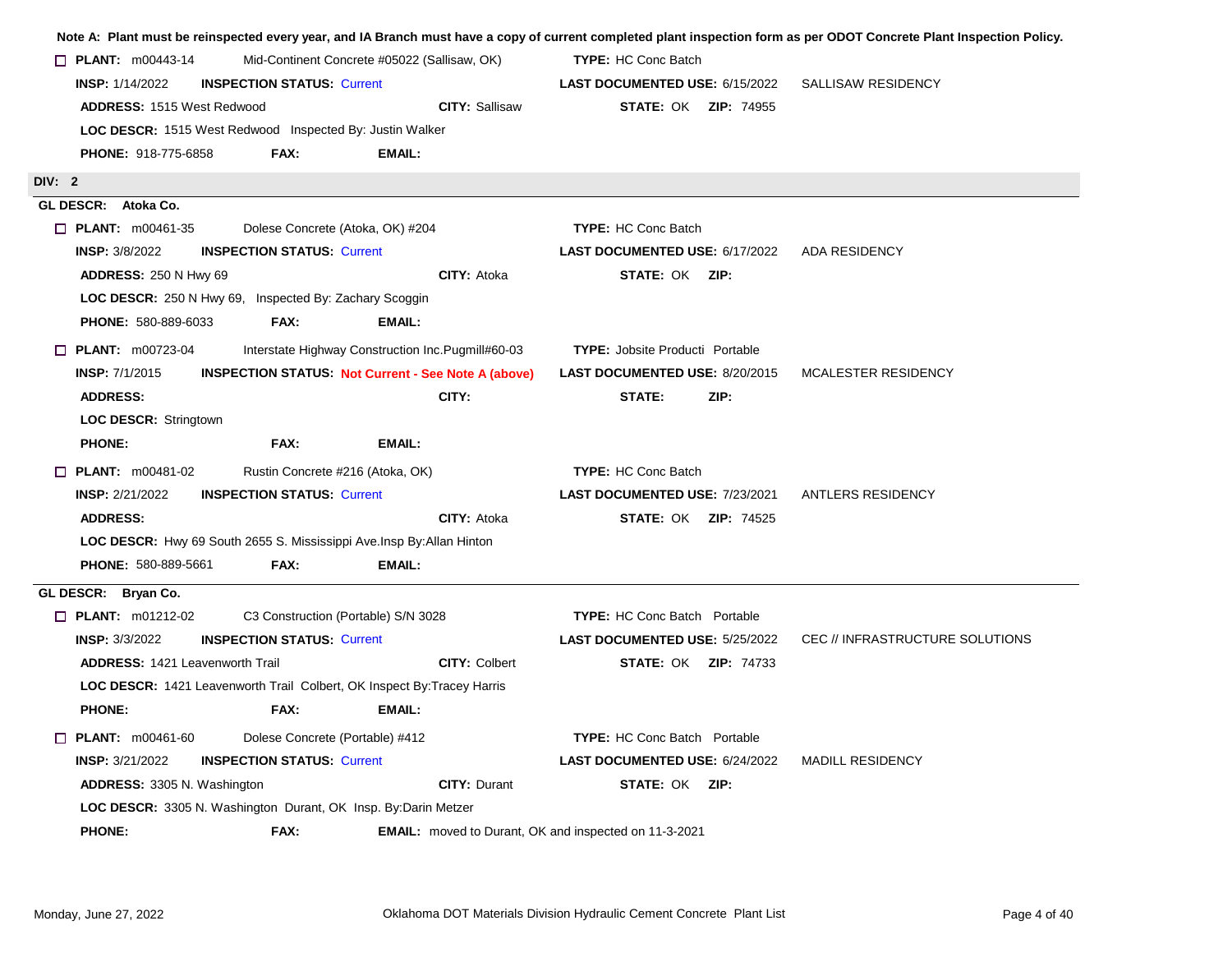**Note A: Plant must be reinspected every year, and IA Branch must have a copy of current completed plant inspection form as per ODOT Concrete Plant Inspection Policy.**

☐ **PLANT:** m00443-14 Mid-Continent Concrete #05022 (Sallisaw, OK) **TYPE:** HC Conc Batch
**INSP:** 1/14/2022 **INSPECTION STATUS:** Current **LAST DOCUMENTED USE:** 6/15/2022 SALLISAW RESIDENCY
**ADDRESS:** 1515 West Redwood **CITY:** Sallisaw **STATE:** OK **ZIP:** 74955
**LOC DESCR:** 1515 West Redwood Inspected By: Justin Walker
**PHONE:** 918-775-6858 **FAX:** **EMAIL:**

## DIV: 2

### GL DESCR: Atoka Co.

☐ **PLANT:** m00461-35 Dolese Concrete (Atoka, OK) #204 **TYPE:** HC Conc Batch
**INSP:** 3/8/2022 **INSPECTION STATUS:** Current **LAST DOCUMENTED USE:** 6/17/2022 ADA RESIDENCY
**ADDRESS:** 250 N Hwy 69 **CITY:** Atoka **STATE:** OK **ZIP:**
**LOC DESCR:** 250 N Hwy 69, Inspected By: Zachary Scoggin
**PHONE:** 580-889-6033 **FAX:** **EMAIL:**

☐ **PLANT:** m00723-04 Interstate Highway Construction Inc.Pugmill#60-03 **TYPE:** Jobsite Producti Portable
**INSP:** 7/1/2015 **INSPECTION STATUS:** Not Current - See Note A (above) **LAST DOCUMENTED USE:** 8/20/2015 MCALESTER RESIDENCY
**ADDRESS:** **CITY:** **STATE:** **ZIP:**
**LOC DESCR:** Stringtown
**PHONE:** **FAX:** **EMAIL:**

☐ **PLANT:** m00481-02 Rustin Concrete #216 (Atoka, OK) **TYPE:** HC Conc Batch
**INSP:** 2/21/2022 **INSPECTION STATUS:** Current **LAST DOCUMENTED USE:** 7/23/2021 ANTLERS RESIDENCY
**ADDRESS:** **CITY:** Atoka **STATE:** OK **ZIP:** 74525
**LOC DESCR:** Hwy 69 South 2655 S. Mississippi Ave.Insp By:Allan Hinton
**PHONE:** 580-889-5661 **FAX:** **EMAIL:**

### GL DESCR: Bryan Co.

☐ **PLANT:** m01212-02 C3 Construction (Portable) S/N 3028 **TYPE:** HC Conc Batch Portable
**INSP:** 3/3/2022 **INSPECTION STATUS:** Current **LAST DOCUMENTED USE:** 5/25/2022 CEC // INFRASTRUCTURE SOLUTIONS
**ADDRESS:** 1421 Leavenworth Trail **CITY:** Colbert **STATE:** OK **ZIP:** 74733
**LOC DESCR:** 1421 Leavenworth Trail Colbert, OK Inspect By:Tracey Harris
**PHONE:** **FAX:** **EMAIL:**

☐ **PLANT:** m00461-60 Dolese Concrete (Portable) #412 **TYPE:** HC Conc Batch Portable
**INSP:** 3/21/2022 **INSPECTION STATUS:** Current **LAST DOCUMENTED USE:** 6/24/2022 MADILL RESIDENCY
**ADDRESS:** 3305 N. Washington **CITY:** Durant **STATE:** OK **ZIP:**
**LOC DESCR:** 3305 N. Washington Durant, OK Insp. By:Darin Metzer
**PHONE:** **FAX:** **EMAIL:** moved to Durant, OK and inspected on 11-3-2021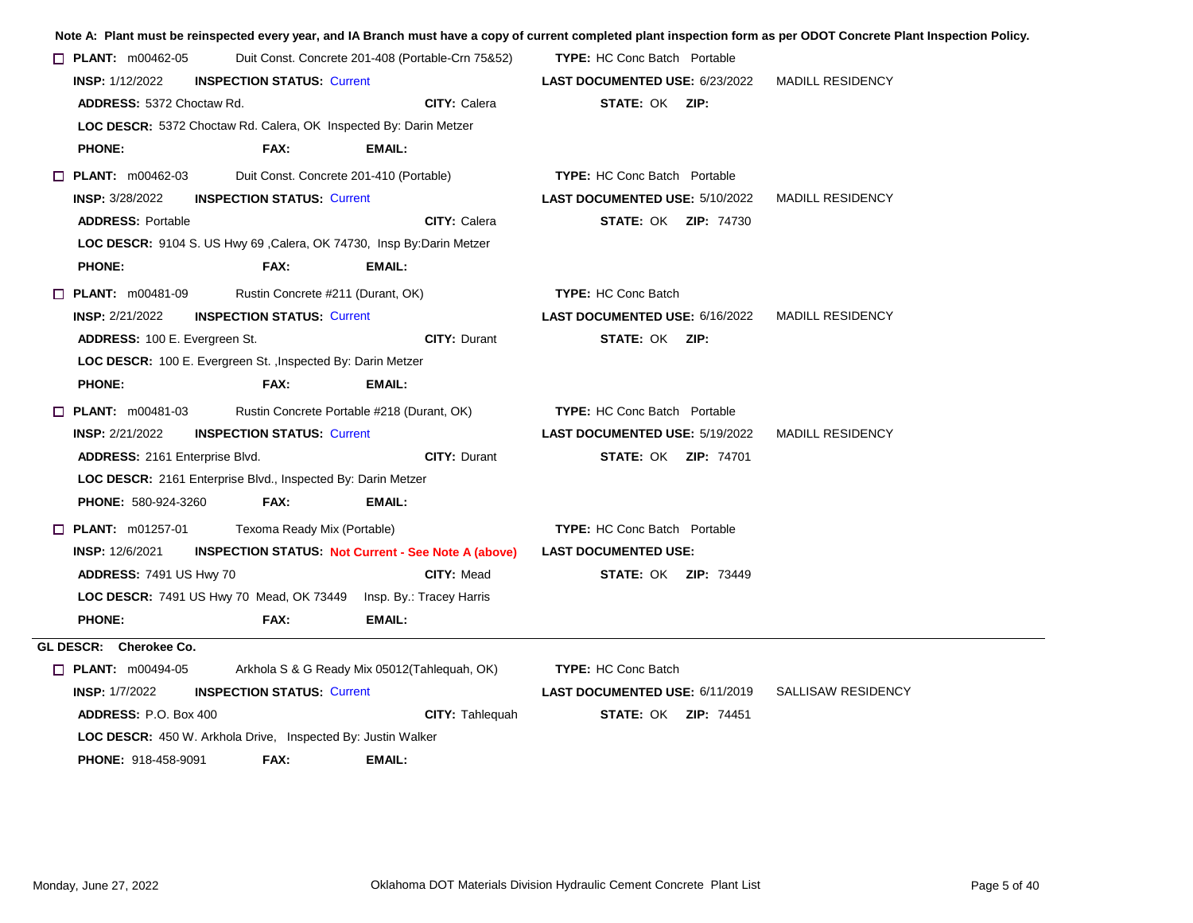**Note A: Plant must be reinspected every year, and IA Branch must have a copy of current completed plant inspection form as per ODOT Concrete Plant Inspection Policy.**

☐ **PLANT:** m00462-05 Duit Const. Concrete 201-408 (Portable-Crn 75&52) **TYPE:** HC Conc Batch Portable
**INSP:** 1/12/2022 **INSPECTION STATUS:** Current **LAST DOCUMENTED USE:** 6/23/2022 MADILL RESIDENCY
**ADDRESS:** 5372 Choctaw Rd. **CITY:** Calera **STATE:** OK **ZIP:**
**LOC DESCR:** 5372 Choctaw Rd. Calera, OK Inspected By: Darin Metzer
**PHONE:** **FAX:** **EMAIL:**

☐ **PLANT:** m00462-03 Duit Const. Concrete 201-410 (Portable) **TYPE:** HC Conc Batch Portable
**INSP:** 3/28/2022 **INSPECTION STATUS:** Current **LAST DOCUMENTED USE:** 5/10/2022 MADILL RESIDENCY
**ADDRESS:** Portable **CITY:** Calera **STATE:** OK **ZIP:** 74730
**LOC DESCR:** 9104 S. US Hwy 69 ,Calera, OK 74730, Insp By:Darin Metzer
**PHONE:** **FAX:** **EMAIL:**

☐ **PLANT:** m00481-09 Rustin Concrete #211 (Durant, OK) **TYPE:** HC Conc Batch
**INSP:** 2/21/2022 **INSPECTION STATUS:** Current **LAST DOCUMENTED USE:** 6/16/2022 MADILL RESIDENCY
**ADDRESS:** 100 E. Evergreen St. **CITY:** Durant **STATE:** OK **ZIP:**
**LOC DESCR:** 100 E. Evergreen St. ,Inspected By: Darin Metzer
**PHONE:** **FAX:** **EMAIL:**

☐ **PLANT:** m00481-03 Rustin Concrete Portable #218 (Durant, OK) **TYPE:** HC Conc Batch Portable
**INSP:** 2/21/2022 **INSPECTION STATUS:** Current **LAST DOCUMENTED USE:** 5/19/2022 MADILL RESIDENCY
**ADDRESS:** 2161 Enterprise Blvd. **CITY:** Durant **STATE:** OK **ZIP:** 74701
**LOC DESCR:** 2161 Enterprise Blvd., Inspected By: Darin Metzer
**PHONE:** 580-924-3260 **FAX:** **EMAIL:**

☐ **PLANT:** m01257-01 Texoma Ready Mix (Portable) **TYPE:** HC Conc Batch Portable
**INSP:** 12/6/2021 **INSPECTION STATUS: Not Current - See Note A (above)** **LAST DOCUMENTED USE:**
**ADDRESS:** 7491 US Hwy 70 **CITY:** Mead **STATE:** OK **ZIP:** 73449
**LOC DESCR:** 7491 US Hwy 70 Mead, OK 73449 Insp. By.: Tracey Harris
**PHONE:** **FAX:** **EMAIL:**

---

**GL DESCR: Cherokee Co.**

☐ **PLANT:** m00494-05 Arkhola S & G Ready Mix 05012(Tahlequah, OK) **TYPE:** HC Conc Batch
**INSP:** 1/7/2022 **INSPECTION STATUS:** Current **LAST DOCUMENTED USE:** 6/11/2019 SALLISAW RESIDENCY
**ADDRESS:** P.O. Box 400 **CITY:** Tahlequah **STATE:** OK **ZIP:** 74451
**LOC DESCR:** 450 W. Arkhola Drive, Inspected By: Justin Walker
**PHONE:** 918-458-9091 **FAX:** **EMAIL:**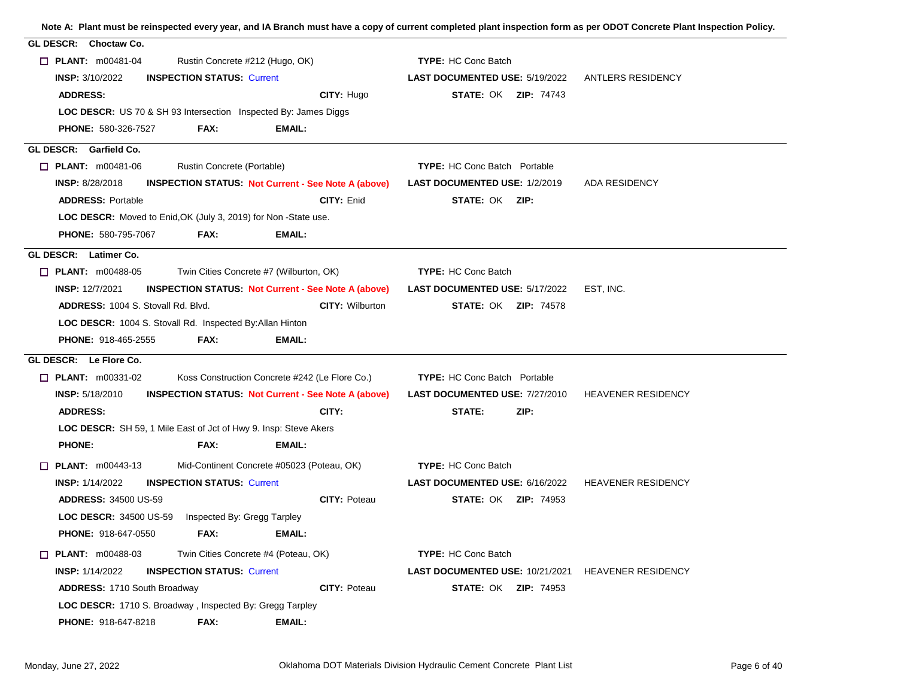**Note A: Plant must be reinspected every year, and IA Branch must have a copy of current completed plant inspection form as per ODOT Concrete Plant Inspection Policy.**

## GL DESCR: Choctaw Co.

☐ **PLANT:** m00481-04 Rustin Concrete #212 (Hugo, OK) **TYPE:** HC Conc Batch

**INSP:** 3/10/2022 **INSPECTION STATUS:** Current **LAST DOCUMENTED USE:** 5/19/2022 ANTLERS RESIDENCY

**ADDRESS:** **CITY:** Hugo **STATE:** OK **ZIP:** 74743

**LOC DESCR:** US 70 & SH 93 Intersection Inspected By: James Diggs

**PHONE:** 580-326-7527 **FAX:** **EMAIL:**

## GL DESCR: Garfield Co.

☐ **PLANT:** m00481-06 Rustin Concrete (Portable) **TYPE:** HC Conc Batch Portable

**INSP:** 8/28/2018 **INSPECTION STATUS:** Not Current - See Note A (above) **LAST DOCUMENTED USE:** 1/2/2019 ADA RESIDENCY

**ADDRESS:** Portable **CITY:** Enid **STATE:** OK **ZIP:**

**LOC DESCR:** Moved to Enid,OK (July 3, 2019) for Non -State use.

**PHONE:** 580-795-7067 **FAX:** **EMAIL:**

## GL DESCR: Latimer Co.

☐ **PLANT:** m00488-05 Twin Cities Concrete #7 (Wilburton, OK) **TYPE:** HC Conc Batch

**INSP:** 12/7/2021 **INSPECTION STATUS:** Not Current - See Note A (above) **LAST DOCUMENTED USE:** 5/17/2022 EST, INC.

**ADDRESS:** 1004 S. Stovall Rd. Blvd. **CITY:** Wilburton **STATE:** OK **ZIP:** 74578

**LOC DESCR:** 1004 S. Stovall Rd. Inspected By:Allan Hinton

**PHONE:** 918-465-2555 **FAX:** **EMAIL:**

## GL DESCR: Le Flore Co.

☐ **PLANT:** m00331-02 Koss Construction Concrete #242 (Le Flore Co.) **TYPE:** HC Conc Batch Portable

**INSP:** 5/18/2010 **INSPECTION STATUS:** Not Current - See Note A (above) **LAST DOCUMENTED USE:** 7/27/2010 HEAVENER RESIDENCY

**ADDRESS:** **CITY:** **STATE:** **ZIP:**

**LOC DESCR:** SH 59, 1 Mile East of Jct of Hwy 9. Insp: Steve Akers

**PHONE:** **FAX:** **EMAIL:**

☐ **PLANT:** m00443-13 Mid-Continent Concrete #05023 (Poteau, OK) **TYPE:** HC Conc Batch

**INSP:** 1/14/2022 **INSPECTION STATUS:** Current **LAST DOCUMENTED USE:** 6/16/2022 HEAVENER RESIDENCY

**ADDRESS:** 34500 US-59 **CITY:** Poteau **STATE:** OK **ZIP:** 74953

**LOC DESCR:** 34500 US-59 Inspected By: Gregg Tarpley

**PHONE:** 918-647-0550 **FAX:** **EMAIL:**

☐ **PLANT:** m00488-03 Twin Cities Concrete #4 (Poteau, OK) **TYPE:** HC Conc Batch

**INSP:** 1/14/2022 **INSPECTION STATUS:** Current **LAST DOCUMENTED USE:** 10/21/2021 HEAVENER RESIDENCY

**ADDRESS:** 1710 South Broadway **CITY:** Poteau **STATE:** OK **ZIP:** 74953

**LOC DESCR:** 1710 S. Broadway , Inspected By: Gregg Tarpley

**PHONE:** 918-647-8218 **FAX:** **EMAIL:**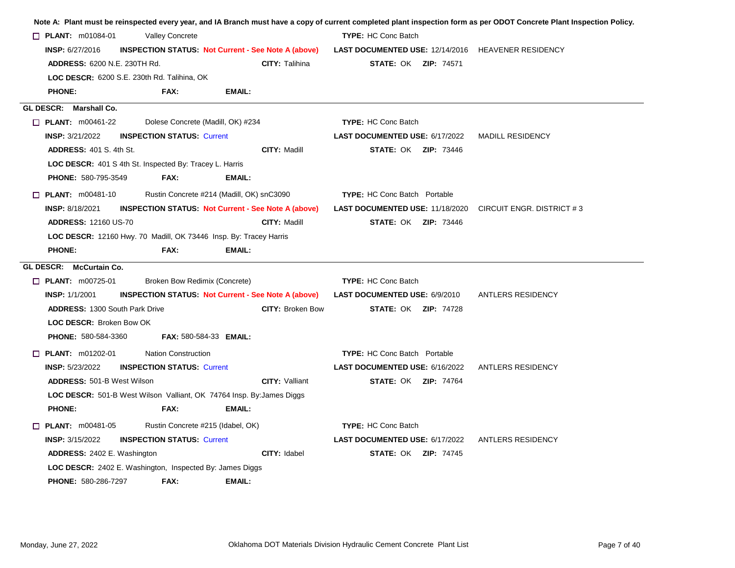**Note A: Plant must be reinspected every year, and IA Branch must have a copy of current completed plant inspection form as per ODOT Concrete Plant Inspection Policy.**

☐ **PLANT:** m01084-01 Valley Concrete **TYPE:** HC Conc Batch
**INSP:** 6/27/2016 **INSPECTION STATUS:** **Not Current - See Note A (above)** **LAST DOCUMENTED USE:** 12/14/2016 HEAVENER RESIDENCY
**ADDRESS:** 6200 N.E. 230TH Rd. **CITY:** Talihina **STATE:** OK **ZIP:** 74571
**LOC DESCR:** 6200 S.E. 230th Rd. Talihina, OK
**PHONE:** **FAX:** **EMAIL:**

**GL DESCR: Marshall Co.**

☐ **PLANT:** m00461-22 Dolese Concrete (Madill, OK) #234 **TYPE:** HC Conc Batch
**INSP:** 3/21/2022 **INSPECTION STATUS:** Current **LAST DOCUMENTED USE:** 6/17/2022 MADILL RESIDENCY
**ADDRESS:** 401 S. 4th St. **CITY:** Madill **STATE:** OK **ZIP:** 73446
**LOC DESCR:** 401 S 4th St. Inspected By: Tracey L. Harris
**PHONE:** 580-795-3549 **FAX:** **EMAIL:**

☐ **PLANT:** m00481-10 Rustin Concrete #214 (Madill, OK) snC3090 **TYPE:** HC Conc Batch Portable
**INSP:** 8/18/2021 **INSPECTION STATUS:** **Not Current - See Note A (above)** **LAST DOCUMENTED USE:** 11/18/2020 CIRCUIT ENGR. DISTRICT # 3
**ADDRESS:** 12160 US-70 **CITY:** Madill **STATE:** OK **ZIP:** 73446
**LOC DESCR:** 12160 Hwy. 70 Madill, OK 73446 Insp. By: Tracey Harris
**PHONE:** **FAX:** **EMAIL:**

**GL DESCR: McCurtain Co.**

☐ **PLANT:** m00725-01 Broken Bow Redimix (Concrete) **TYPE:** HC Conc Batch
**INSP:** 1/1/2001 **INSPECTION STATUS:** **Not Current - See Note A (above)** **LAST DOCUMENTED USE:** 6/9/2010 ANTLERS RESIDENCY
**ADDRESS:** 1300 South Park Drive **CITY:** Broken Bow **STATE:** OK **ZIP:** 74728
**LOC DESCR:** Broken Bow OK
**PHONE:** 580-584-3360 **FAX:** 580-584-33 **EMAIL:**

☐ **PLANT:** m01202-01 Nation Construction **TYPE:** HC Conc Batch Portable
**INSP:** 5/23/2022 **INSPECTION STATUS:** Current **LAST DOCUMENTED USE:** 6/16/2022 ANTLERS RESIDENCY
**ADDRESS:** 501-B West Wilson **CITY:** Valliant **STATE:** OK **ZIP:** 74764
**LOC DESCR:** 501-B West Wilson Valliant, OK 74764 Insp. By:James Diggs
**PHONE:** **FAX:** **EMAIL:**

☐ **PLANT:** m00481-05 Rustin Concrete #215 (Idabel, OK) **TYPE:** HC Conc Batch
**INSP:** 3/15/2022 **INSPECTION STATUS:** Current **LAST DOCUMENTED USE:** 6/17/2022 ANTLERS RESIDENCY
**ADDRESS:** 2402 E. Washington **CITY:** Idabel **STATE:** OK **ZIP:** 74745
**LOC DESCR:** 2402 E. Washington, Inspected By: James Diggs
**PHONE:** 580-286-7297 **FAX:** **EMAIL:**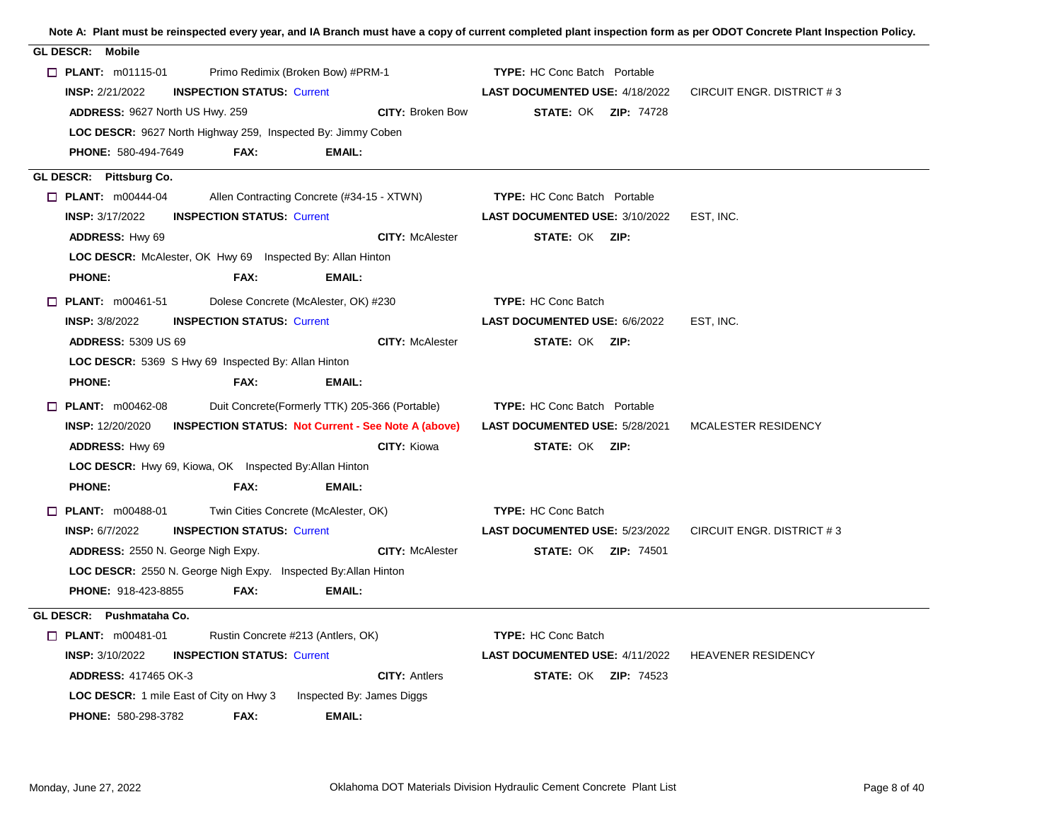**Note A: Plant must be reinspected every year, and IA Branch must have a copy of current completed plant inspection form as per ODOT Concrete Plant Inspection Policy.**

**GL DESCR: Mobile**

- [ ] **PLANT:** m01115-01 Primo Redimix (Broken Bow) #PRM-1 **TYPE:** HC Conc Batch Portable
  **INSP:** 2/21/2022 **INSPECTION STATUS:** Current **LAST DOCUMENTED USE:** 4/18/2022 CIRCUIT ENGR. DISTRICT # 3
  **ADDRESS:** 9627 North US Hwy. 259 **CITY:** Broken Bow **STATE:** OK **ZIP:** 74728
  **LOC DESCR:** 9627 North Highway 259, Inspected By: Jimmy Coben
  **PHONE:** 580-494-7649 **FAX:** **EMAIL:**

**GL DESCR: Pittsburg Co.**

- [ ] **PLANT:** m00444-04 Allen Contracting Concrete (#34-15 - XTWN) **TYPE:** HC Conc Batch Portable
  **INSP:** 3/17/2022 **INSPECTION STATUS:** Current **LAST DOCUMENTED USE:** 3/10/2022 EST, INC.
  **ADDRESS:** Hwy 69 **CITY:** McAlester **STATE:** OK **ZIP:**
  **LOC DESCR:** McAlester, OK Hwy 69 Inspected By: Allan Hinton
  **PHONE:** **FAX:** **EMAIL:**

- [ ] **PLANT:** m00461-51 Dolese Concrete (McAlester, OK) #230 **TYPE:** HC Conc Batch
  **INSP:** 3/8/2022 **INSPECTION STATUS:** Current **LAST DOCUMENTED USE:** 6/6/2022 EST, INC.
  **ADDRESS:** 5309 US 69 **CITY:** McAlester **STATE:** OK **ZIP:**
  **LOC DESCR:** 5369 S Hwy 69 Inspected By: Allan Hinton
  **PHONE:** **FAX:** **EMAIL:**

- [ ] **PLANT:** m00462-08 Duit Concrete(Formerly TTK) 205-366 (Portable) **TYPE:** HC Conc Batch Portable
  **INSP:** 12/20/2020 **INSPECTION STATUS: Not Current - See Note A (above)** **LAST DOCUMENTED USE:** 5/28/2021 MCALESTER RESIDENCY
  **ADDRESS:** Hwy 69 **CITY:** Kiowa **STATE:** OK **ZIP:**
  **LOC DESCR:** Hwy 69, Kiowa, OK Inspected By:Allan Hinton
  **PHONE:** **FAX:** **EMAIL:**

- [ ] **PLANT:** m00488-01 Twin Cities Concrete (McAlester, OK) **TYPE:** HC Conc Batch
  **INSP:** 6/7/2022 **INSPECTION STATUS:** Current **LAST DOCUMENTED USE:** 5/23/2022 CIRCUIT ENGR. DISTRICT # 3
  **ADDRESS:** 2550 N. George Nigh Expy. **CITY:** McAlester **STATE:** OK **ZIP:** 74501
  **LOC DESCR:** 2550 N. George Nigh Expy. Inspected By:Allan Hinton
  **PHONE:** 918-423-8855 **FAX:** **EMAIL:**

**GL DESCR: Pushmataha Co.**

- [ ] **PLANT:** m00481-01 Rustin Concrete #213 (Antlers, OK) **TYPE:** HC Conc Batch
  **INSP:** 3/10/2022 **INSPECTION STATUS:** Current **LAST DOCUMENTED USE:** 4/11/2022 HEAVENER RESIDENCY
  **ADDRESS:** 417465 OK-3 **CITY:** Antlers **STATE:** OK **ZIP:** 74523
  **LOC DESCR:** 1 mile East of City on Hwy 3 Inspected By: James Diggs
  **PHONE:** 580-298-3782 **FAX:** **EMAIL:**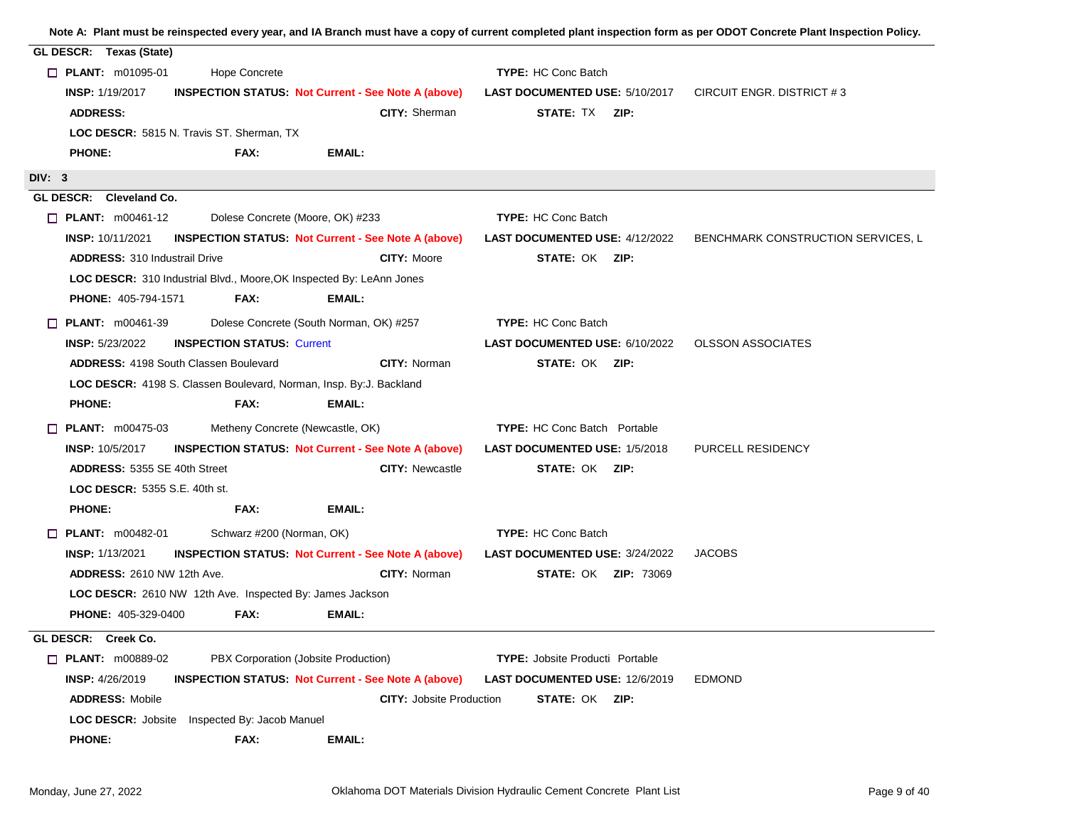**Note A: Plant must be reinspected every year, and IA Branch must have a copy of current completed plant inspection form as per ODOT Concrete Plant Inspection Policy.**

**GL DESCR: Texas (State)**

☐ **PLANT:** m01095-01 Hope Concrete **TYPE:** HC Conc Batch

**INSP:** 1/19/2017 **INSPECTION STATUS:** Not Current - See Note A (above) **LAST DOCUMENTED USE:** 5/10/2017 CIRCUIT ENGR. DISTRICT # 3

**ADDRESS:** **CITY:** Sherman **STATE:** TX **ZIP:**

**LOC DESCR:** 5815 N. Travis ST. Sherman, TX

**PHONE:** **FAX:** **EMAIL:**

**DIV: 3**

**GL DESCR: Cleveland Co.**

☐ **PLANT:** m00461-12 Dolese Concrete (Moore, OK) #233 **TYPE:** HC Conc Batch

**INSP:** 10/11/2021 **INSPECTION STATUS:** Not Current - See Note A (above) **LAST DOCUMENTED USE:** 4/12/2022 BENCHMARK CONSTRUCTION SERVICES, L

**ADDRESS:** 310 Industrail Drive **CITY:** Moore **STATE:** OK **ZIP:**

**LOC DESCR:** 310 Industrial Blvd., Moore,OK Inspected By: LeAnn Jones

**PHONE:** 405-794-1571 **FAX:** **EMAIL:**

☐ **PLANT:** m00461-39 Dolese Concrete (South Norman, OK) #257 **TYPE:** HC Conc Batch

**INSP:** 5/23/2022 **INSPECTION STATUS:** Current **LAST DOCUMENTED USE:** 6/10/2022 OLSSON ASSOCIATES

**ADDRESS:** 4198 South Classen Boulevard **CITY:** Norman **STATE:** OK **ZIP:**

**LOC DESCR:** 4198 S. Classen Boulevard, Norman, Insp. By:J. Backland

**PHONE:** **FAX:** **EMAIL:**

☐ **PLANT:** m00475-03 Metheny Concrete (Newcastle, OK) **TYPE:** HC Conc Batch Portable

**INSP:** 10/5/2017 **INSPECTION STATUS:** Not Current - See Note A (above) **LAST DOCUMENTED USE:** 1/5/2018 PURCELL RESIDENCY

**ADDRESS:** 5355 SE 40th Street **CITY:** Newcastle **STATE:** OK **ZIP:**

**LOC DESCR:** 5355 S.E. 40th st.

**PHONE:** **FAX:** **EMAIL:**

☐ **PLANT:** m00482-01 Schwarz #200 (Norman, OK) **TYPE:** HC Conc Batch

**INSP:** 1/13/2021 **INSPECTION STATUS:** Not Current - See Note A (above) **LAST DOCUMENTED USE:** 3/24/2022 JACOBS

**ADDRESS:** 2610 NW 12th Ave. **CITY:** Norman **STATE:** OK **ZIP:** 73069

**LOC DESCR:** 2610 NW 12th Ave. Inspected By: James Jackson

**PHONE:** 405-329-0400 **FAX:** **EMAIL:**

**GL DESCR: Creek Co.**

☐ **PLANT:** m00889-02 PBX Corporation (Jobsite Production) **TYPE:** Jobsite Producti Portable

**INSP:** 4/26/2019 **INSPECTION STATUS:** Not Current - See Note A (above) **LAST DOCUMENTED USE:** 12/6/2019 EDMOND

**ADDRESS:** Mobile **CITY:** Jobsite Production **STATE:** OK **ZIP:**

**LOC DESCR:** Jobsite Inspected By: Jacob Manuel

**PHONE:** **FAX:** **EMAIL:**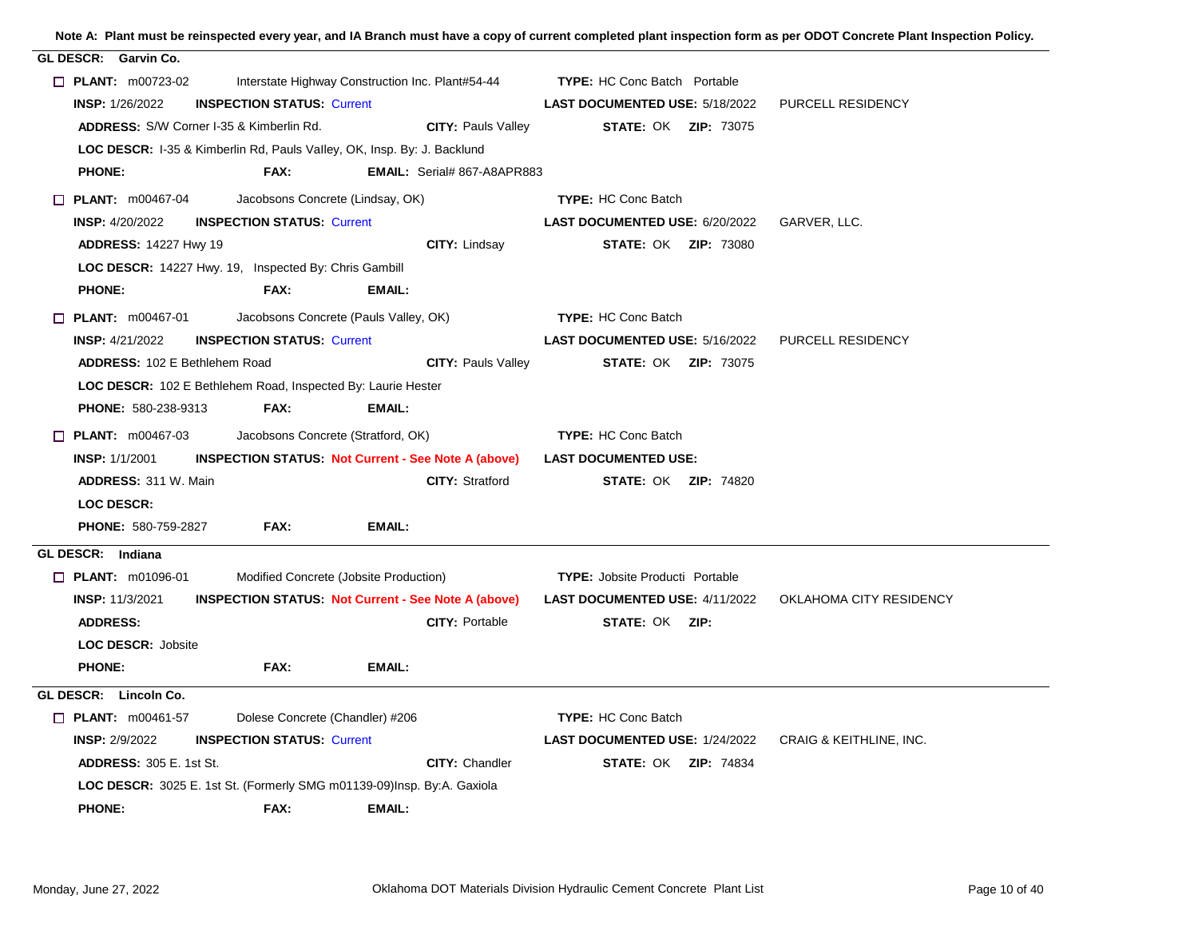**Note A: Plant must be reinspected every year, and IA Branch must have a copy of current completed plant inspection form as per ODOT Concrete Plant Inspection Policy.**

---

**GL DESCR: Garvin Co.**

☐ **PLANT:** m00723-02 Interstate Highway Construction Inc. Plant#54-44 **TYPE:** HC Conc Batch Portable
**INSP:** 1/26/2022 **INSPECTION STATUS:** Current **LAST DOCUMENTED USE:** 5/18/2022 PURCELL RESIDENCY
**ADDRESS:** S/W Corner I-35 & Kimberlin Rd. **CITY:** Pauls Valley **STATE:** OK **ZIP:** 73075
**LOC DESCR:** I-35 & Kimberlin Rd, Pauls Valley, OK, Insp. By: J. Backlund
**PHONE:** **FAX:** **EMAIL:** Serial# 867-A8APR883

☐ **PLANT:** m00467-04 Jacobsons Concrete (Lindsay, OK) **TYPE:** HC Conc Batch
**INSP:** 4/20/2022 **INSPECTION STATUS:** Current **LAST DOCUMENTED USE:** 6/20/2022 GARVER, LLC.
**ADDRESS:** 14227 Hwy 19 **CITY:** Lindsay **STATE:** OK **ZIP:** 73080
**LOC DESCR:** 14227 Hwy. 19, Inspected By: Chris Gambill
**PHONE:** **FAX:** **EMAIL:**

☐ **PLANT:** m00467-01 Jacobsons Concrete (Pauls Valley, OK) **TYPE:** HC Conc Batch
**INSP:** 4/21/2022 **INSPECTION STATUS:** Current **LAST DOCUMENTED USE:** 5/16/2022 PURCELL RESIDENCY
**ADDRESS:** 102 E Bethlehem Road **CITY:** Pauls Valley **STATE:** OK **ZIP:** 73075
**LOC DESCR:** 102 E Bethlehem Road, Inspected By: Laurie Hester
**PHONE:** 580-238-9313 **FAX:** **EMAIL:**

☐ **PLANT:** m00467-03 Jacobsons Concrete (Stratford, OK) **TYPE:** HC Conc Batch
**INSP:** 1/1/2001 **INSPECTION STATUS: Not Current - See Note A (above)** **LAST DOCUMENTED USE:**
**ADDRESS:** 311 W. Main **CITY:** Stratford **STATE:** OK **ZIP:** 74820
**LOC DESCR:**
**PHONE:** 580-759-2827 **FAX:** **EMAIL:**

---

**GL DESCR: Indiana**

☐ **PLANT:** m01096-01 Modified Concrete (Jobsite Production) **TYPE:** Jobsite Producti Portable
**INSP:** 11/3/2021 **INSPECTION STATUS: Not Current - See Note A (above)** **LAST DOCUMENTED USE:** 4/11/2022 OKLAHOMA CITY RESIDENCY
**ADDRESS:** **CITY:** Portable **STATE:** OK **ZIP:**
**LOC DESCR:** Jobsite
**PHONE:** **FAX:** **EMAIL:**

---

**GL DESCR: Lincoln Co.**

☐ **PLANT:** m00461-57 Dolese Concrete (Chandler) #206 **TYPE:** HC Conc Batch
**INSP:** 2/9/2022 **INSPECTION STATUS:** Current **LAST DOCUMENTED USE:** 1/24/2022 CRAIG & KEITHLINE, INC.
**ADDRESS:** 305 E. 1st St. **CITY:** Chandler **STATE:** OK **ZIP:** 74834
**LOC DESCR:** 3025 E. 1st St. (Formerly SMG m01139-09)Insp. By:A. Gaxiola
**PHONE:** **FAX:** **EMAIL:**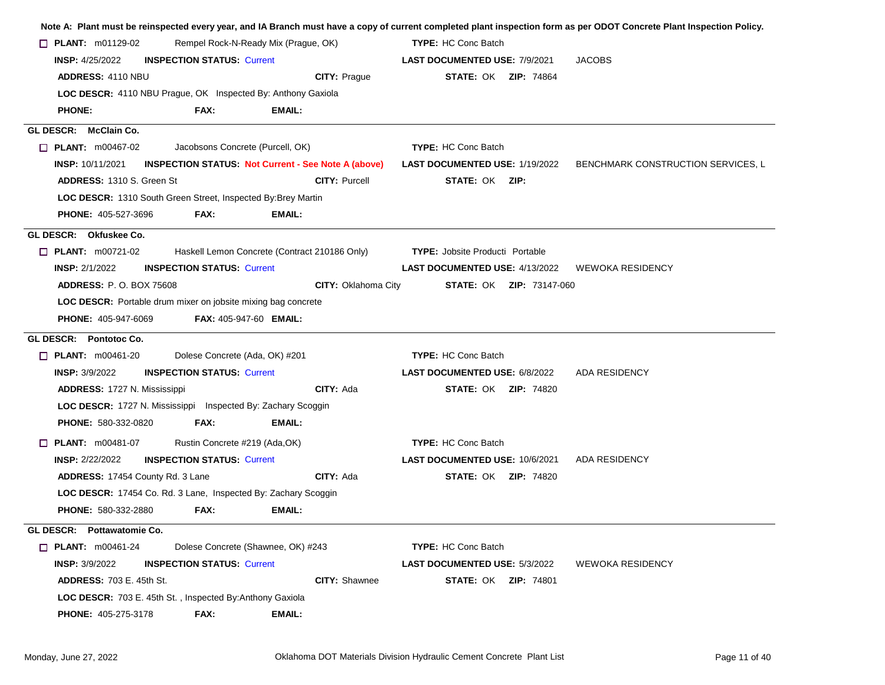**Note A: Plant must be reinspected every year, and IA Branch must have a copy of current completed plant inspection form as per ODOT Concrete Plant Inspection Policy.**

☐ **PLANT:** m01129-02 Rempel Rock-N-Ready Mix (Prague, OK) **TYPE:** HC Conc Batch
**INSP:** 4/25/2022 **INSPECTION STATUS:** Current **LAST DOCUMENTED USE:** 7/9/2021 JACOBS
**ADDRESS:** 4110 NBU **CITY:** Prague **STATE:** OK **ZIP:** 74864
**LOC DESCR:** 4110 NBU Prague, OK Inspected By: Anthony Gaxiola
**PHONE:** **FAX:** **EMAIL:**

## GL DESCR: McClain Co.

☐ **PLANT:** m00467-02 Jacobsons Concrete (Purcell, OK) **TYPE:** HC Conc Batch
**INSP:** 10/11/2021 **INSPECTION STATUS: Not Current - See Note A (above)** **LAST DOCUMENTED USE:** 1/19/2022 BENCHMARK CONSTRUCTION SERVICES, L
**ADDRESS:** 1310 S. Green St **CITY:** Purcell **STATE:** OK **ZIP:**
**LOC DESCR:** 1310 South Green Street, Inspected By:Brey Martin
**PHONE:** 405-527-3696 **FAX:** **EMAIL:**

## GL DESCR: Okfuskee Co.

☐ **PLANT:** m00721-02 Haskell Lemon Concrete (Contract 210186 Only) **TYPE:** Jobsite Producti Portable
**INSP:** 2/1/2022 **INSPECTION STATUS:** Current **LAST DOCUMENTED USE:** 4/13/2022 WEWOKA RESIDENCY
**ADDRESS:** P. O. BOX 75608 **CITY:** Oklahoma City **STATE:** OK **ZIP:** 73147-060
**LOC DESCR:** Portable drum mixer on jobsite mixing bag concrete
**PHONE:** 405-947-6069 **FAX:** 405-947-60 **EMAIL:**

## GL DESCR: Pontotoc Co.

☐ **PLANT:** m00461-20 Dolese Concrete (Ada, OK) #201 **TYPE:** HC Conc Batch
**INSP:** 3/9/2022 **INSPECTION STATUS:** Current **LAST DOCUMENTED USE:** 6/8/2022 ADA RESIDENCY
**ADDRESS:** 1727 N. Mississippi **CITY:** Ada **STATE:** OK **ZIP:** 74820
**LOC DESCR:** 1727 N. Mississippi Inspected By: Zachary Scoggin
**PHONE:** 580-332-0820 **FAX:** **EMAIL:**

☐ **PLANT:** m00481-07 Rustin Concrete #219 (Ada,OK) **TYPE:** HC Conc Batch
**INSP:** 2/22/2022 **INSPECTION STATUS:** Current **LAST DOCUMENTED USE:** 10/6/2021 ADA RESIDENCY
**ADDRESS:** 17454 County Rd. 3 Lane **CITY:** Ada **STATE:** OK **ZIP:** 74820
**LOC DESCR:** 17454 Co. Rd. 3 Lane, Inspected By: Zachary Scoggin
**PHONE:** 580-332-2880 **FAX:** **EMAIL:**

## GL DESCR: Pottawatomie Co.

☐ **PLANT:** m00461-24 Dolese Concrete (Shawnee, OK) #243 **TYPE:** HC Conc Batch
**INSP:** 3/9/2022 **INSPECTION STATUS:** Current **LAST DOCUMENTED USE:** 5/3/2022 WEWOKA RESIDENCY
**ADDRESS:** 703 E. 45th St. **CITY:** Shawnee **STATE:** OK **ZIP:** 74801
**LOC DESCR:** 703 E. 45th St. , Inspected By:Anthony Gaxiola
**PHONE:** 405-275-3178 **FAX:** **EMAIL:**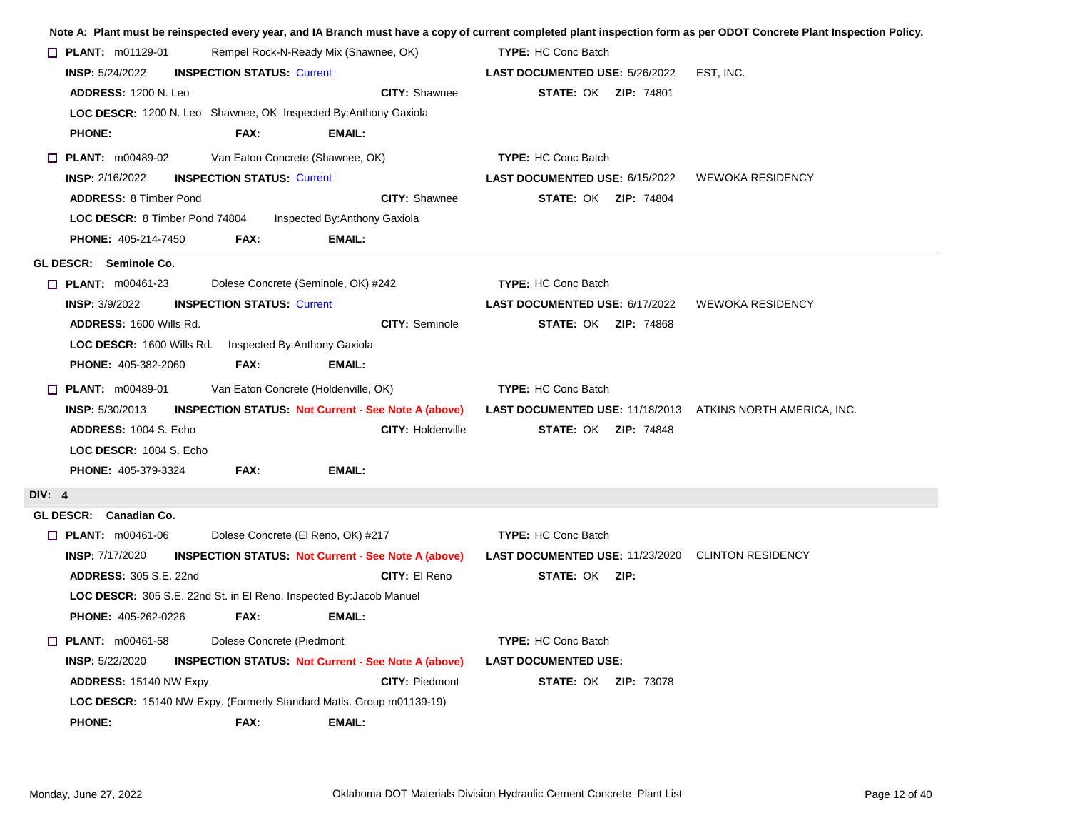**Note A: Plant must be reinspected every year, and IA Branch must have a copy of current completed plant inspection form as per ODOT Concrete Plant Inspection Policy.**

☐ **PLANT:** m01129-01 Rempel Rock-N-Ready Mix (Shawnee, OK) **TYPE:** HC Conc Batch
**INSP:** 5/24/2022 **INSPECTION STATUS:** Current **LAST DOCUMENTED USE:** 5/26/2022 EST, INC.
**ADDRESS:** 1200 N. Leo **CITY:** Shawnee **STATE:** OK **ZIP:** 74801
**LOC DESCR:** 1200 N. Leo Shawnee, OK Inspected By:Anthony Gaxiola
**PHONE:** **FAX:** **EMAIL:**

☐ **PLANT:** m00489-02 Van Eaton Concrete (Shawnee, OK) **TYPE:** HC Conc Batch
**INSP:** 2/16/2022 **INSPECTION STATUS:** Current **LAST DOCUMENTED USE:** 6/15/2022 WEWOKA RESIDENCY
**ADDRESS:** 8 Timber Pond **CITY:** Shawnee **STATE:** OK **ZIP:** 74804
**LOC DESCR:** 8 Timber Pond 74804 Inspected By:Anthony Gaxiola
**PHONE:** 405-214-7450 **FAX:** **EMAIL:**

---

**GL DESCR: Seminole Co.**

☐ **PLANT:** m00461-23 Dolese Concrete (Seminole, OK) #242 **TYPE:** HC Conc Batch
**INSP:** 3/9/2022 **INSPECTION STATUS:** Current **LAST DOCUMENTED USE:** 6/17/2022 WEWOKA RESIDENCY
**ADDRESS:** 1600 Wills Rd. **CITY:** Seminole **STATE:** OK **ZIP:** 74868
**LOC DESCR:** 1600 Wills Rd. Inspected By:Anthony Gaxiola
**PHONE:** 405-382-2060 **FAX:** **EMAIL:**

☐ **PLANT:** m00489-01 Van Eaton Concrete (Holdenville, OK) **TYPE:** HC Conc Batch
**INSP:** 5/30/2013 **INSPECTION STATUS:** Not Current - See Note A (above) **LAST DOCUMENTED USE:** 11/18/2013 ATKINS NORTH AMERICA, INC.
**ADDRESS:** 1004 S. Echo **CITY:** Holdenville **STATE:** OK **ZIP:** 74848
**LOC DESCR:** 1004 S. Echo
**PHONE:** 405-379-3324 **FAX:** **EMAIL:**

**DIV: 4**

---

**GL DESCR: Canadian Co.**

☐ **PLANT:** m00461-06 Dolese Concrete (El Reno, OK) #217 **TYPE:** HC Conc Batch
**INSP:** 7/17/2020 **INSPECTION STATUS:** Not Current - See Note A (above) **LAST DOCUMENTED USE:** 11/23/2020 CLINTON RESIDENCY
**ADDRESS:** 305 S.E. 22nd **CITY:** El Reno **STATE:** OK **ZIP:**
**LOC DESCR:** 305 S.E. 22nd St. in El Reno. Inspected By:Jacob Manuel
**PHONE:** 405-262-0226 **FAX:** **EMAIL:**

☐ **PLANT:** m00461-58 Dolese Concrete (Piedmont **TYPE:** HC Conc Batch
**INSP:** 5/22/2020 **INSPECTION STATUS:** Not Current - See Note A (above) **LAST DOCUMENTED USE:**
**ADDRESS:** 15140 NW Expy. **CITY:** Piedmont **STATE:** OK **ZIP:** 73078
**LOC DESCR:** 15140 NW Expy. (Formerly Standard Matls. Group m01139-19)
**PHONE:** **FAX:** **EMAIL:**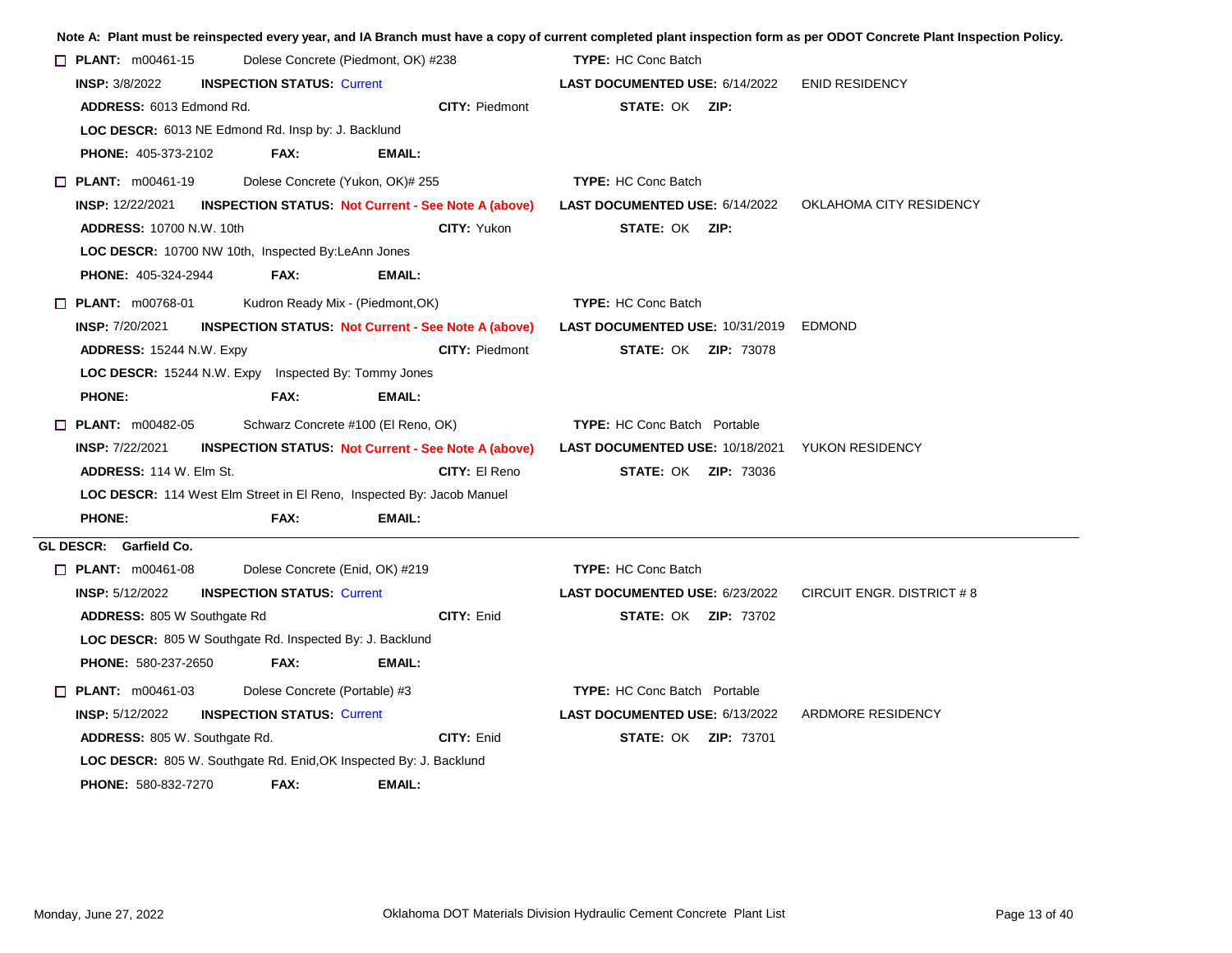**Note A: Plant must be reinspected every year, and IA Branch must have a copy of current completed plant inspection form as per ODOT Concrete Plant Inspection Policy.**

☐ **PLANT:** m00461-15 Dolese Concrete (Piedmont, OK) #238 **TYPE:** HC Conc Batch
**INSP:** 3/8/2022 **INSPECTION STATUS:** Current **LAST DOCUMENTED USE:** 6/14/2022 ENID RESIDENCY
**ADDRESS:** 6013 Edmond Rd. **CITY:** Piedmont **STATE:** OK **ZIP:**
**LOC DESCR:** 6013 NE Edmond Rd. Insp by: J. Backlund
**PHONE:** 405-373-2102 **FAX:** **EMAIL:**

☐ **PLANT:** m00461-19 Dolese Concrete (Yukon, OK)# 255 **TYPE:** HC Conc Batch
**INSP:** 12/22/2021 **INSPECTION STATUS:** **Not Current - See Note A (above)** **LAST DOCUMENTED USE:** 6/14/2022 OKLAHOMA CITY RESIDENCY
**ADDRESS:** 10700 N.W. 10th **CITY:** Yukon **STATE:** OK **ZIP:**
**LOC DESCR:** 10700 NW 10th, Inspected By:LeAnn Jones
**PHONE:** 405-324-2944 **FAX:** **EMAIL:**

☐ **PLANT:** m00768-01 Kudron Ready Mix - (Piedmont,OK) **TYPE:** HC Conc Batch
**INSP:** 7/20/2021 **INSPECTION STATUS:** **Not Current - See Note A (above)** **LAST DOCUMENTED USE:** 10/31/2019 EDMOND
**ADDRESS:** 15244 N.W. Expy **CITY:** Piedmont **STATE:** OK **ZIP:** 73078
**LOC DESCR:** 15244 N.W. Expy Inspected By: Tommy Jones
**PHONE:** **FAX:** **EMAIL:**

☐ **PLANT:** m00482-05 Schwarz Concrete #100 (El Reno, OK) **TYPE:** HC Conc Batch Portable
**INSP:** 7/22/2021 **INSPECTION STATUS:** **Not Current - See Note A (above)** **LAST DOCUMENTED USE:** 10/18/2021 YUKON RESIDENCY
**ADDRESS:** 114 W. Elm St. **CITY:** El Reno **STATE:** OK **ZIP:** 73036
**LOC DESCR:** 114 West Elm Street in El Reno, Inspected By: Jacob Manuel
**PHONE:** **FAX:** **EMAIL:**

---

**GL DESCR: Garfield Co.**

☐ **PLANT:** m00461-08 Dolese Concrete (Enid, OK) #219 **TYPE:** HC Conc Batch
**INSP:** 5/12/2022 **INSPECTION STATUS:** Current **LAST DOCUMENTED USE:** 6/23/2022 CIRCUIT ENGR. DISTRICT # 8
**ADDRESS:** 805 W Southgate Rd **CITY:** Enid **STATE:** OK **ZIP:** 73702
**LOC DESCR:** 805 W Southgate Rd. Inspected By: J. Backlund
**PHONE:** 580-237-2650 **FAX:** **EMAIL:**

☐ **PLANT:** m00461-03 Dolese Concrete (Portable) #3 **TYPE:** HC Conc Batch Portable
**INSP:** 5/12/2022 **INSPECTION STATUS:** Current **LAST DOCUMENTED USE:** 6/13/2022 ARDMORE RESIDENCY
**ADDRESS:** 805 W. Southgate Rd. **CITY:** Enid **STATE:** OK **ZIP:** 73701
**LOC DESCR:** 805 W. Southgate Rd. Enid,OK Inspected By: J. Backlund
**PHONE:** 580-832-7270 **FAX:** **EMAIL:**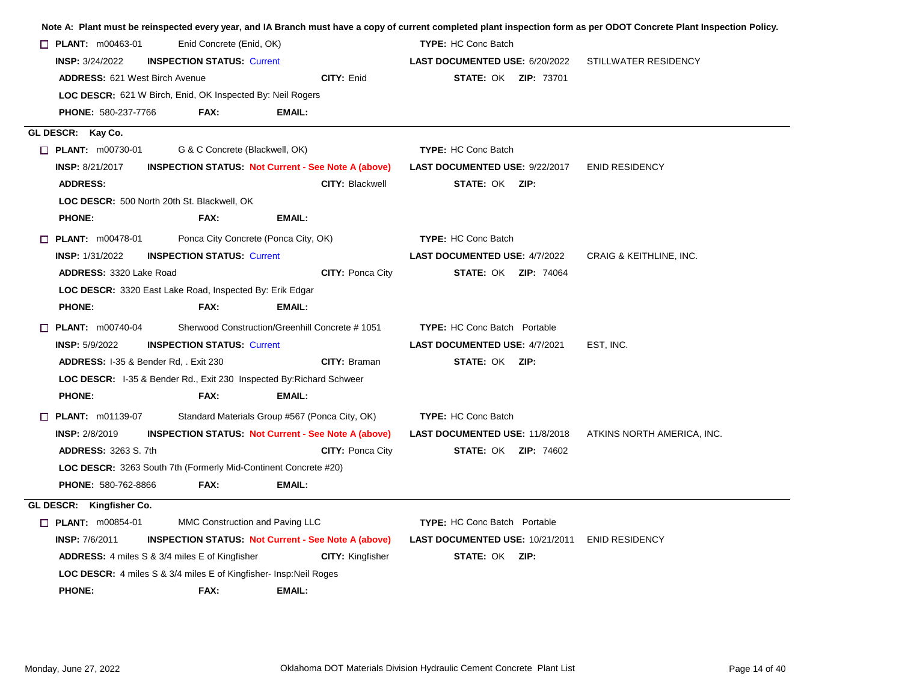**Note A: Plant must be reinspected every year, and IA Branch must have a copy of current completed plant inspection form as per ODOT Concrete Plant Inspection Policy.**

☐ **PLANT:** m00463-01 Enid Concrete (Enid, OK) **TYPE:** HC Conc Batch
**INSP:** 3/24/2022 **INSPECTION STATUS:** Current **LAST DOCUMENTED USE:** 6/20/2022 STILLWATER RESIDENCY
**ADDRESS:** 621 West Birch Avenue **CITY:** Enid **STATE:** OK **ZIP:** 73701
**LOC DESCR:** 621 W Birch, Enid, OK Inspected By: Neil Rogers
**PHONE:** 580-237-7766 **FAX:** **EMAIL:**

---

**GL DESCR: Kay Co.**

☐ **PLANT:** m00730-01 G & C Concrete (Blackwell, OK) **TYPE:** HC Conc Batch
**INSP:** 8/21/2017 **INSPECTION STATUS: Not Current - See Note A (above)** **LAST DOCUMENTED USE:** 9/22/2017 ENID RESIDENCY
**ADDRESS:** **CITY:** Blackwell **STATE:** OK **ZIP:**
**LOC DESCR:** 500 North 20th St. Blackwell, OK
**PHONE:** **FAX:** **EMAIL:**

☐ **PLANT:** m00478-01 Ponca City Concrete (Ponca City, OK) **TYPE:** HC Conc Batch
**INSP:** 1/31/2022 **INSPECTION STATUS:** Current **LAST DOCUMENTED USE:** 4/7/2022 CRAIG & KEITHLINE, INC.
**ADDRESS:** 3320 Lake Road **CITY:** Ponca City **STATE:** OK **ZIP:** 74064
**LOC DESCR:** 3320 East Lake Road, Inspected By: Erik Edgar
**PHONE:** **FAX:** **EMAIL:**

☐ **PLANT:** m00740-04 Sherwood Construction/Greenhill Concrete # 1051 **TYPE:** HC Conc Batch Portable
**INSP:** 5/9/2022 **INSPECTION STATUS:** Current **LAST DOCUMENTED USE:** 4/7/2021 EST, INC.
**ADDRESS:** I-35 & Bender Rd, . Exit 230 **CITY:** Braman **STATE:** OK **ZIP:**
**LOC DESCR:** I-35 & Bender Rd., Exit 230 Inspected By:Richard Schweer
**PHONE:** **FAX:** **EMAIL:**

☐ **PLANT:** m01139-07 Standard Materials Group #567 (Ponca City, OK) **TYPE:** HC Conc Batch
**INSP:** 2/8/2019 **INSPECTION STATUS: Not Current - See Note A (above)** **LAST DOCUMENTED USE:** 11/8/2018 ATKINS NORTH AMERICA, INC.
**ADDRESS:** 3263 S. 7th **CITY:** Ponca City **STATE:** OK **ZIP:** 74602
**LOC DESCR:** 3263 South 7th (Formerly Mid-Continent Concrete #20)
**PHONE:** 580-762-8866 **FAX:** **EMAIL:**

---

**GL DESCR: Kingfisher Co.**

☐ **PLANT:** m00854-01 MMC Construction and Paving LLC **TYPE:** HC Conc Batch Portable
**INSP:** 7/6/2011 **INSPECTION STATUS: Not Current - See Note A (above)** **LAST DOCUMENTED USE:** 10/21/2011 ENID RESIDENCY
**ADDRESS:** 4 miles S & 3/4 miles E of Kingfisher **CITY:** Kingfisher **STATE:** OK **ZIP:**
**LOC DESCR:** 4 miles S & 3/4 miles E of Kingfisher- Insp:Neil Roges
**PHONE:** **FAX:** **EMAIL:**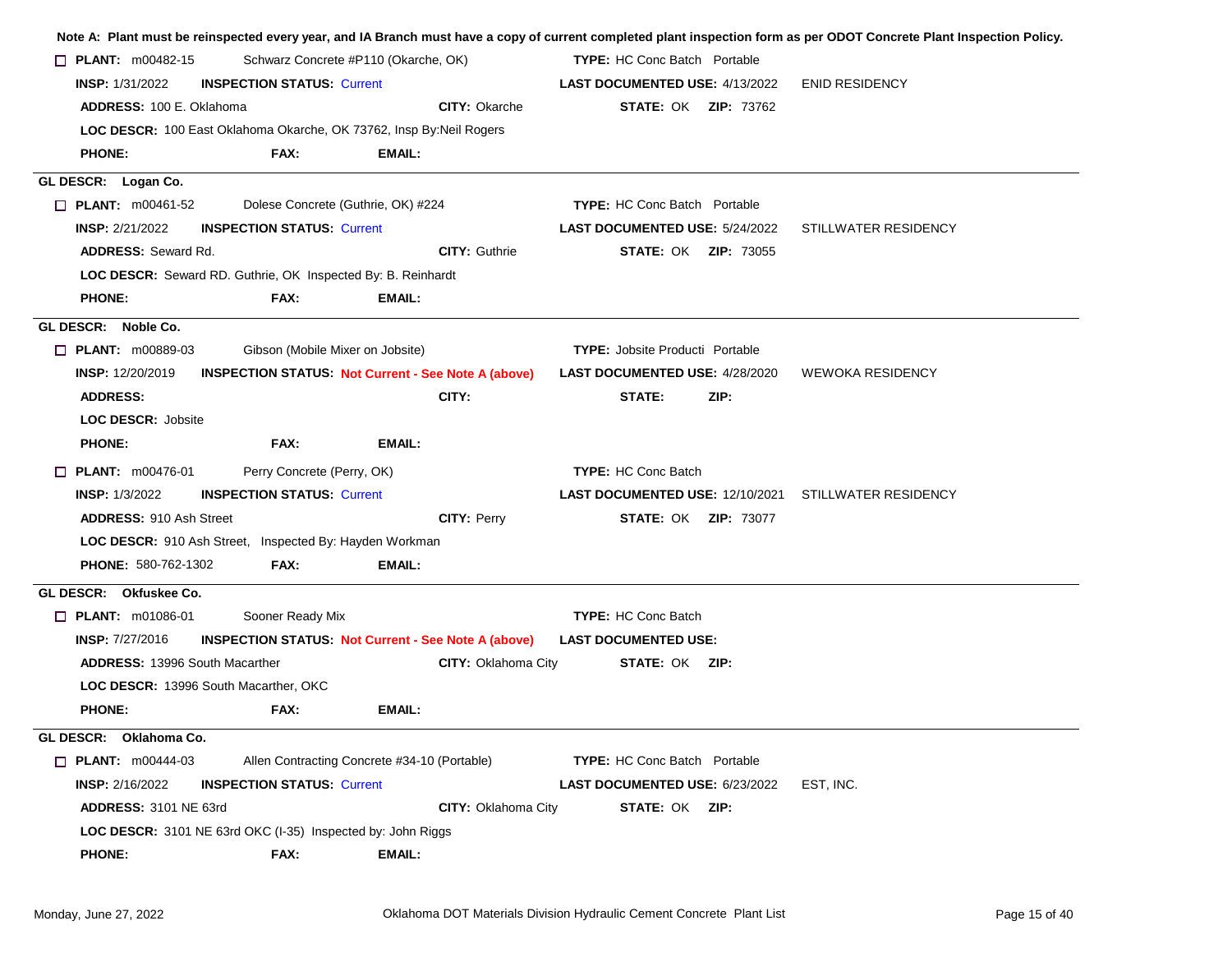**Note A: Plant must be reinspected every year, and IA Branch must have a copy of current completed plant inspection form as per ODOT Concrete Plant Inspection Policy.**

☐ **PLANT:** m00482-15 &nbsp; Schwarz Concrete #P110 (Okarche, OK) &nbsp; **TYPE:** HC Conc Batch Portable
**INSP:** 1/31/2022 &nbsp; **INSPECTION STATUS:** Current &nbsp; **LAST DOCUMENTED USE:** 4/13/2022 &nbsp; ENID RESIDENCY
**ADDRESS:** 100 E. Oklahoma &nbsp; **CITY:** Okarche &nbsp; **STATE:** OK &nbsp; **ZIP:** 73762
**LOC DESCR:** 100 East Oklahoma Okarche, OK 73762, Insp By:Neil Rogers
**PHONE:** &nbsp; **FAX:** &nbsp; **EMAIL:**

---

**GL DESCR: Logan Co.**

☐ **PLANT:** m00461-52 &nbsp; Dolese Concrete (Guthrie, OK) #224 &nbsp; **TYPE:** HC Conc Batch Portable
**INSP:** 2/21/2022 &nbsp; **INSPECTION STATUS:** Current &nbsp; **LAST DOCUMENTED USE:** 5/24/2022 &nbsp; STILLWATER RESIDENCY
**ADDRESS:** Seward Rd. &nbsp; **CITY:** Guthrie &nbsp; **STATE:** OK &nbsp; **ZIP:** 73055
**LOC DESCR:** Seward RD. Guthrie, OK Inspected By: B. Reinhardt
**PHONE:** &nbsp; **FAX:** &nbsp; **EMAIL:**

---

**GL DESCR: Noble Co.**

☐ **PLANT:** m00889-03 &nbsp; Gibson (Mobile Mixer on Jobsite) &nbsp; **TYPE:** Jobsite Producti Portable
**INSP:** 12/20/2019 &nbsp; **INSPECTION STATUS:** Not Current - See Note A (above) &nbsp; **LAST DOCUMENTED USE:** 4/28/2020 &nbsp; WEWOKA RESIDENCY
**ADDRESS:** &nbsp; **CITY:** &nbsp; **STATE:** &nbsp; **ZIP:**
**LOC DESCR:** Jobsite
**PHONE:** &nbsp; **FAX:** &nbsp; **EMAIL:**

☐ **PLANT:** m00476-01 &nbsp; Perry Concrete (Perry, OK) &nbsp; **TYPE:** HC Conc Batch
**INSP:** 1/3/2022 &nbsp; **INSPECTION STATUS:** Current &nbsp; **LAST DOCUMENTED USE:** 12/10/2021 &nbsp; STILLWATER RESIDENCY
**ADDRESS:** 910 Ash Street &nbsp; **CITY:** Perry &nbsp; **STATE:** OK &nbsp; **ZIP:** 73077
**LOC DESCR:** 910 Ash Street, Inspected By: Hayden Workman
**PHONE:** 580-762-1302 &nbsp; **FAX:** &nbsp; **EMAIL:**

---

**GL DESCR: Okfuskee Co.**

☐ **PLANT:** m01086-01 &nbsp; Sooner Ready Mix &nbsp; **TYPE:** HC Conc Batch
**INSP:** 7/27/2016 &nbsp; **INSPECTION STATUS:** Not Current - See Note A (above) &nbsp; **LAST DOCUMENTED USE:**
**ADDRESS:** 13996 South Macarther &nbsp; **CITY:** Oklahoma City &nbsp; **STATE:** OK &nbsp; **ZIP:**
**LOC DESCR:** 13996 South Macarther, OKC
**PHONE:** &nbsp; **FAX:** &nbsp; **EMAIL:**

---

**GL DESCR: Oklahoma Co.**

☐ **PLANT:** m00444-03 &nbsp; Allen Contracting Concrete #34-10 (Portable) &nbsp; **TYPE:** HC Conc Batch Portable
**INSP:** 2/16/2022 &nbsp; **INSPECTION STATUS:** Current &nbsp; **LAST DOCUMENTED USE:** 6/23/2022 &nbsp; EST, INC.
**ADDRESS:** 3101 NE 63rd &nbsp; **CITY:** Oklahoma City &nbsp; **STATE:** OK &nbsp; **ZIP:**
**LOC DESCR:** 3101 NE 63rd OKC (I-35) Inspected by: John Riggs
**PHONE:** &nbsp; **FAX:** &nbsp; **EMAIL:**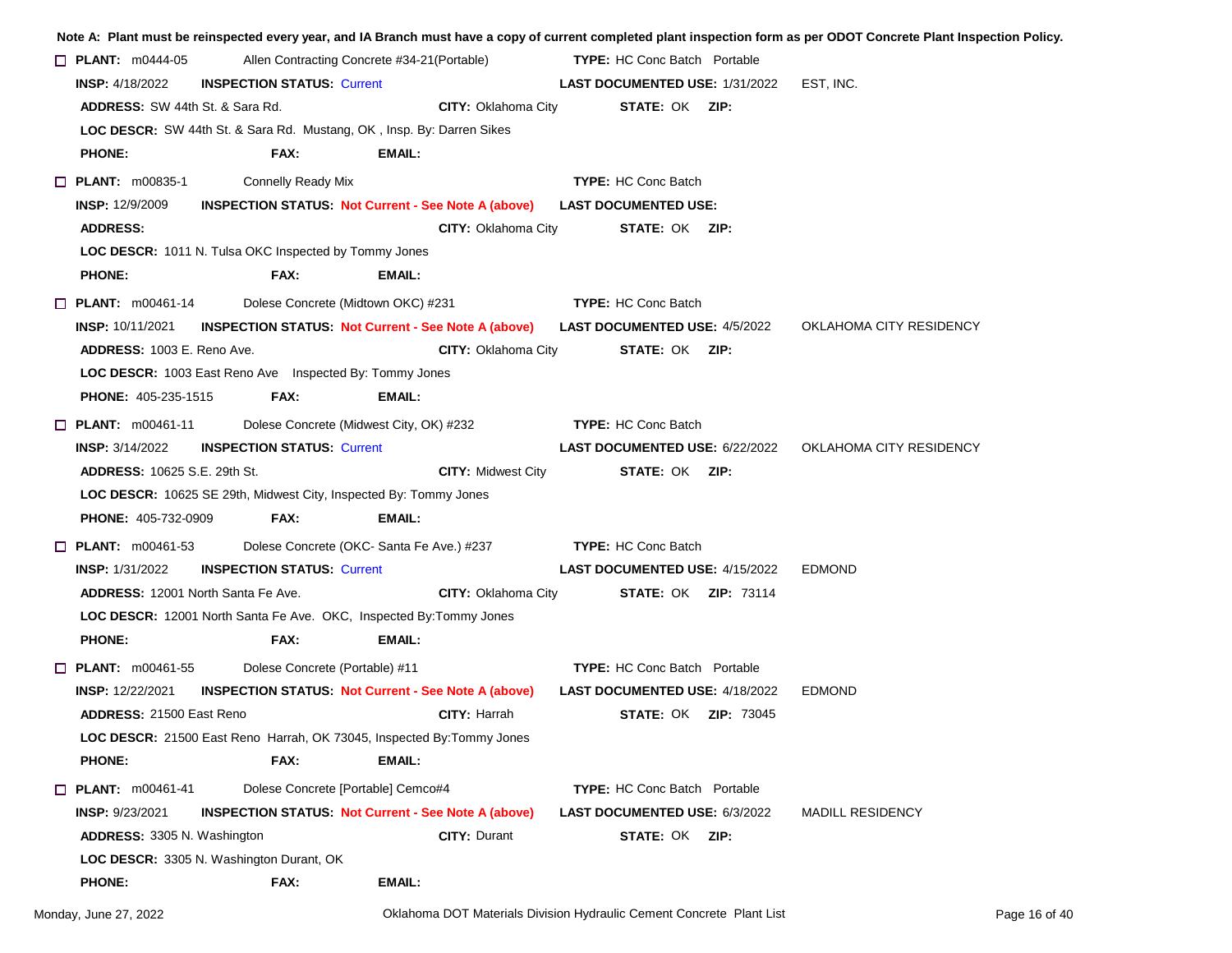**Note A: Plant must be reinspected every year, and IA Branch must have a copy of current completed plant inspection form as per ODOT Concrete Plant Inspection Policy.**

☐ **PLANT:** m0444-05 Allen Contracting Concrete #34-21(Portable) **TYPE:** HC Conc Batch Portable
**INSP:** 4/18/2022 **INSPECTION STATUS:** Current **LAST DOCUMENTED USE:** 1/31/2022 EST, INC.
**ADDRESS:** SW 44th St. & Sara Rd. **CITY:** Oklahoma City **STATE:** OK **ZIP:**
**LOC DESCR:** SW 44th St. & Sara Rd. Mustang, OK , Insp. By: Darren Sikes
**PHONE:** **FAX:** **EMAIL:**

☐ **PLANT:** m00835-1 Connelly Ready Mix **TYPE:** HC Conc Batch
**INSP:** 12/9/2009 **INSPECTION STATUS:** Not Current - See Note A (above) **LAST DOCUMENTED USE:**
**ADDRESS:** **CITY:** Oklahoma City **STATE:** OK **ZIP:**
**LOC DESCR:** 1011 N. Tulsa OKC Inspected by Tommy Jones
**PHONE:** **FAX:** **EMAIL:**

☐ **PLANT:** m00461-14 Dolese Concrete (Midtown OKC) #231 **TYPE:** HC Conc Batch
**INSP:** 10/11/2021 **INSPECTION STATUS:** Not Current - See Note A (above) **LAST DOCUMENTED USE:** 4/5/2022 OKLAHOMA CITY RESIDENCY
**ADDRESS:** 1003 E. Reno Ave. **CITY:** Oklahoma City **STATE:** OK **ZIP:**
**LOC DESCR:** 1003 East Reno Ave Inspected By: Tommy Jones
**PHONE:** 405-235-1515 **FAX:** **EMAIL:**

☐ **PLANT:** m00461-11 Dolese Concrete (Midwest City, OK) #232 **TYPE:** HC Conc Batch
**INSP:** 3/14/2022 **INSPECTION STATUS:** Current **LAST DOCUMENTED USE:** 6/22/2022 OKLAHOMA CITY RESIDENCY
**ADDRESS:** 10625 S.E. 29th St. **CITY:** Midwest City **STATE:** OK **ZIP:**
**LOC DESCR:** 10625 SE 29th, Midwest City, Inspected By: Tommy Jones
**PHONE:** 405-732-0909 **FAX:** **EMAIL:**

☐ **PLANT:** m00461-53 Dolese Concrete (OKC- Santa Fe Ave.) #237 **TYPE:** HC Conc Batch
**INSP:** 1/31/2022 **INSPECTION STATUS:** Current **LAST DOCUMENTED USE:** 4/15/2022 EDMOND
**ADDRESS:** 12001 North Santa Fe Ave. **CITY:** Oklahoma City **STATE:** OK **ZIP:** 73114
**LOC DESCR:** 12001 North Santa Fe Ave. OKC, Inspected By:Tommy Jones
**PHONE:** **FAX:** **EMAIL:**

☐ **PLANT:** m00461-55 Dolese Concrete (Portable) #11 **TYPE:** HC Conc Batch Portable
**INSP:** 12/22/2021 **INSPECTION STATUS:** Not Current - See Note A (above) **LAST DOCUMENTED USE:** 4/18/2022 EDMOND
**ADDRESS:** 21500 East Reno **CITY:** Harrah **STATE:** OK **ZIP:** 73045
**LOC DESCR:** 21500 East Reno Harrah, OK 73045, Inspected By:Tommy Jones
**PHONE:** **FAX:** **EMAIL:**

☐ **PLANT:** m00461-41 Dolese Concrete [Portable] Cemco#4 **TYPE:** HC Conc Batch Portable
**INSP:** 9/23/2021 **INSPECTION STATUS:** Not Current - See Note A (above) **LAST DOCUMENTED USE:** 6/3/2022 MADILL RESIDENCY
**ADDRESS:** 3305 N. Washington **CITY:** Durant **STATE:** OK **ZIP:**
**LOC DESCR:** 3305 N. Washington Durant, OK
**PHONE:** **FAX:** **EMAIL:**

Monday, June 27, 2022 Oklahoma DOT Materials Division Hydraulic Cement Concrete Plant List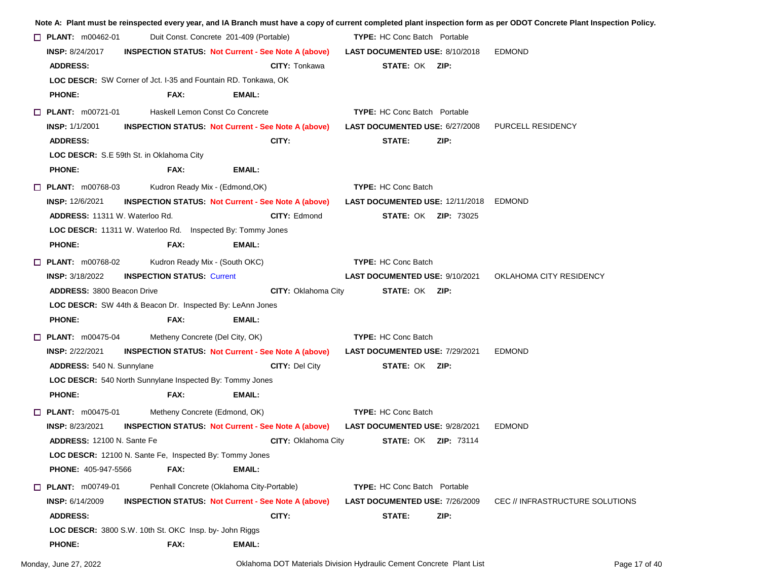**Note A: Plant must be reinspected every year, and IA Branch must have a copy of current completed plant inspection form as per ODOT Concrete Plant Inspection Policy.**

☐ **PLANT:** m00462-01 Duit Const. Concrete 201-409 (Portable) **TYPE:** HC Conc Batch Portable
**INSP:** 8/24/2017 **INSPECTION STATUS:** Not Current - See Note A (above) **LAST DOCUMENTED USE:** 8/10/2018 EDMOND
**ADDRESS:** **CITY:** Tonkawa **STATE:** OK **ZIP:**
**LOC DESCR:** SW Corner of Jct. I-35 and Fountain RD. Tonkawa, OK
**PHONE:** **FAX:** **EMAIL:**

☐ **PLANT:** m00721-01 Haskell Lemon Const Co Concrete **TYPE:** HC Conc Batch Portable
**INSP:** 1/1/2001 **INSPECTION STATUS:** Not Current - See Note A (above) **LAST DOCUMENTED USE:** 6/27/2008 PURCELL RESIDENCY
**ADDRESS:** **CITY:** **STATE:** **ZIP:**
**LOC DESCR:** S.E 59th St. in Oklahoma City
**PHONE:** **FAX:** **EMAIL:**

☐ **PLANT:** m00768-03 Kudron Ready Mix - (Edmond,OK) **TYPE:** HC Conc Batch
**INSP:** 12/6/2021 **INSPECTION STATUS:** Not Current - See Note A (above) **LAST DOCUMENTED USE:** 12/11/2018 EDMOND
**ADDRESS:** 11311 W. Waterloo Rd. **CITY:** Edmond **STATE:** OK **ZIP:** 73025
**LOC DESCR:** 11311 W. Waterloo Rd. Inspected By: Tommy Jones
**PHONE:** **FAX:** **EMAIL:**

☐ **PLANT:** m00768-02 Kudron Ready Mix - (South OKC) **TYPE:** HC Conc Batch
**INSP:** 3/18/2022 **INSPECTION STATUS:** Current **LAST DOCUMENTED USE:** 9/10/2021 OKLAHOMA CITY RESIDENCY
**ADDRESS:** 3800 Beacon Drive **CITY:** Oklahoma City **STATE:** OK **ZIP:**
**LOC DESCR:** SW 44th & Beacon Dr. Inspected By: LeAnn Jones
**PHONE:** **FAX:** **EMAIL:**

☐ **PLANT:** m00475-04 Metheny Concrete (Del City, OK) **TYPE:** HC Conc Batch
**INSP:** 2/22/2021 **INSPECTION STATUS:** Not Current - See Note A (above) **LAST DOCUMENTED USE:** 7/29/2021 EDMOND
**ADDRESS:** 540 N. Sunnylane **CITY:** Del City **STATE:** OK **ZIP:**
**LOC DESCR:** 540 North Sunnylane Inspected By: Tommy Jones
**PHONE:** **FAX:** **EMAIL:**

☐ **PLANT:** m00475-01 Metheny Concrete (Edmond, OK) **TYPE:** HC Conc Batch
**INSP:** 8/23/2021 **INSPECTION STATUS:** Not Current - See Note A (above) **LAST DOCUMENTED USE:** 9/28/2021 EDMOND
**ADDRESS:** 12100 N. Sante Fe **CITY:** Oklahoma City **STATE:** OK **ZIP:** 73114
**LOC DESCR:** 12100 N. Sante Fe, Inspected By: Tommy Jones
**PHONE:** 405-947-5566 **FAX:** **EMAIL:**

☐ **PLANT:** m00749-01 Penhall Concrete (Oklahoma City-Portable) **TYPE:** HC Conc Batch Portable
**INSP:** 6/14/2009 **INSPECTION STATUS:** Not Current - See Note A (above) **LAST DOCUMENTED USE:** 7/26/2009 CEC // INFRASTRUCTURE SOLUTIONS
**ADDRESS:** **CITY:** **STATE:** **ZIP:**
**LOC DESCR:** 3800 S.W. 10th St. OKC Insp. by- John Riggs
**PHONE:** **FAX:** **EMAIL:**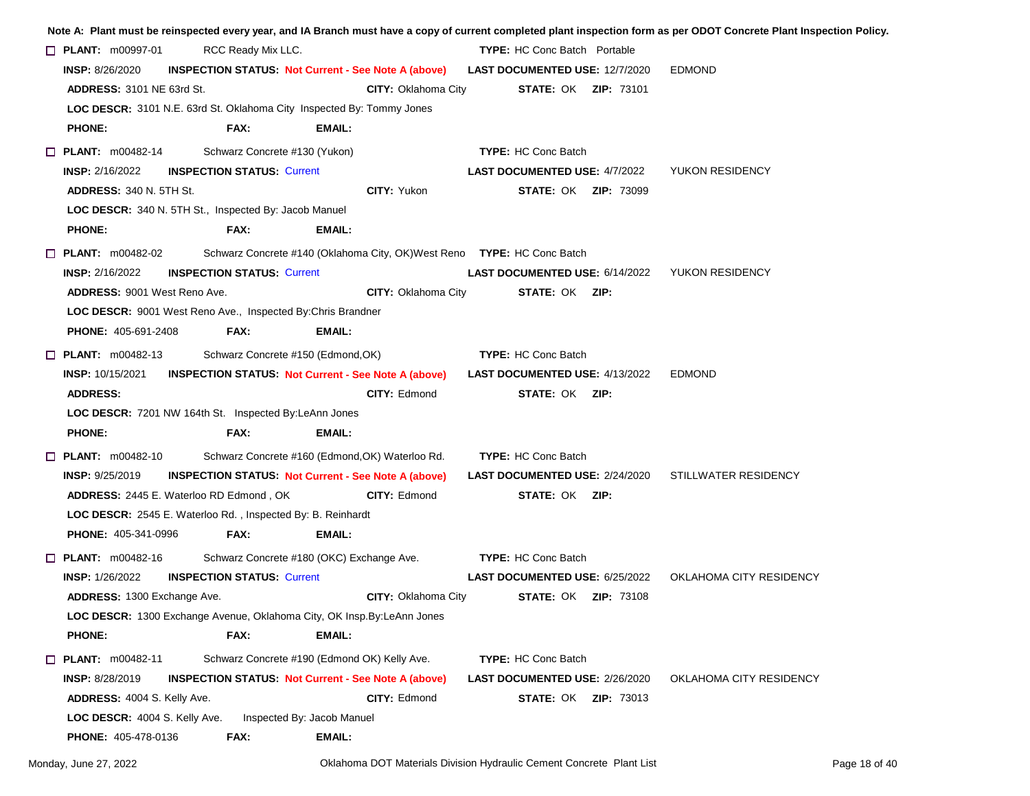**Note A: Plant must be reinspected every year, and IA Branch must have a copy of current completed plant inspection form as per ODOT Concrete Plant Inspection Policy.**

☐ **PLANT:** m00997-01 RCC Ready Mix LLC. **TYPE:** HC Conc Batch Portable
**INSP:** 8/26/2020 **INSPECTION STATUS:** Not Current - See Note A (above) **LAST DOCUMENTED USE:** 12/7/2020 EDMOND
**ADDRESS:** 3101 NE 63rd St. **CITY:** Oklahoma City **STATE:** OK **ZIP:** 73101
**LOC DESCR:** 3101 N.E. 63rd St. Oklahoma City Inspected By: Tommy Jones
**PHONE:** **FAX:** **EMAIL:**

☐ **PLANT:** m00482-14 Schwarz Concrete #130 (Yukon) **TYPE:** HC Conc Batch
**INSP:** 2/16/2022 **INSPECTION STATUS:** Current **LAST DOCUMENTED USE:** 4/7/2022 YUKON RESIDENCY
**ADDRESS:** 340 N. 5TH St. **CITY:** Yukon **STATE:** OK **ZIP:** 73099
**LOC DESCR:** 340 N. 5TH St., Inspected By: Jacob Manuel
**PHONE:** **FAX:** **EMAIL:**

☐ **PLANT:** m00482-02 Schwarz Concrete #140 (Oklahoma City, OK)West Reno **TYPE:** HC Conc Batch
**INSP:** 2/16/2022 **INSPECTION STATUS:** Current **LAST DOCUMENTED USE:** 6/14/2022 YUKON RESIDENCY
**ADDRESS:** 9001 West Reno Ave. **CITY:** Oklahoma City **STATE:** OK **ZIP:**
**LOC DESCR:** 9001 West Reno Ave., Inspected By:Chris Brandner
**PHONE:** 405-691-2408 **FAX:** **EMAIL:**

☐ **PLANT:** m00482-13 Schwarz Concrete #150 (Edmond,OK) **TYPE:** HC Conc Batch
**INSP:** 10/15/2021 **INSPECTION STATUS:** Not Current - See Note A (above) **LAST DOCUMENTED USE:** 4/13/2022 EDMOND
**ADDRESS:** **CITY:** Edmond **STATE:** OK **ZIP:**
**LOC DESCR:** 7201 NW 164th St. Inspected By:LeAnn Jones
**PHONE:** **FAX:** **EMAIL:**

☐ **PLANT:** m00482-10 Schwarz Concrete #160 (Edmond,OK) Waterloo Rd. **TYPE:** HC Conc Batch
**INSP:** 9/25/2019 **INSPECTION STATUS:** Not Current - See Note A (above) **LAST DOCUMENTED USE:** 2/24/2020 STILLWATER RESIDENCY
**ADDRESS:** 2445 E. Waterloo RD Edmond , OK **CITY:** Edmond **STATE:** OK **ZIP:**
**LOC DESCR:** 2545 E. Waterloo Rd. , Inspected By: B. Reinhardt
**PHONE:** 405-341-0996 **FAX:** **EMAIL:**

☐ **PLANT:** m00482-16 Schwarz Concrete #180 (OKC) Exchange Ave. **TYPE:** HC Conc Batch
**INSP:** 1/26/2022 **INSPECTION STATUS:** Current **LAST DOCUMENTED USE:** 6/25/2022 OKLAHOMA CITY RESIDENCY
**ADDRESS:** 1300 Exchange Ave. **CITY:** Oklahoma City **STATE:** OK **ZIP:** 73108
**LOC DESCR:** 1300 Exchange Avenue, Oklahoma City, OK Insp.By:LeAnn Jones
**PHONE:** **FAX:** **EMAIL:**

☐ **PLANT:** m00482-11 Schwarz Concrete #190 (Edmond OK) Kelly Ave. **TYPE:** HC Conc Batch
**INSP:** 8/28/2019 **INSPECTION STATUS:** Not Current - See Note A (above) **LAST DOCUMENTED USE:** 2/26/2020 OKLAHOMA CITY RESIDENCY
**ADDRESS:** 4004 S. Kelly Ave. **CITY:** Edmond **STATE:** OK **ZIP:** 73013
**LOC DESCR:** 4004 S. Kelly Ave. Inspected By: Jacob Manuel
**PHONE:** 405-478-0136 **FAX:** **EMAIL:**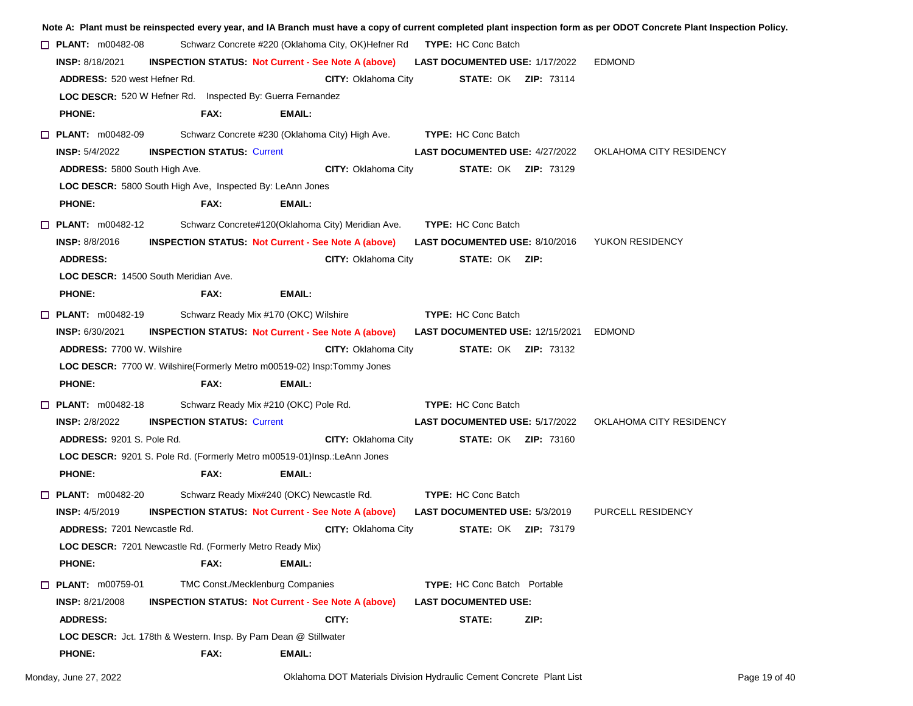**Note A: Plant must be reinspected every year, and IA Branch must have a copy of current completed plant inspection form as per ODOT Concrete Plant Inspection Policy.**

☐ **PLANT:** m00482-08 Schwarz Concrete #220 (Oklahoma City, OK)Hefner Rd **TYPE:** HC Conc Batch
**INSP:** 8/18/2021 **INSPECTION STATUS:** Not Current - See Note A (above) **LAST DOCUMENTED USE:** 1/17/2022 EDMOND
**ADDRESS:** 520 west Hefner Rd. **CITY:** Oklahoma City **STATE:** OK **ZIP:** 73114
**LOC DESCR:** 520 W Hefner Rd. Inspected By: Guerra Fernandez
**PHONE:** **FAX:** **EMAIL:**

☐ **PLANT:** m00482-09 Schwarz Concrete #230 (Oklahoma City) High Ave. **TYPE:** HC Conc Batch
**INSP:** 5/4/2022 **INSPECTION STATUS:** Current **LAST DOCUMENTED USE:** 4/27/2022 OKLAHOMA CITY RESIDENCY
**ADDRESS:** 5800 South High Ave. **CITY:** Oklahoma City **STATE:** OK **ZIP:** 73129
**LOC DESCR:** 5800 South High Ave, Inspected By: LeAnn Jones
**PHONE:** **FAX:** **EMAIL:**

☐ **PLANT:** m00482-12 Schwarz Concrete#120(Oklahoma City) Meridian Ave. **TYPE:** HC Conc Batch
**INSP:** 8/8/2016 **INSPECTION STATUS:** Not Current - See Note A (above) **LAST DOCUMENTED USE:** 8/10/2016 YUKON RESIDENCY
**ADDRESS:** **CITY:** Oklahoma City **STATE:** OK **ZIP:**
**LOC DESCR:** 14500 South Meridian Ave.
**PHONE:** **FAX:** **EMAIL:**

☐ **PLANT:** m00482-19 Schwarz Ready Mix #170 (OKC) Wilshire **TYPE:** HC Conc Batch
**INSP:** 6/30/2021 **INSPECTION STATUS:** Not Current - See Note A (above) **LAST DOCUMENTED USE:** 12/15/2021 EDMOND
**ADDRESS:** 7700 W. Wilshire **CITY:** Oklahoma City **STATE:** OK **ZIP:** 73132
**LOC DESCR:** 7700 W. Wilshire(Formerly Metro m00519-02) Insp:Tommy Jones
**PHONE:** **FAX:** **EMAIL:**

☐ **PLANT:** m00482-18 Schwarz Ready Mix #210 (OKC) Pole Rd. **TYPE:** HC Conc Batch
**INSP:** 2/8/2022 **INSPECTION STATUS:** Current **LAST DOCUMENTED USE:** 5/17/2022 OKLAHOMA CITY RESIDENCY
**ADDRESS:** 9201 S. Pole Rd. **CITY:** Oklahoma City **STATE:** OK **ZIP:** 73160
**LOC DESCR:** 9201 S. Pole Rd. (Formerly Metro m00519-01)Insp.:LeAnn Jones
**PHONE:** **FAX:** **EMAIL:**

☐ **PLANT:** m00482-20 Schwarz Ready Mix#240 (OKC) Newcastle Rd. **TYPE:** HC Conc Batch
**INSP:** 4/5/2019 **INSPECTION STATUS:** Not Current - See Note A (above) **LAST DOCUMENTED USE:** 5/3/2019 PURCELL RESIDENCY
**ADDRESS:** 7201 Newcastle Rd. **CITY:** Oklahoma City **STATE:** OK **ZIP:** 73179
**LOC DESCR:** 7201 Newcastle Rd. (Formerly Metro Ready Mix)
**PHONE:** **FAX:** **EMAIL:**

☐ **PLANT:** m00759-01 TMC Const./Mecklenburg Companies **TYPE:** HC Conc Batch Portable
**INSP:** 8/21/2008 **INSPECTION STATUS:** Not Current - See Note A (above) **LAST DOCUMENTED USE:**
**ADDRESS:** **CITY:** **STATE:** **ZIP:**
**LOC DESCR:** Jct. 178th & Western. Insp. By Pam Dean @ Stillwater
**PHONE:** **FAX:** **EMAIL:**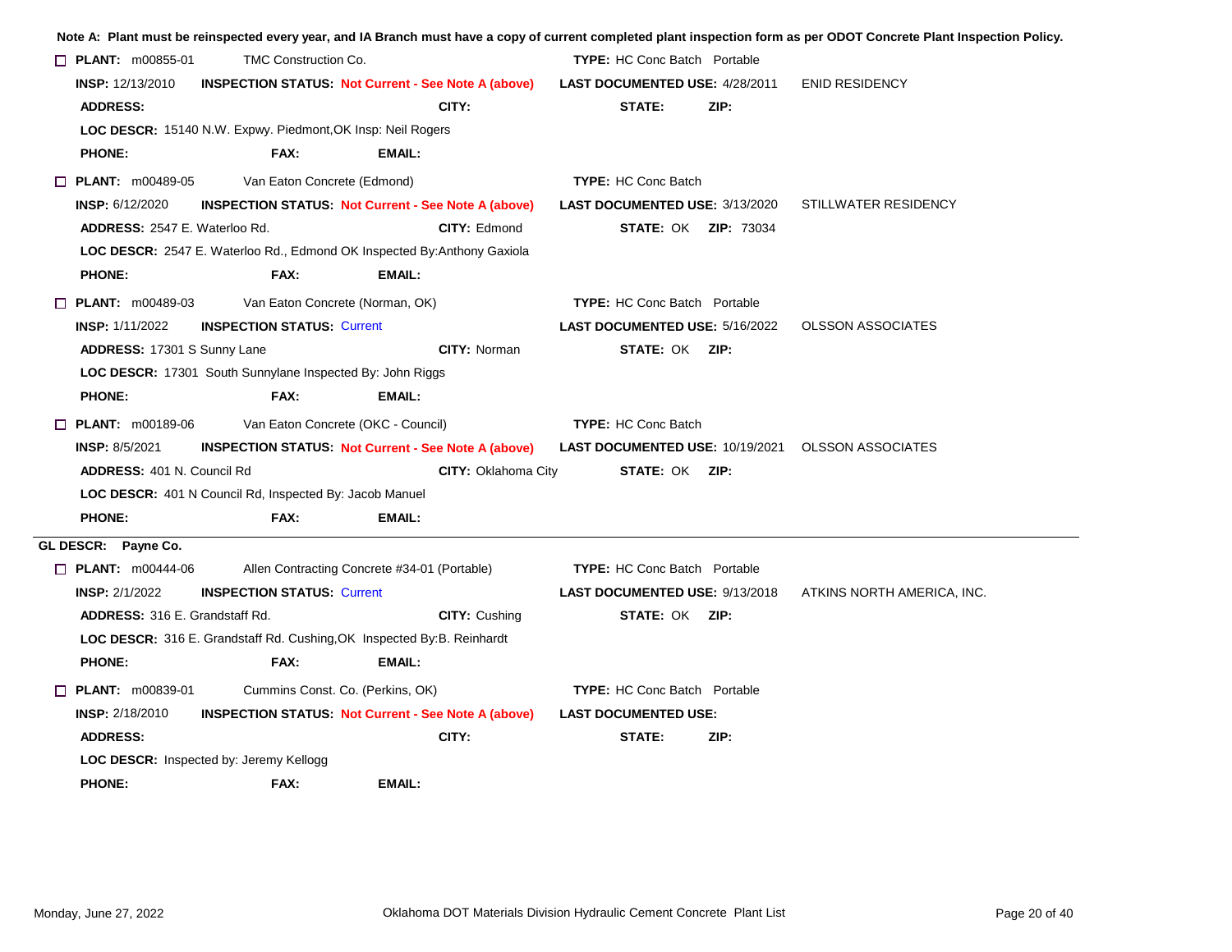**Note A: Plant must be reinspected every year, and IA Branch must have a copy of current completed plant inspection form as per ODOT Concrete Plant Inspection Policy.**

☐ **PLANT:** m00855-01 TMC Construction Co. **TYPE:** HC Conc Batch Portable
**INSP:** 12/13/2010 **INSPECTION STATUS:** Not Current - See Note A (above) **LAST DOCUMENTED USE:** 4/28/2011 ENID RESIDENCY
**ADDRESS:** **CITY:** **STATE:** **ZIP:**
**LOC DESCR:** 15140 N.W. Expwy. Piedmont,OK Insp: Neil Rogers
**PHONE:** **FAX:** **EMAIL:**

☐ **PLANT:** m00489-05 Van Eaton Concrete (Edmond) **TYPE:** HC Conc Batch
**INSP:** 6/12/2020 **INSPECTION STATUS:** Not Current - See Note A (above) **LAST DOCUMENTED USE:** 3/13/2020 STILLWATER RESIDENCY
**ADDRESS:** 2547 E. Waterloo Rd. **CITY:** Edmond **STATE:** OK **ZIP:** 73034
**LOC DESCR:** 2547 E. Waterloo Rd., Edmond OK Inspected By:Anthony Gaxiola
**PHONE:** **FAX:** **EMAIL:**

☐ **PLANT:** m00489-03 Van Eaton Concrete (Norman, OK) **TYPE:** HC Conc Batch Portable
**INSP:** 1/11/2022 **INSPECTION STATUS:** Current **LAST DOCUMENTED USE:** 5/16/2022 OLSSON ASSOCIATES
**ADDRESS:** 17301 S Sunny Lane **CITY:** Norman **STATE:** OK **ZIP:**
**LOC DESCR:** 17301 South Sunnylane Inspected By: John Riggs
**PHONE:** **FAX:** **EMAIL:**

☐ **PLANT:** m00189-06 Van Eaton Concrete (OKC - Council) **TYPE:** HC Conc Batch
**INSP:** 8/5/2021 **INSPECTION STATUS:** Not Current - See Note A (above) **LAST DOCUMENTED USE:** 10/19/2021 OLSSON ASSOCIATES
**ADDRESS:** 401 N. Council Rd **CITY:** Oklahoma City **STATE:** OK **ZIP:**
**LOC DESCR:** 401 N Council Rd, Inspected By: Jacob Manuel
**PHONE:** **FAX:** **EMAIL:**

---

**GL DESCR: Payne Co.**

☐ **PLANT:** m00444-06 Allen Contracting Concrete #34-01 (Portable) **TYPE:** HC Conc Batch Portable
**INSP:** 2/1/2022 **INSPECTION STATUS:** Current **LAST DOCUMENTED USE:** 9/13/2018 ATKINS NORTH AMERICA, INC.
**ADDRESS:** 316 E. Grandstaff Rd. **CITY:** Cushing **STATE:** OK **ZIP:**
**LOC DESCR:** 316 E. Grandstaff Rd. Cushing,OK Inspected By:B. Reinhardt
**PHONE:** **FAX:** **EMAIL:**

☐ **PLANT:** m00839-01 Cummins Const. Co. (Perkins, OK) **TYPE:** HC Conc Batch Portable
**INSP:** 2/18/2010 **INSPECTION STATUS:** Not Current - See Note A (above) **LAST DOCUMENTED USE:**
**ADDRESS:** **CITY:** **STATE:** **ZIP:**
**LOC DESCR:** Inspected by: Jeremy Kellogg
**PHONE:** **FAX:** **EMAIL:**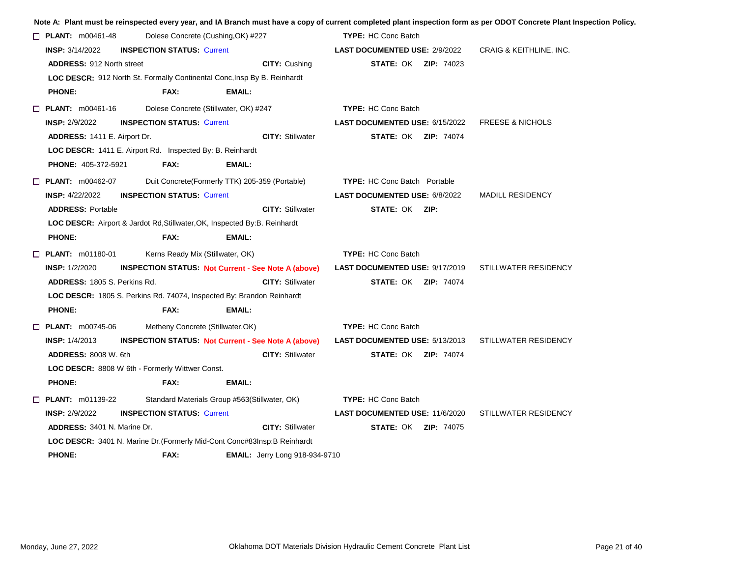**Note A: Plant must be reinspected every year, and IA Branch must have a copy of current completed plant inspection form as per ODOT Concrete Plant Inspection Policy.**

☐ **PLANT:** m00461-48 Dolese Concrete (Cushing,OK) #227 **TYPE:** HC Conc Batch
**INSP:** 3/14/2022 **INSPECTION STATUS:** Current **LAST DOCUMENTED USE:** 2/9/2022 CRAIG & KEITHLINE, INC.
**ADDRESS:** 912 North street **CITY:** Cushing **STATE:** OK **ZIP:** 74023
**LOC DESCR:** 912 North St. Formally Continental Conc,Insp By B. Reinhardt
**PHONE:** **FAX:** **EMAIL:**

☐ **PLANT:** m00461-16 Dolese Concrete (Stillwater, OK) #247 **TYPE:** HC Conc Batch
**INSP:** 2/9/2022 **INSPECTION STATUS:** Current **LAST DOCUMENTED USE:** 6/15/2022 FREESE & NICHOLS
**ADDRESS:** 1411 E. Airport Dr. **CITY:** Stillwater **STATE:** OK **ZIP:** 74074
**LOC DESCR:** 1411 E. Airport Rd. Inspected By: B. Reinhardt
**PHONE:** 405-372-5921 **FAX:** **EMAIL:**

☐ **PLANT:** m00462-07 Duit Concrete(Formerly TTK) 205-359 (Portable) **TYPE:** HC Conc Batch Portable
**INSP:** 4/22/2022 **INSPECTION STATUS:** Current **LAST DOCUMENTED USE:** 6/8/2022 MADILL RESIDENCY
**ADDRESS:** Portable **CITY:** Stillwater **STATE:** OK **ZIP:**
**LOC DESCR:** Airport & Jardot Rd,Stillwater,OK, Inspected By:B. Reinhardt
**PHONE:** **FAX:** **EMAIL:**

☐ **PLANT:** m01180-01 Kerns Ready Mix (Stillwater, OK) **TYPE:** HC Conc Batch
**INSP:** 1/2/2020 **INSPECTION STATUS: Not Current - See Note A (above)** **LAST DOCUMENTED USE:** 9/17/2019 STILLWATER RESIDENCY
**ADDRESS:** 1805 S. Perkins Rd. **CITY:** Stillwater **STATE:** OK **ZIP:** 74074
**LOC DESCR:** 1805 S. Perkins Rd. 74074, Inspected By: Brandon Reinhardt
**PHONE:** **FAX:** **EMAIL:**

☐ **PLANT:** m00745-06 Metheny Concrete (Stillwater,OK) **TYPE:** HC Conc Batch
**INSP:** 1/4/2013 **INSPECTION STATUS: Not Current - See Note A (above)** **LAST DOCUMENTED USE:** 5/13/2013 STILLWATER RESIDENCY
**ADDRESS:** 8008 W. 6th **CITY:** Stillwater **STATE:** OK **ZIP:** 74074
**LOC DESCR:** 8808 W 6th - Formerly Wittwer Const.
**PHONE:** **FAX:** **EMAIL:**

☐ **PLANT:** m01139-22 Standard Materials Group #563(Stillwater, OK) **TYPE:** HC Conc Batch
**INSP:** 2/9/2022 **INSPECTION STATUS:** Current **LAST DOCUMENTED USE:** 11/6/2020 STILLWATER RESIDENCY
**ADDRESS:** 3401 N. Marine Dr. **CITY:** Stillwater **STATE:** OK **ZIP:** 74075
**LOC DESCR:** 3401 N. Marine Dr.(Formerly Mid-Cont Conc#83Insp:B Reinhardt
**PHONE:** **FAX:** **EMAIL:** Jerry Long 918-934-9710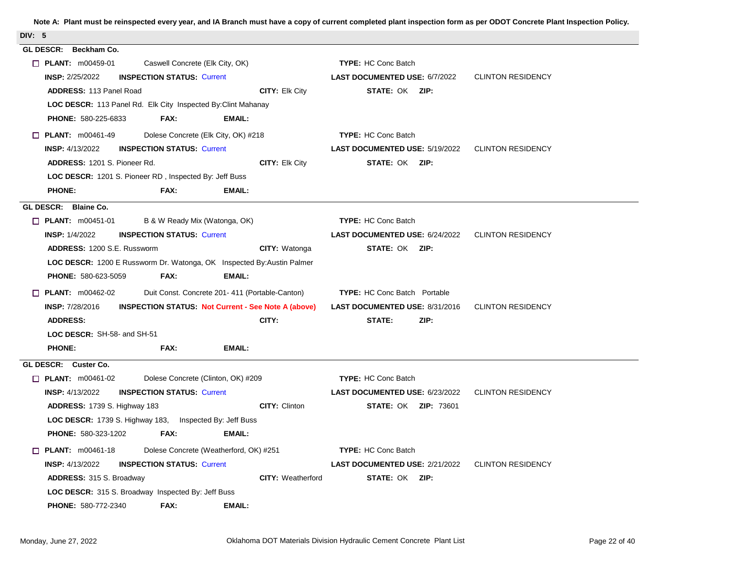**Note A: Plant must be reinspected every year, and IA Branch must have a copy of current completed plant inspection form as per ODOT Concrete Plant Inspection Policy.**

## DIV: 5

### GL DESCR: Beckham Co.

☐ **PLANT:** m00459-01 Caswell Concrete (Elk City, OK) **TYPE:** HC Conc Batch
**INSP:** 2/25/2022 **INSPECTION STATUS:** Current **LAST DOCUMENTED USE:** 6/7/2022 CLINTON RESIDENCY
**ADDRESS:** 113 Panel Road **CITY:** Elk City **STATE:** OK **ZIP:**
**LOC DESCR:** 113 Panel Rd. Elk City Inspected By:Clint Mahanay
**PHONE:** 580-225-6833 **FAX:** **EMAIL:**

☐ **PLANT:** m00461-49 Dolese Concrete (Elk City, OK) #218 **TYPE:** HC Conc Batch
**INSP:** 4/13/2022 **INSPECTION STATUS:** Current **LAST DOCUMENTED USE:** 5/19/2022 CLINTON RESIDENCY
**ADDRESS:** 1201 S. Pioneer Rd. **CITY:** Elk City **STATE:** OK **ZIP:**
**LOC DESCR:** 1201 S. Pioneer RD , Inspected By: Jeff Buss
**PHONE:** **FAX:** **EMAIL:**

### GL DESCR: Blaine Co.

☐ **PLANT:** m00451-01 B & W Ready Mix (Watonga, OK) **TYPE:** HC Conc Batch
**INSP:** 1/4/2022 **INSPECTION STATUS:** Current **LAST DOCUMENTED USE:** 6/24/2022 CLINTON RESIDENCY
**ADDRESS:** 1200 S.E. Russworm **CITY:** Watonga **STATE:** OK **ZIP:**
**LOC DESCR:** 1200 E Russworm Dr. Watonga, OK Inspected By:Austin Palmer
**PHONE:** 580-623-5059 **FAX:** **EMAIL:**

☐ **PLANT:** m00462-02 Duit Const. Concrete 201- 411 (Portable-Canton) **TYPE:** HC Conc Batch Portable
**INSP:** 7/28/2016 **INSPECTION STATUS: Not Current - See Note A (above)** **LAST DOCUMENTED USE:** 8/31/2016 CLINTON RESIDENCY
**ADDRESS:** **CITY:** **STATE:** **ZIP:**
**LOC DESCR:** SH-58- and SH-51
**PHONE:** **FAX:** **EMAIL:**

### GL DESCR: Custer Co.

☐ **PLANT:** m00461-02 Dolese Concrete (Clinton, OK) #209 **TYPE:** HC Conc Batch
**INSP:** 4/13/2022 **INSPECTION STATUS:** Current **LAST DOCUMENTED USE:** 6/23/2022 CLINTON RESIDENCY
**ADDRESS:** 1739 S. Highway 183 **CITY:** Clinton **STATE:** OK **ZIP:** 73601
**LOC DESCR:** 1739 S. Highway 183, Inspected By: Jeff Buss
**PHONE:** 580-323-1202 **FAX:** **EMAIL:**

☐ **PLANT:** m00461-18 Dolese Concrete (Weatherford, OK) #251 **TYPE:** HC Conc Batch
**INSP:** 4/13/2022 **INSPECTION STATUS:** Current **LAST DOCUMENTED USE:** 2/21/2022 CLINTON RESIDENCY
**ADDRESS:** 315 S. Broadway **CITY:** Weatherford **STATE:** OK **ZIP:**
**LOC DESCR:** 315 S. Broadway Inspected By: Jeff Buss
**PHONE:** 580-772-2340 **FAX:** **EMAIL:**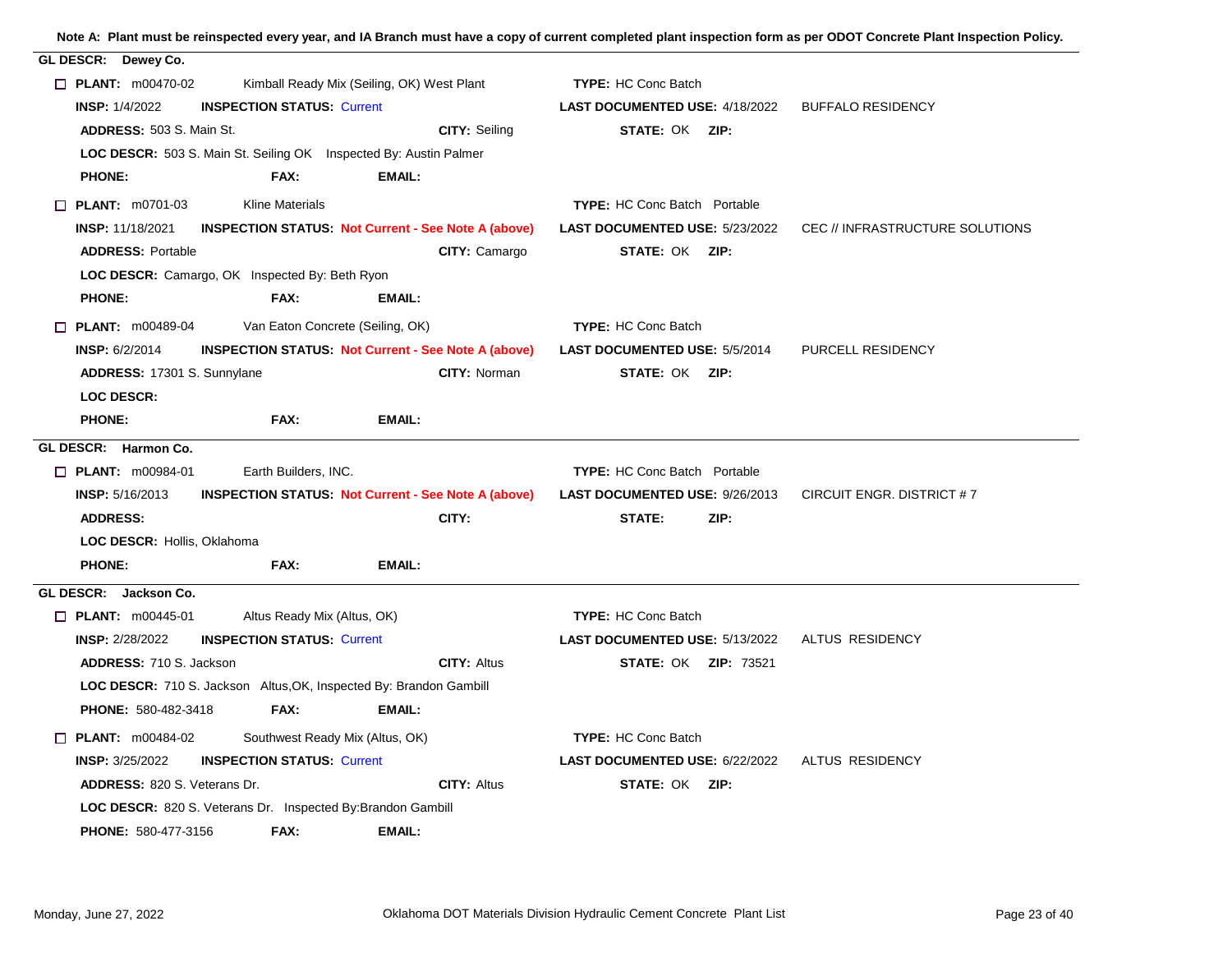**Note A: Plant must be reinspected every year, and IA Branch must have a copy of current completed plant inspection form as per ODOT Concrete Plant Inspection Policy.**

## GL DESCR: Dewey Co.

☐ **PLANT:** m00470-02 Kimball Ready Mix (Seiling, OK) West Plant **TYPE:** HC Conc Batch
**INSP:** 1/4/2022 **INSPECTION STATUS:** Current **LAST DOCUMENTED USE:** 4/18/2022 BUFFALO RESIDENCY
**ADDRESS:** 503 S. Main St. **CITY:** Seiling **STATE:** OK **ZIP:**
**LOC DESCR:** 503 S. Main St. Seiling OK Inspected By: Austin Palmer
**PHONE:** **FAX:** **EMAIL:**

☐ **PLANT:** m0701-03 Kline Materials **TYPE:** HC Conc Batch Portable
**INSP:** 11/18/2021 **INSPECTION STATUS:** Not Current - See Note A (above) **LAST DOCUMENTED USE:** 5/23/2022 CEC // INFRASTRUCTURE SOLUTIONS
**ADDRESS:** Portable **CITY:** Camargo **STATE:** OK **ZIP:**
**LOC DESCR:** Camargo, OK Inspected By: Beth Ryon
**PHONE:** **FAX:** **EMAIL:**

☐ **PLANT:** m00489-04 Van Eaton Concrete (Seiling, OK) **TYPE:** HC Conc Batch
**INSP:** 6/2/2014 **INSPECTION STATUS:** Not Current - See Note A (above) **LAST DOCUMENTED USE:** 5/5/2014 PURCELL RESIDENCY
**ADDRESS:** 17301 S. Sunnylane **CITY:** Norman **STATE:** OK **ZIP:**
**LOC DESCR:**
**PHONE:** **FAX:** **EMAIL:**

## GL DESCR: Harmon Co.

☐ **PLANT:** m00984-01 Earth Builders, INC. **TYPE:** HC Conc Batch Portable
**INSP:** 5/16/2013 **INSPECTION STATUS:** Not Current - See Note A (above) **LAST DOCUMENTED USE:** 9/26/2013 CIRCUIT ENGR. DISTRICT # 7
**ADDRESS:** **CITY:** **STATE:** **ZIP:**
**LOC DESCR:** Hollis, Oklahoma
**PHONE:** **FAX:** **EMAIL:**

## GL DESCR: Jackson Co.

☐ **PLANT:** m00445-01 Altus Ready Mix (Altus, OK) **TYPE:** HC Conc Batch
**INSP:** 2/28/2022 **INSPECTION STATUS:** Current **LAST DOCUMENTED USE:** 5/13/2022 ALTUS RESIDENCY
**ADDRESS:** 710 S. Jackson **CITY:** Altus **STATE:** OK **ZIP:** 73521
**LOC DESCR:** 710 S. Jackson Altus,OK, Inspected By: Brandon Gambill
**PHONE:** 580-482-3418 **FAX:** **EMAIL:**

☐ **PLANT:** m00484-02 Southwest Ready Mix (Altus, OK) **TYPE:** HC Conc Batch
**INSP:** 3/25/2022 **INSPECTION STATUS:** Current **LAST DOCUMENTED USE:** 6/22/2022 ALTUS RESIDENCY
**ADDRESS:** 820 S. Veterans Dr. **CITY:** Altus **STATE:** OK **ZIP:**
**LOC DESCR:** 820 S. Veterans Dr. Inspected By:Brandon Gambill
**PHONE:** 580-477-3156 **FAX:** **EMAIL:**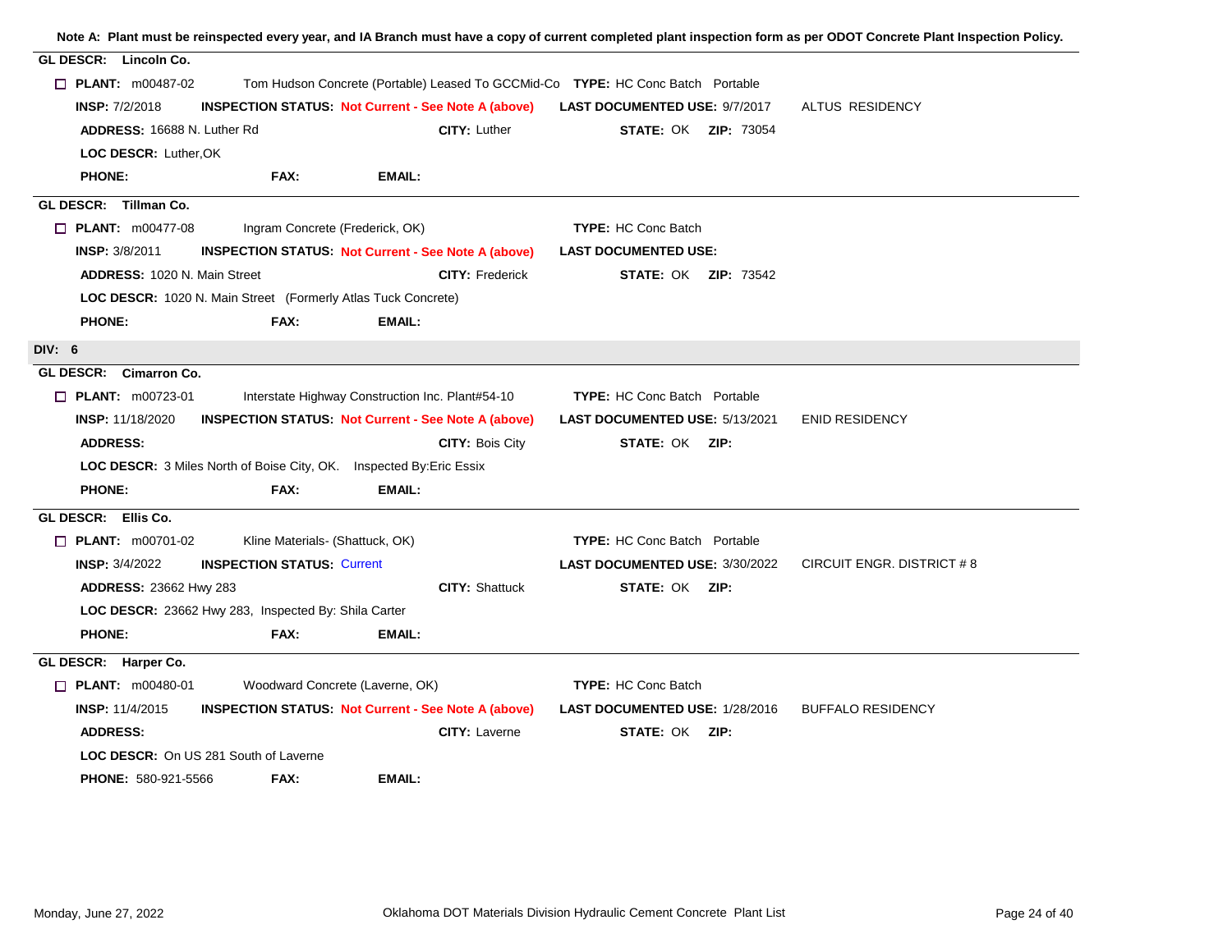**Note A: Plant must be reinspected every year, and IA Branch must have a copy of current completed plant inspection form as per ODOT Concrete Plant Inspection Policy.**

**GL DESCR: Lincoln Co.**

☐ **PLANT:** m00487-02 Tom Hudson Concrete (Portable) Leased To GCCMid-Co **TYPE:** HC Conc Batch Portable

**INSP:** 7/2/2018 **INSPECTION STATUS:** Not Current - See Note A (above) **LAST DOCUMENTED USE:** 9/7/2017 ALTUS RESIDENCY

**ADDRESS:** 16688 N. Luther Rd **CITY:** Luther **STATE:** OK **ZIP:** 73054

**LOC DESCR:** Luther,OK

**PHONE:** **FAX:** **EMAIL:**

**GL DESCR: Tillman Co.**

☐ **PLANT:** m00477-08 Ingram Concrete (Frederick, OK) **TYPE:** HC Conc Batch

**INSP:** 3/8/2011 **INSPECTION STATUS:** Not Current - See Note A (above) **LAST DOCUMENTED USE:**

**ADDRESS:** 1020 N. Main Street **CITY:** Frederick **STATE:** OK **ZIP:** 73542

**LOC DESCR:** 1020 N. Main Street (Formerly Atlas Tuck Concrete)

**PHONE:** **FAX:** **EMAIL:**

## DIV: 6

**GL DESCR: Cimarron Co.**

☐ **PLANT:** m00723-01 Interstate Highway Construction Inc. Plant#54-10 **TYPE:** HC Conc Batch Portable

**INSP:** 11/18/2020 **INSPECTION STATUS:** Not Current - See Note A (above) **LAST DOCUMENTED USE:** 5/13/2021 ENID RESIDENCY

**ADDRESS:** **CITY:** Bois City **STATE:** OK **ZIP:**

**LOC DESCR:** 3 Miles North of Boise City, OK. Inspected By:Eric Essix

**PHONE:** **FAX:** **EMAIL:**

**GL DESCR: Ellis Co.**

☐ **PLANT:** m00701-02 Kline Materials- (Shattuck, OK) **TYPE:** HC Conc Batch Portable

**INSP:** 3/4/2022 **INSPECTION STATUS:** Current **LAST DOCUMENTED USE:** 3/30/2022 CIRCUIT ENGR. DISTRICT # 8

**ADDRESS:** 23662 Hwy 283 **CITY:** Shattuck **STATE:** OK **ZIP:**

**LOC DESCR:** 23662 Hwy 283, Inspected By: Shila Carter

**PHONE:** **FAX:** **EMAIL:**

**GL DESCR: Harper Co.**

☐ **PLANT:** m00480-01 Woodward Concrete (Laverne, OK) **TYPE:** HC Conc Batch

**INSP:** 11/4/2015 **INSPECTION STATUS:** Not Current - See Note A (above) **LAST DOCUMENTED USE:** 1/28/2016 BUFFALO RESIDENCY

**ADDRESS:** **CITY:** Laverne **STATE:** OK **ZIP:**

**LOC DESCR:** On US 281 South of Laverne

**PHONE:** 580-921-5566 **FAX:** **EMAIL:**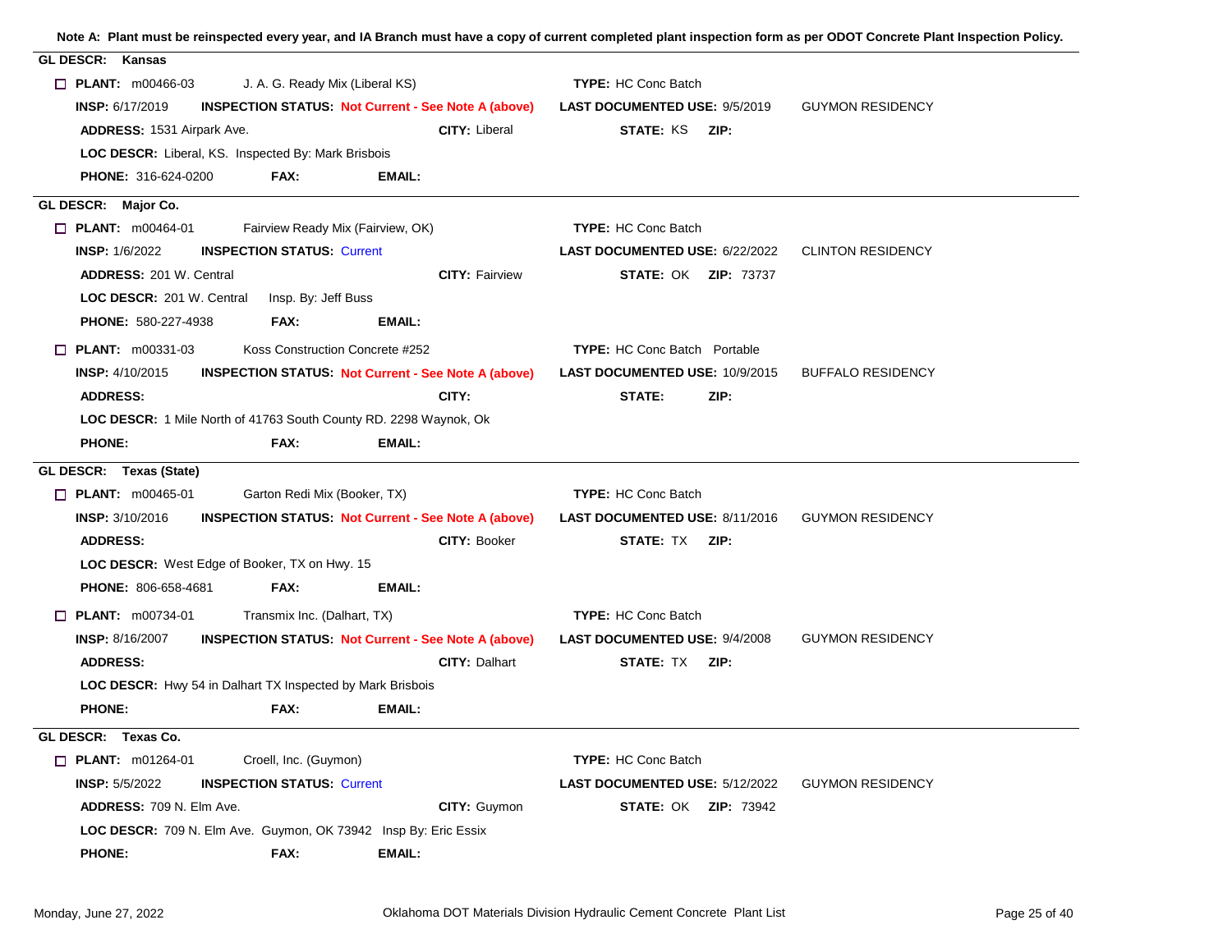**Note A: Plant must be reinspected every year, and IA Branch must have a copy of current completed plant inspection form as per ODOT Concrete Plant Inspection Policy.**

## GL DESCR: Kansas

☐ **PLANT:** m00466-03 J. A. G. Ready Mix (Liberal KS) **TYPE:** HC Conc Batch

**INSP:** 6/17/2019 **INSPECTION STATUS:** Not Current - See Note A (above) **LAST DOCUMENTED USE:** 9/5/2019 GUYMON RESIDENCY

**ADDRESS:** 1531 Airpark Ave. **CITY:** Liberal **STATE:** KS **ZIP:**

**LOC DESCR:** Liberal, KS. Inspected By: Mark Brisbois

**PHONE:** 316-624-0200 **FAX:** **EMAIL:**

## GL DESCR: Major Co.

☐ **PLANT:** m00464-01 Fairview Ready Mix (Fairview, OK) **TYPE:** HC Conc Batch

**INSP:** 1/6/2022 **INSPECTION STATUS:** Current **LAST DOCUMENTED USE:** 6/22/2022 CLINTON RESIDENCY

**ADDRESS:** 201 W. Central **CITY:** Fairview **STATE:** OK **ZIP:** 73737

**LOC DESCR:** 201 W. Central Insp. By: Jeff Buss

**PHONE:** 580-227-4938 **FAX:** **EMAIL:**

☐ **PLANT:** m00331-03 Koss Construction Concrete #252 **TYPE:** HC Conc Batch Portable

**INSP:** 4/10/2015 **INSPECTION STATUS:** Not Current - See Note A (above) **LAST DOCUMENTED USE:** 10/9/2015 BUFFALO RESIDENCY

**ADDRESS:** **CITY:** **STATE:** **ZIP:**

**LOC DESCR:** 1 Mile North of 41763 South County RD. 2298 Waynok, Ok

**PHONE:** **FAX:** **EMAIL:**

## GL DESCR: Texas (State)

☐ **PLANT:** m00465-01 Garton Redi Mix (Booker, TX) **TYPE:** HC Conc Batch

**INSP:** 3/10/2016 **INSPECTION STATUS:** Not Current - See Note A (above) **LAST DOCUMENTED USE:** 8/11/2016 GUYMON RESIDENCY

**ADDRESS:** **CITY:** Booker **STATE:** TX **ZIP:**

**LOC DESCR:** West Edge of Booker, TX on Hwy. 15

**PHONE:** 806-658-4681 **FAX:** **EMAIL:**

☐ **PLANT:** m00734-01 Transmix Inc. (Dalhart, TX) **TYPE:** HC Conc Batch

**INSP:** 8/16/2007 **INSPECTION STATUS:** Not Current - See Note A (above) **LAST DOCUMENTED USE:** 9/4/2008 GUYMON RESIDENCY

**ADDRESS:** **CITY:** Dalhart **STATE:** TX **ZIP:**

**LOC DESCR:** Hwy 54 in Dalhart TX Inspected by Mark Brisbois

**PHONE:** **FAX:** **EMAIL:**

## GL DESCR: Texas Co.

☐ **PLANT:** m01264-01 Croell, Inc. (Guymon) **TYPE:** HC Conc Batch

**INSP:** 5/5/2022 **INSPECTION STATUS:** Current **LAST DOCUMENTED USE:** 5/12/2022 GUYMON RESIDENCY

**ADDRESS:** 709 N. Elm Ave. **CITY:** Guymon **STATE:** OK **ZIP:** 73942

**LOC DESCR:** 709 N. Elm Ave. Guymon, OK 73942 Insp By: Eric Essix

**PHONE:** **FAX:** **EMAIL:**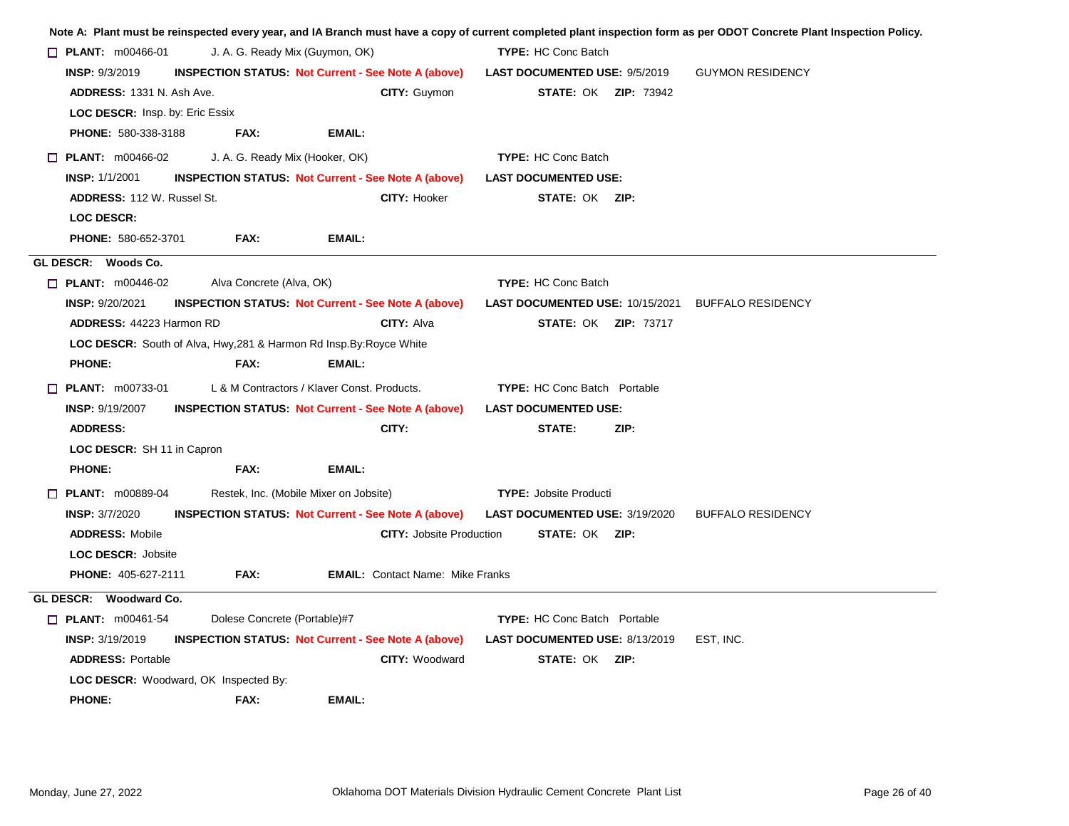**Note A: Plant must be reinspected every year, and IA Branch must have a copy of current completed plant inspection form as per ODOT Concrete Plant Inspection Policy.**

☐ **PLANT:** m00466-01 J. A. G. Ready Mix (Guymon, OK) **TYPE:** HC Conc Batch

**INSP:** 9/3/2019 **INSPECTION STATUS:** Not Current - See Note A (above) **LAST DOCUMENTED USE:** 9/5/2019 GUYMON RESIDENCY

**ADDRESS:** 1331 N. Ash Ave. **CITY:** Guymon **STATE:** OK **ZIP:** 73942

**LOC DESCR:** Insp. by: Eric Essix

**PHONE:** 580-338-3188 **FAX:** **EMAIL:**

☐ **PLANT:** m00466-02 J. A. G. Ready Mix (Hooker, OK) **TYPE:** HC Conc Batch

**INSP:** 1/1/2001 **INSPECTION STATUS:** Not Current - See Note A (above) **LAST DOCUMENTED USE:**

**ADDRESS:** 112 W. Russel St. **CITY:** Hooker **STATE:** OK **ZIP:**

**LOC DESCR:**

**PHONE:** 580-652-3701 **FAX:** **EMAIL:**

---

**GL DESCR: Woods Co.**

☐ **PLANT:** m00446-02 Alva Concrete (Alva, OK) **TYPE:** HC Conc Batch

**INSP:** 9/20/2021 **INSPECTION STATUS:** Not Current - See Note A (above) **LAST DOCUMENTED USE:** 10/15/2021 BUFFALO RESIDENCY

**ADDRESS:** 44223 Harmon RD **CITY:** Alva **STATE:** OK **ZIP:** 73717

**LOC DESCR:** South of Alva, Hwy,281 & Harmon Rd Insp.By:Royce White

**PHONE:** **FAX:** **EMAIL:**

☐ **PLANT:** m00733-01 L & M Contractors / Klaver Const. Products. **TYPE:** HC Conc Batch Portable

**INSP:** 9/19/2007 **INSPECTION STATUS:** Not Current - See Note A (above) **LAST DOCUMENTED USE:**

**ADDRESS:** **CITY:** **STATE:** **ZIP:**

**LOC DESCR:** SH 11 in Capron

**PHONE:** **FAX:** **EMAIL:**

☐ **PLANT:** m00889-04 Restek, Inc. (Mobile Mixer on Jobsite) **TYPE:** Jobsite Producti

**INSP:** 3/7/2020 **INSPECTION STATUS:** Not Current - See Note A (above) **LAST DOCUMENTED USE:** 3/19/2020 BUFFALO RESIDENCY

**ADDRESS:** Mobile **CITY:** Jobsite Production **STATE:** OK **ZIP:**

**LOC DESCR:** Jobsite

**PHONE:** 405-627-2111 **FAX:** **EMAIL:** Contact Name: Mike Franks

---

**GL DESCR: Woodward Co.**

☐ **PLANT:** m00461-54 Dolese Concrete (Portable)#7 **TYPE:** HC Conc Batch Portable

**INSP:** 3/19/2019 **INSPECTION STATUS:** Not Current - See Note A (above) **LAST DOCUMENTED USE:** 8/13/2019 EST, INC.

**ADDRESS:** Portable **CITY:** Woodward **STATE:** OK **ZIP:**

**LOC DESCR:** Woodward, OK Inspected By:

**PHONE:** **FAX:** **EMAIL:**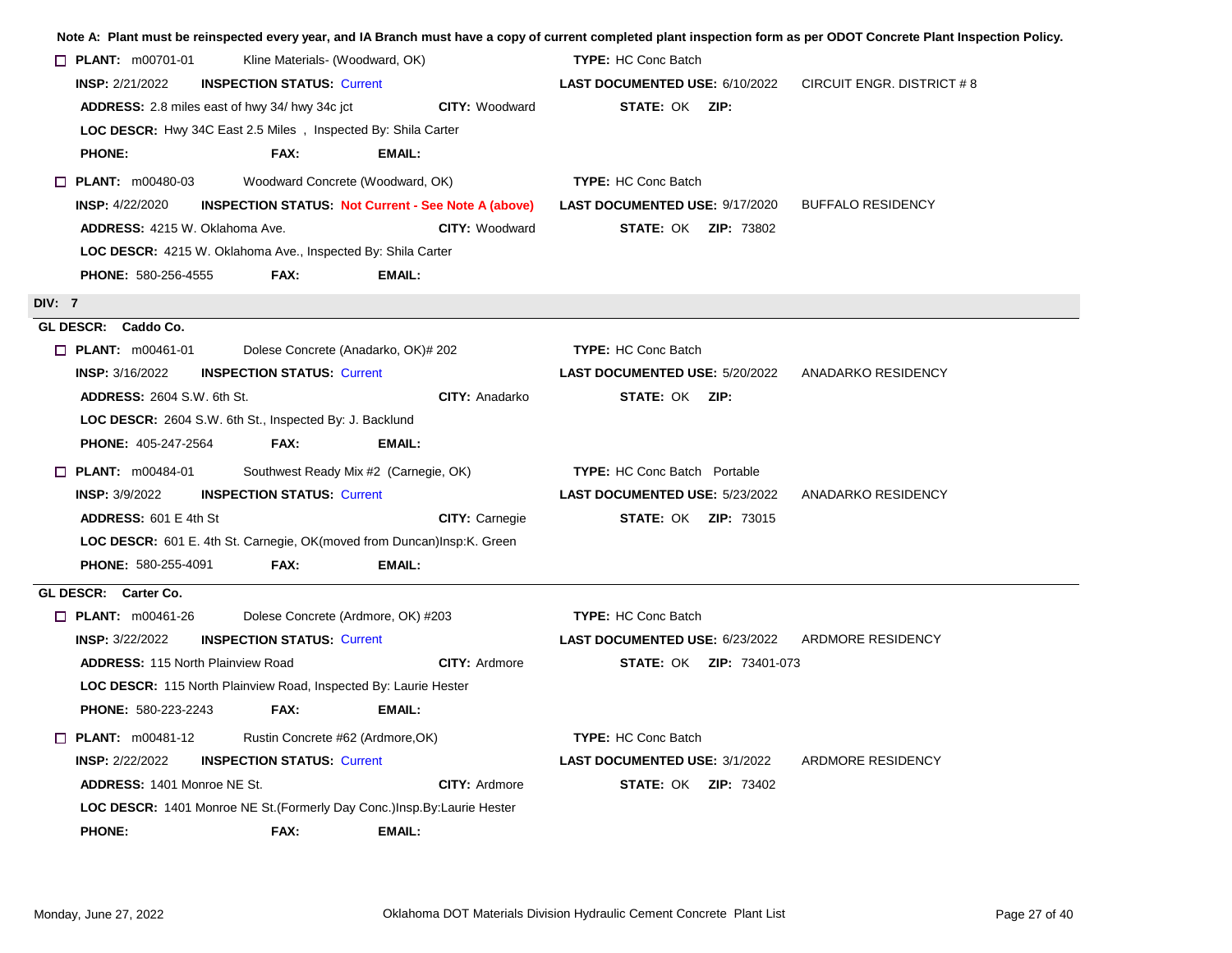**Note A: Plant must be reinspected every year, and IA Branch must have a copy of current completed plant inspection form as per ODOT Concrete Plant Inspection Policy.**

☐ **PLANT:** m00701-01 Kline Materials- (Woodward, OK) **TYPE:** HC Conc Batch
**INSP:** 2/21/2022 **INSPECTION STATUS:** Current **LAST DOCUMENTED USE:** 6/10/2022 CIRCUIT ENGR. DISTRICT # 8
**ADDRESS:** 2.8 miles east of hwy 34/ hwy 34c jct **CITY:** Woodward **STATE:** OK **ZIP:**
**LOC DESCR:** Hwy 34C East 2.5 Miles , Inspected By: Shila Carter
**PHONE:** **FAX:** **EMAIL:**

☐ **PLANT:** m00480-03 Woodward Concrete (Woodward, OK) **TYPE:** HC Conc Batch
**INSP:** 4/22/2020 **INSPECTION STATUS:** Not Current - See Note A (above) **LAST DOCUMENTED USE:** 9/17/2020 BUFFALO RESIDENCY
**ADDRESS:** 4215 W. Oklahoma Ave. **CITY:** Woodward **STATE:** OK **ZIP:** 73802
**LOC DESCR:** 4215 W. Oklahoma Ave., Inspected By: Shila Carter
**PHONE:** 580-256-4555 **FAX:** **EMAIL:**

## DIV: 7

### GL DESCR: Caddo Co.

☐ **PLANT:** m00461-01 Dolese Concrete (Anadarko, OK)# 202 **TYPE:** HC Conc Batch
**INSP:** 3/16/2022 **INSPECTION STATUS:** Current **LAST DOCUMENTED USE:** 5/20/2022 ANADARKO RESIDENCY
**ADDRESS:** 2604 S.W. 6th St. **CITY:** Anadarko **STATE:** OK **ZIP:**
**LOC DESCR:** 2604 S.W. 6th St., Inspected By: J. Backlund
**PHONE:** 405-247-2564 **FAX:** **EMAIL:**

☐ **PLANT:** m00484-01 Southwest Ready Mix #2 (Carnegie, OK) **TYPE:** HC Conc Batch Portable
**INSP:** 3/9/2022 **INSPECTION STATUS:** Current **LAST DOCUMENTED USE:** 5/23/2022 ANADARKO RESIDENCY
**ADDRESS:** 601 E 4th St **CITY:** Carnegie **STATE:** OK **ZIP:** 73015
**LOC DESCR:** 601 E. 4th St. Carnegie, OK(moved from Duncan)Insp:K. Green
**PHONE:** 580-255-4091 **FAX:** **EMAIL:**

### GL DESCR: Carter Co.

☐ **PLANT:** m00461-26 Dolese Concrete (Ardmore, OK) #203 **TYPE:** HC Conc Batch
**INSP:** 3/22/2022 **INSPECTION STATUS:** Current **LAST DOCUMENTED USE:** 6/23/2022 ARDMORE RESIDENCY
**ADDRESS:** 115 North Plainview Road **CITY:** Ardmore **STATE:** OK **ZIP:** 73401-073
**LOC DESCR:** 115 North Plainview Road, Inspected By: Laurie Hester
**PHONE:** 580-223-2243 **FAX:** **EMAIL:**

☐ **PLANT:** m00481-12 Rustin Concrete #62 (Ardmore,OK) **TYPE:** HC Conc Batch
**INSP:** 2/22/2022 **INSPECTION STATUS:** Current **LAST DOCUMENTED USE:** 3/1/2022 ARDMORE RESIDENCY
**ADDRESS:** 1401 Monroe NE St. **CITY:** Ardmore **STATE:** OK **ZIP:** 73402
**LOC DESCR:** 1401 Monroe NE St.(Formerly Day Conc.)Insp.By:Laurie Hester
**PHONE:** **FAX:** **EMAIL:**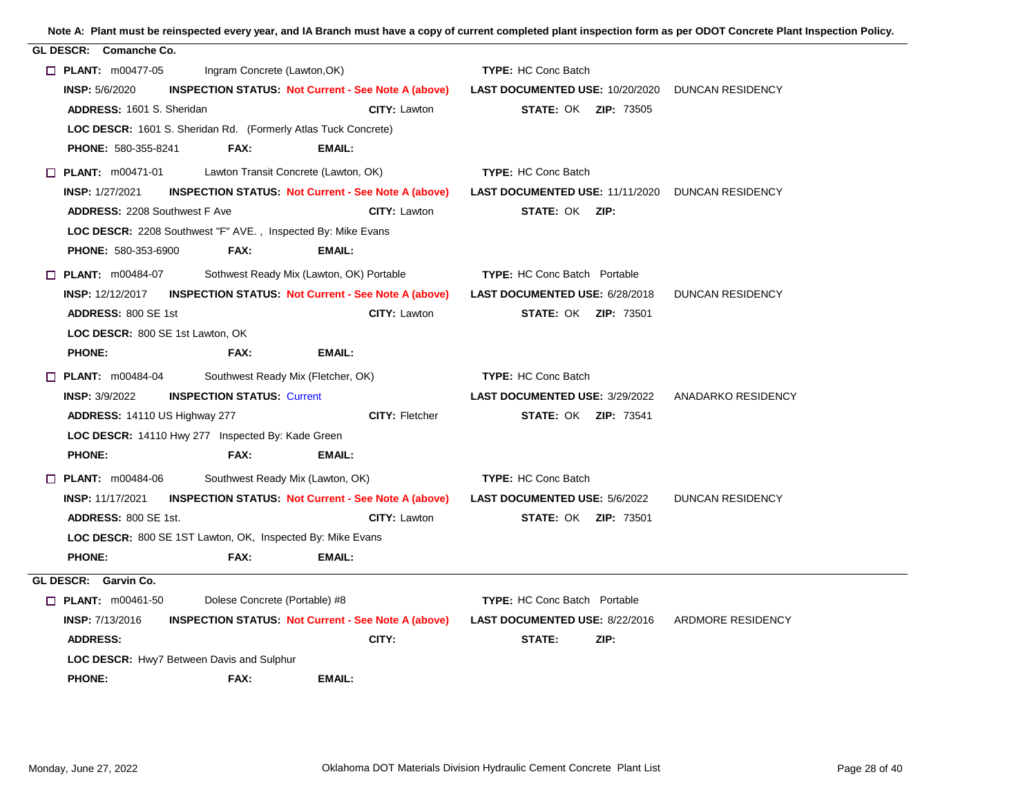**Note A: Plant must be reinspected every year, and IA Branch must have a copy of current completed plant inspection form as per ODOT Concrete Plant Inspection Policy.**

## GL DESCR: Comanche Co.

☐ **PLANT:** m00477-05 Ingram Concrete (Lawton,OK) **TYPE:** HC Conc Batch

**INSP:** 5/6/2020 **INSPECTION STATUS:** Not Current - See Note A (above) **LAST DOCUMENTED USE:** 10/20/2020 DUNCAN RESIDENCY

**ADDRESS:** 1601 S. Sheridan **CITY:** Lawton **STATE:** OK **ZIP:** 73505

**LOC DESCR:** 1601 S. Sheridan Rd. (Formerly Atlas Tuck Concrete)

**PHONE:** 580-355-8241 **FAX:** **EMAIL:**

☐ **PLANT:** m00471-01 Lawton Transit Concrete (Lawton, OK) **TYPE:** HC Conc Batch

**INSP:** 1/27/2021 **INSPECTION STATUS:** Not Current - See Note A (above) **LAST DOCUMENTED USE:** 11/11/2020 DUNCAN RESIDENCY

**ADDRESS:** 2208 Southwest F Ave **CITY:** Lawton **STATE:** OK **ZIP:**

**LOC DESCR:** 2208 Southwest "F" AVE. , Inspected By: Mike Evans

**PHONE:** 580-353-6900 **FAX:** **EMAIL:**

☐ **PLANT:** m00484-07 Sothwest Ready Mix (Lawton, OK) Portable **TYPE:** HC Conc Batch Portable

**INSP:** 12/12/2017 **INSPECTION STATUS:** Not Current - See Note A (above) **LAST DOCUMENTED USE:** 6/28/2018 DUNCAN RESIDENCY

**ADDRESS:** 800 SE 1st **CITY:** Lawton **STATE:** OK **ZIP:** 73501

**LOC DESCR:** 800 SE 1st Lawton, OK

**PHONE:** **FAX:** **EMAIL:**

☐ **PLANT:** m00484-04 Southwest Ready Mix (Fletcher, OK) **TYPE:** HC Conc Batch

**INSP:** 3/9/2022 **INSPECTION STATUS:** Current **LAST DOCUMENTED USE:** 3/29/2022 ANADARKO RESIDENCY

**ADDRESS:** 14110 US Highway 277 **CITY:** Fletcher **STATE:** OK **ZIP:** 73541

**LOC DESCR:** 14110 Hwy 277 Inspected By: Kade Green

**PHONE:** **FAX:** **EMAIL:**

☐ **PLANT:** m00484-06 Southwest Ready Mix (Lawton, OK) **TYPE:** HC Conc Batch

**INSP:** 11/17/2021 **INSPECTION STATUS:** Not Current - See Note A (above) **LAST DOCUMENTED USE:** 5/6/2022 DUNCAN RESIDENCY

**ADDRESS:** 800 SE 1st. **CITY:** Lawton **STATE:** OK **ZIP:** 73501

**LOC DESCR:** 800 SE 1ST Lawton, OK, Inspected By: Mike Evans

**PHONE:** **FAX:** **EMAIL:**

## GL DESCR: Garvin Co.

☐ **PLANT:** m00461-50 Dolese Concrete (Portable) #8 **TYPE:** HC Conc Batch Portable

**INSP:** 7/13/2016 **INSPECTION STATUS:** Not Current - See Note A (above) **LAST DOCUMENTED USE:** 8/22/2016 ARDMORE RESIDENCY

**ADDRESS:** **CITY:** **STATE:** **ZIP:**

**LOC DESCR:** Hwy7 Between Davis and Sulphur

**PHONE:** **FAX:** **EMAIL:**

Monday, June 27, 2022 Oklahoma DOT Materials Division Hydraulic Cement Concrete Plant List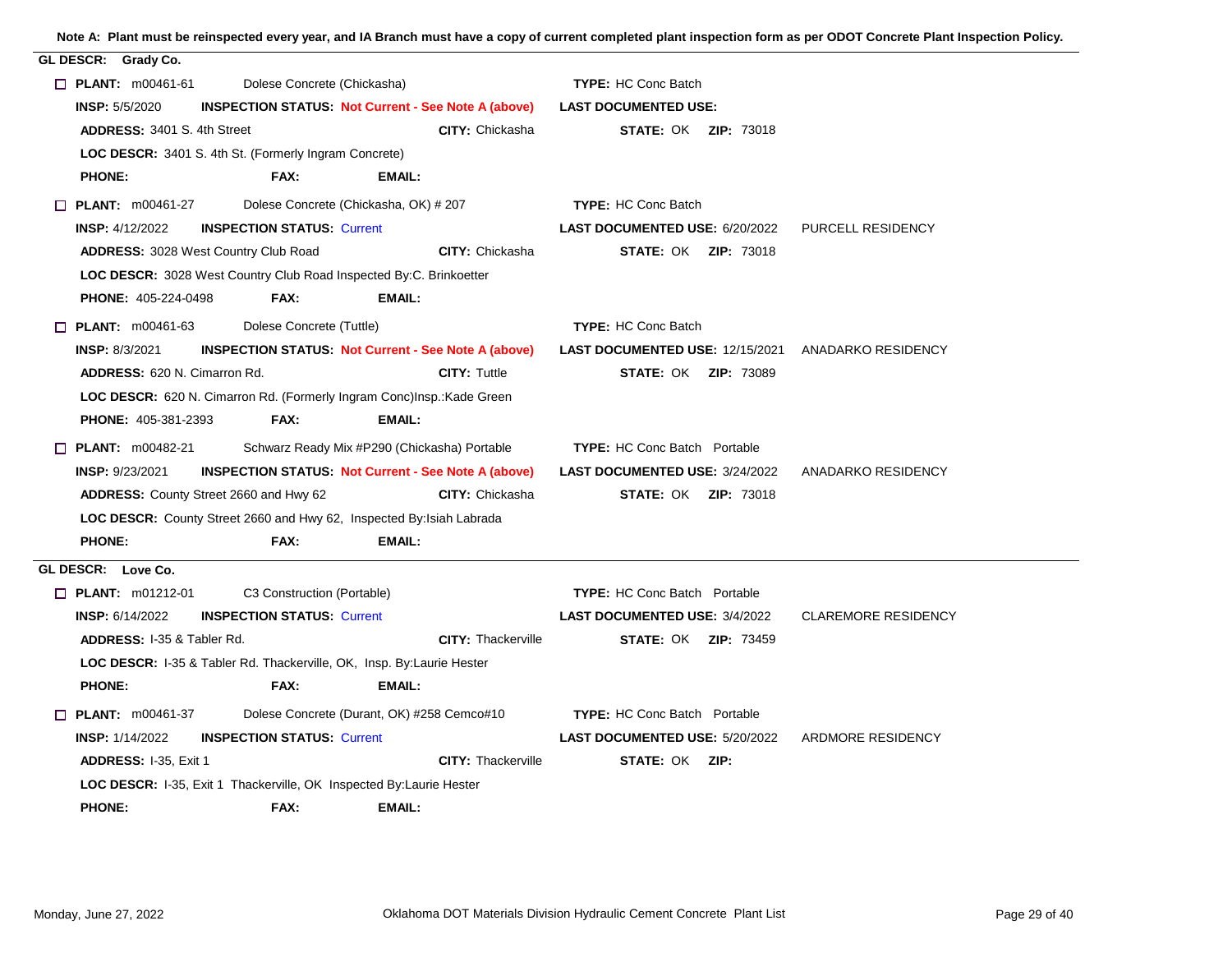**Note A: Plant must be reinspected every year, and IA Branch must have a copy of current completed plant inspection form as per ODOT Concrete Plant Inspection Policy.**

## GL DESCR: Grady Co.

☐ **PLANT:** m00461-61 Dolese Concrete (Chickasha) **TYPE:** HC Conc Batch
**INSP:** 5/5/2020 **INSPECTION STATUS:** Not Current - See Note A (above) **LAST DOCUMENTED USE:**
**ADDRESS:** 3401 S. 4th Street **CITY:** Chickasha **STATE:** OK **ZIP:** 73018
**LOC DESCR:** 3401 S. 4th St. (Formerly Ingram Concrete)
**PHONE:** **FAX:** **EMAIL:**

☐ **PLANT:** m00461-27 Dolese Concrete (Chickasha, OK) # 207 **TYPE:** HC Conc Batch
**INSP:** 4/12/2022 **INSPECTION STATUS:** Current **LAST DOCUMENTED USE:** 6/20/2022 PURCELL RESIDENCY
**ADDRESS:** 3028 West Country Club Road **CITY:** Chickasha **STATE:** OK **ZIP:** 73018
**LOC DESCR:** 3028 West Country Club Road Inspected By:C. Brinkoetter
**PHONE:** 405-224-0498 **FAX:** **EMAIL:**

☐ **PLANT:** m00461-63 Dolese Concrete (Tuttle) **TYPE:** HC Conc Batch
**INSP:** 8/3/2021 **INSPECTION STATUS:** Not Current - See Note A (above) **LAST DOCUMENTED USE:** 12/15/2021 ANADARKO RESIDENCY
**ADDRESS:** 620 N. Cimarron Rd. **CITY:** Tuttle **STATE:** OK **ZIP:** 73089
**LOC DESCR:** 620 N. Cimarron Rd. (Formerly Ingram Conc)Insp.:Kade Green
**PHONE:** 405-381-2393 **FAX:** **EMAIL:**

☐ **PLANT:** m00482-21 Schwarz Ready Mix #P290 (Chickasha) Portable **TYPE:** HC Conc Batch Portable
**INSP:** 9/23/2021 **INSPECTION STATUS:** Not Current - See Note A (above) **LAST DOCUMENTED USE:** 3/24/2022 ANADARKO RESIDENCY
**ADDRESS:** County Street 2660 and Hwy 62 **CITY:** Chickasha **STATE:** OK **ZIP:** 73018
**LOC DESCR:** County Street 2660 and Hwy 62, Inspected By:Isiah Labrada
**PHONE:** **FAX:** **EMAIL:**

## GL DESCR: Love Co.

☐ **PLANT:** m01212-01 C3 Construction (Portable) **TYPE:** HC Conc Batch Portable
**INSP:** 6/14/2022 **INSPECTION STATUS:** Current **LAST DOCUMENTED USE:** 3/4/2022 CLAREMORE RESIDENCY
**ADDRESS:** I-35 & Tabler Rd. **CITY:** Thackerville **STATE:** OK **ZIP:** 73459
**LOC DESCR:** I-35 & Tabler Rd. Thackerville, OK, Insp. By:Laurie Hester
**PHONE:** **FAX:** **EMAIL:**

☐ **PLANT:** m00461-37 Dolese Concrete (Durant, OK) #258 Cemco#10 **TYPE:** HC Conc Batch Portable
**INSP:** 1/14/2022 **INSPECTION STATUS:** Current **LAST DOCUMENTED USE:** 5/20/2022 ARDMORE RESIDENCY
**ADDRESS:** I-35, Exit 1 **CITY:** Thackerville **STATE:** OK **ZIP:**
**LOC DESCR:** I-35, Exit 1 Thackerville, OK Inspected By:Laurie Hester
**PHONE:** **FAX:** **EMAIL:**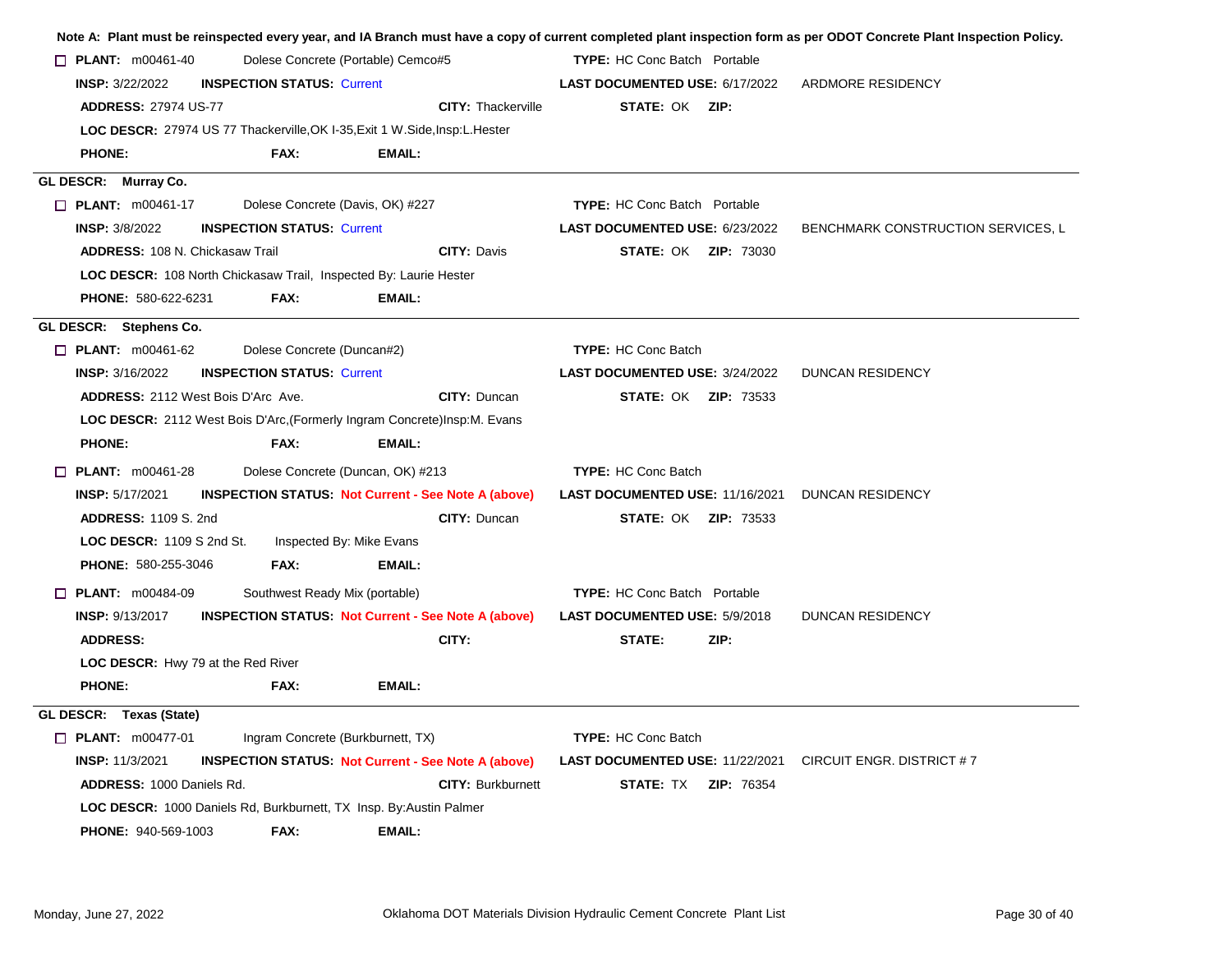**Note A: Plant must be reinspected every year, and IA Branch must have a copy of current completed plant inspection form as per ODOT Concrete Plant Inspection Policy.**

☐ **PLANT:** m00461-40 Dolese Concrete (Portable) Cemco#5 **TYPE:** HC Conc Batch Portable
**INSP:** 3/22/2022 **INSPECTION STATUS:** Current **LAST DOCUMENTED USE:** 6/17/2022 ARDMORE RESIDENCY
**ADDRESS:** 27974 US-77 **CITY:** Thackerville **STATE:** OK **ZIP:**
**LOC DESCR:** 27974 US 77 Thackerville,OK I-35,Exit 1 W.Side,Insp:L.Hester
**PHONE:** **FAX:** **EMAIL:**

---

**GL DESCR: Murray Co.**

☐ **PLANT:** m00461-17 Dolese Concrete (Davis, OK) #227 **TYPE:** HC Conc Batch Portable
**INSP:** 3/8/2022 **INSPECTION STATUS:** Current **LAST DOCUMENTED USE:** 6/23/2022 BENCHMARK CONSTRUCTION SERVICES, L
**ADDRESS:** 108 N. Chickasaw Trail **CITY:** Davis **STATE:** OK **ZIP:** 73030
**LOC DESCR:** 108 North Chickasaw Trail, Inspected By: Laurie Hester
**PHONE:** 580-622-6231 **FAX:** **EMAIL:**

---

**GL DESCR: Stephens Co.**

☐ **PLANT:** m00461-62 Dolese Concrete (Duncan#2) **TYPE:** HC Conc Batch
**INSP:** 3/16/2022 **INSPECTION STATUS:** Current **LAST DOCUMENTED USE:** 3/24/2022 DUNCAN RESIDENCY
**ADDRESS:** 2112 West Bois D'Arc Ave. **CITY:** Duncan **STATE:** OK **ZIP:** 73533
**LOC DESCR:** 2112 West Bois D'Arc,(Formerly Ingram Concrete)Insp:M. Evans
**PHONE:** **FAX:** **EMAIL:**

☐ **PLANT:** m00461-28 Dolese Concrete (Duncan, OK) #213 **TYPE:** HC Conc Batch
**INSP:** 5/17/2021 **INSPECTION STATUS:** **Not Current - See Note A (above)** **LAST DOCUMENTED USE:** 11/16/2021 DUNCAN RESIDENCY
**ADDRESS:** 1109 S. 2nd **CITY:** Duncan **STATE:** OK **ZIP:** 73533
**LOC DESCR:** 1109 S 2nd St. Inspected By: Mike Evans
**PHONE:** 580-255-3046 **FAX:** **EMAIL:**

☐ **PLANT:** m00484-09 Southwest Ready Mix (portable) **TYPE:** HC Conc Batch Portable
**INSP:** 9/13/2017 **INSPECTION STATUS:** **Not Current - See Note A (above)** **LAST DOCUMENTED USE:** 5/9/2018 DUNCAN RESIDENCY
**ADDRESS:** **CITY:** **STATE:** **ZIP:**
**LOC DESCR:** Hwy 79 at the Red River
**PHONE:** **FAX:** **EMAIL:**

---

**GL DESCR: Texas (State)**

☐ **PLANT:** m00477-01 Ingram Concrete (Burkburnett, TX) **TYPE:** HC Conc Batch
**INSP:** 11/3/2021 **INSPECTION STATUS:** **Not Current - See Note A (above)** **LAST DOCUMENTED USE:** 11/22/2021 CIRCUIT ENGR. DISTRICT # 7
**ADDRESS:** 1000 Daniels Rd. **CITY:** Burkburnett **STATE:** TX **ZIP:** 76354
**LOC DESCR:** 1000 Daniels Rd, Burkburnett, TX Insp. By:Austin Palmer
**PHONE:** 940-569-1003 **FAX:** **EMAIL:**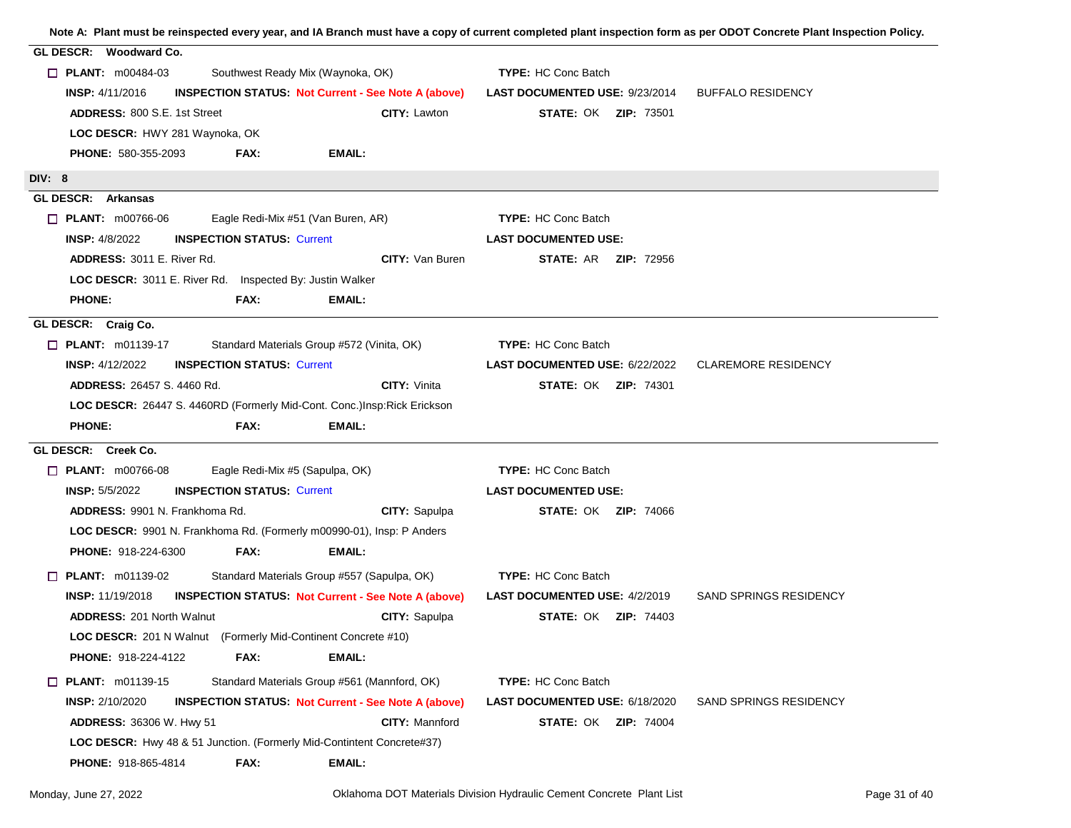**Note A: Plant must be reinspected every year, and IA Branch must have a copy of current completed plant inspection form as per ODOT Concrete Plant Inspection Policy.**

**GL DESCR: Woodward Co.**

☐ **PLANT:** m00484-03 Southwest Ready Mix (Waynoka, OK) **TYPE:** HC Conc Batch

**INSP:** 4/11/2016 **INSPECTION STATUS:** Not Current - See Note A (above) **LAST DOCUMENTED USE:** 9/23/2014 BUFFALO RESIDENCY

**ADDRESS:** 800 S.E. 1st Street **CITY:** Lawton **STATE:** OK **ZIP:** 73501

**LOC DESCR:** HWY 281 Waynoka, OK

**PHONE:** 580-355-2093 **FAX:** **EMAIL:**

## DIV: 8

**GL DESCR: Arkansas**

☐ **PLANT:** m00766-06 Eagle Redi-Mix #51 (Van Buren, AR) **TYPE:** HC Conc Batch

**INSP:** 4/8/2022 **INSPECTION STATUS:** Current **LAST DOCUMENTED USE:**

**ADDRESS:** 3011 E. River Rd. **CITY:** Van Buren **STATE:** AR **ZIP:** 72956

**LOC DESCR:** 3011 E. River Rd. Inspected By: Justin Walker

**PHONE:** **FAX:** **EMAIL:**

**GL DESCR: Craig Co.**

☐ **PLANT:** m01139-17 Standard Materials Group #572 (Vinita, OK) **TYPE:** HC Conc Batch

**INSP:** 4/12/2022 **INSPECTION STATUS:** Current **LAST DOCUMENTED USE:** 6/22/2022 CLAREMORE RESIDENCY

**ADDRESS:** 26457 S. 4460 Rd. **CITY:** Vinita **STATE:** OK **ZIP:** 74301

**LOC DESCR:** 26447 S. 4460RD (Formerly Mid-Cont. Conc.)Insp:Rick Erickson

**PHONE:** **FAX:** **EMAIL:**

**GL DESCR: Creek Co.**

☐ **PLANT:** m00766-08 Eagle Redi-Mix #5 (Sapulpa, OK) **TYPE:** HC Conc Batch

**INSP:** 5/5/2022 **INSPECTION STATUS:** Current **LAST DOCUMENTED USE:**

**ADDRESS:** 9901 N. Frankhoma Rd. **CITY:** Sapulpa **STATE:** OK **ZIP:** 74066

**LOC DESCR:** 9901 N. Frankhoma Rd. (Formerly m00990-01), Insp: P Anders

**PHONE:** 918-224-6300 **FAX:** **EMAIL:**

☐ **PLANT:** m01139-02 Standard Materials Group #557 (Sapulpa, OK) **TYPE:** HC Conc Batch

**INSP:** 11/19/2018 **INSPECTION STATUS:** Not Current - See Note A (above) **LAST DOCUMENTED USE:** 4/2/2019 SAND SPRINGS RESIDENCY

**ADDRESS:** 201 North Walnut **CITY:** Sapulpa **STATE:** OK **ZIP:** 74403

**LOC DESCR:** 201 N Walnut (Formerly Mid-Continent Concrete #10)

**PHONE:** 918-224-4122 **FAX:** **EMAIL:**

☐ **PLANT:** m01139-15 Standard Materials Group #561 (Mannford, OK) **TYPE:** HC Conc Batch

**INSP:** 2/10/2020 **INSPECTION STATUS:** Not Current - See Note A (above) **LAST DOCUMENTED USE:** 6/18/2020 SAND SPRINGS RESIDENCY

**ADDRESS:** 36306 W. Hwy 51 **CITY:** Mannford **STATE:** OK **ZIP:** 74004

**LOC DESCR:** Hwy 48 & 51 Junction. (Formerly Mid-Contintent Concrete#37)

**PHONE:** 918-865-4814 **FAX:** **EMAIL:**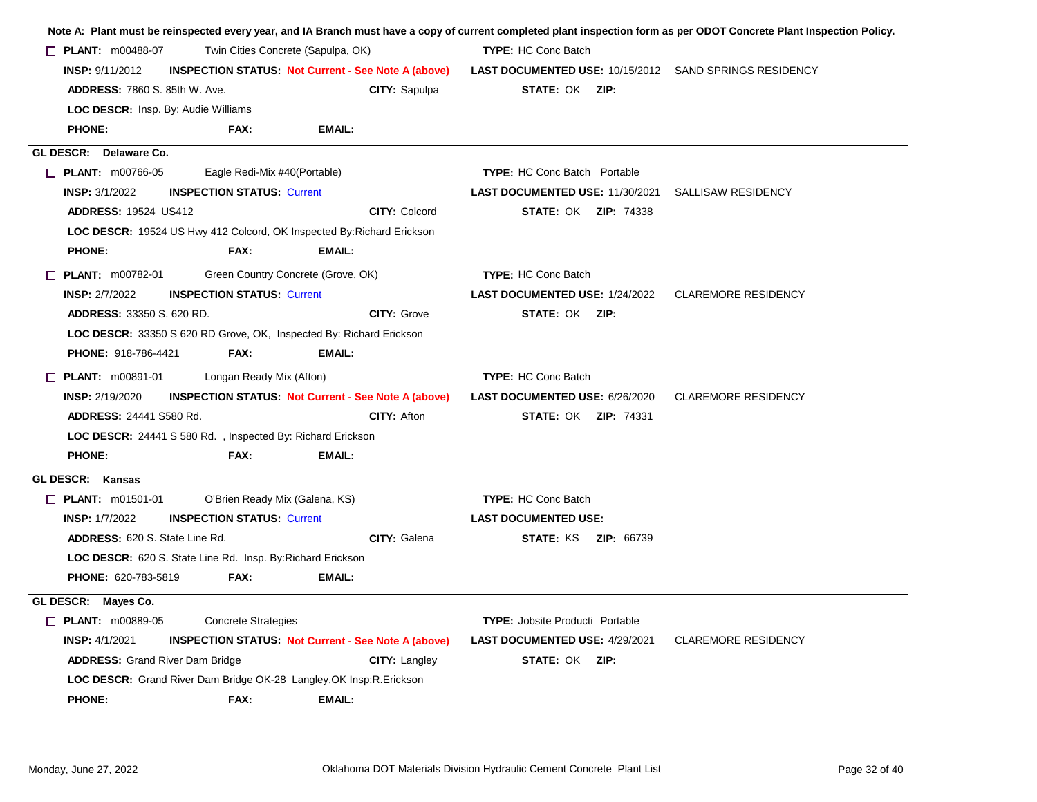**Note A: Plant must be reinspected every year, and IA Branch must have a copy of current completed plant inspection form as per ODOT Concrete Plant Inspection Policy.**

☐ **PLANT:** m00488-07 Twin Cities Concrete (Sapulpa, OK) **TYPE:** HC Conc Batch

**INSP:** 9/11/2012 **INSPECTION STATUS:** Not Current - See Note A (above) **LAST DOCUMENTED USE:** 10/15/2012 SAND SPRINGS RESIDENCY

**ADDRESS:** 7860 S. 85th W. Ave. **CITY:** Sapulpa **STATE:** OK **ZIP:**

**LOC DESCR:** Insp. By: Audie Williams

**PHONE:** **FAX:** **EMAIL:**

---

**GL DESCR: Delaware Co.**

☐ **PLANT:** m00766-05 Eagle Redi-Mix #40(Portable) **TYPE:** HC Conc Batch Portable

**INSP:** 3/1/2022 **INSPECTION STATUS:** Current **LAST DOCUMENTED USE:** 11/30/2021 SALLISAW RESIDENCY

**ADDRESS:** 19524 US412 **CITY:** Colcord **STATE:** OK **ZIP:** 74338

**LOC DESCR:** 19524 US Hwy 412 Colcord, OK Inspected By:Richard Erickson

**PHONE:** **FAX:** **EMAIL:**

☐ **PLANT:** m00782-01 Green Country Concrete (Grove, OK) **TYPE:** HC Conc Batch

**INSP:** 2/7/2022 **INSPECTION STATUS:** Current **LAST DOCUMENTED USE:** 1/24/2022 CLAREMORE RESIDENCY

**ADDRESS:** 33350 S. 620 RD. **CITY:** Grove **STATE:** OK **ZIP:**

**LOC DESCR:** 33350 S 620 RD Grove, OK, Inspected By: Richard Erickson

**PHONE:** 918-786-4421 **FAX:** **EMAIL:**

☐ **PLANT:** m00891-01 Longan Ready Mix (Afton) **TYPE:** HC Conc Batch

**INSP:** 2/19/2020 **INSPECTION STATUS:** Not Current - See Note A (above) **LAST DOCUMENTED USE:** 6/26/2020 CLAREMORE RESIDENCY

**ADDRESS:** 24441 S580 Rd. **CITY:** Afton **STATE:** OK **ZIP:** 74331

**LOC DESCR:** 24441 S 580 Rd. , Inspected By: Richard Erickson

**PHONE:** **FAX:** **EMAIL:**

---

**GL DESCR: Kansas**

☐ **PLANT:** m01501-01 O'Brien Ready Mix (Galena, KS) **TYPE:** HC Conc Batch

**INSP:** 1/7/2022 **INSPECTION STATUS:** Current **LAST DOCUMENTED USE:**

**ADDRESS:** 620 S. State Line Rd. **CITY:** Galena **STATE:** KS **ZIP:** 66739

**LOC DESCR:** 620 S. State Line Rd. Insp. By:Richard Erickson

**PHONE:** 620-783-5819 **FAX:** **EMAIL:**

---

**GL DESCR: Mayes Co.**

☐ **PLANT:** m00889-05 Concrete Strategies **TYPE:** Jobsite Producti Portable

**INSP:** 4/1/2021 **INSPECTION STATUS:** Not Current - See Note A (above) **LAST DOCUMENTED USE:** 4/29/2021 CLAREMORE RESIDENCY

**ADDRESS:** Grand River Dam Bridge **CITY:** Langley **STATE:** OK **ZIP:**

**LOC DESCR:** Grand River Dam Bridge OK-28 Langley,OK Insp:R.Erickson

**PHONE:** **FAX:** **EMAIL:**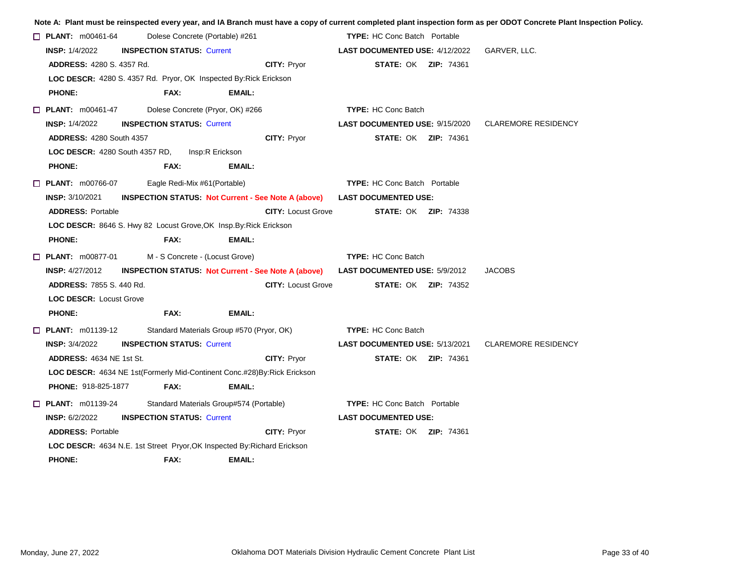**Note A: Plant must be reinspected every year, and IA Branch must have a copy of current completed plant inspection form as per ODOT Concrete Plant Inspection Policy.**

☐ **PLANT:** m00461-64 Dolese Concrete (Portable) #261 **TYPE:** HC Conc Batch Portable
**INSP:** 1/4/2022 **INSPECTION STATUS:** Current **LAST DOCUMENTED USE:** 4/12/2022 GARVER, LLC.
**ADDRESS:** 4280 S. 4357 Rd. **CITY:** Pryor **STATE:** OK **ZIP:** 74361
**LOC DESCR:** 4280 S. 4357 Rd. Pryor, OK Inspected By:Rick Erickson
**PHONE:** **FAX:** **EMAIL:**

☐ **PLANT:** m00461-47 Dolese Concrete (Pryor, OK) #266 **TYPE:** HC Conc Batch
**INSP:** 1/4/2022 **INSPECTION STATUS:** Current **LAST DOCUMENTED USE:** 9/15/2020 CLAREMORE RESIDENCY
**ADDRESS:** 4280 South 4357 **CITY:** Pryor **STATE:** OK **ZIP:** 74361
**LOC DESCR:** 4280 South 4357 RD, Insp:R Erickson
**PHONE:** **FAX:** **EMAIL:**

☐ **PLANT:** m00766-07 Eagle Redi-Mix #61(Portable) **TYPE:** HC Conc Batch Portable
**INSP:** 3/10/2021 **INSPECTION STATUS:** **Not Current - See Note A (above)** **LAST DOCUMENTED USE:**
**ADDRESS:** Portable **CITY:** Locust Grove **STATE:** OK **ZIP:** 74338
**LOC DESCR:** 8646 S. Hwy 82 Locust Grove,OK Insp.By:Rick Erickson
**PHONE:** **FAX:** **EMAIL:**

☐ **PLANT:** m00877-01 M - S Concrete - (Locust Grove) **TYPE:** HC Conc Batch
**INSP:** 4/27/2012 **INSPECTION STATUS:** **Not Current - See Note A (above)** **LAST DOCUMENTED USE:** 5/9/2012 JACOBS
**ADDRESS:** 7855 S. 440 Rd. **CITY:** Locust Grove **STATE:** OK **ZIP:** 74352
**LOC DESCR:** Locust Grove
**PHONE:** **FAX:** **EMAIL:**

☐ **PLANT:** m01139-12 Standard Materials Group #570 (Pryor, OK) **TYPE:** HC Conc Batch
**INSP:** 3/4/2022 **INSPECTION STATUS:** Current **LAST DOCUMENTED USE:** 5/13/2021 CLAREMORE RESIDENCY
**ADDRESS:** 4634 NE 1st St. **CITY:** Pryor **STATE:** OK **ZIP:** 74361
**LOC DESCR:** 4634 NE 1st(Formerly Mid-Continent Conc.#28)By:Rick Erickson
**PHONE:** 918-825-1877 **FAX:** **EMAIL:**

☐ **PLANT:** m01139-24 Standard Materials Group#574 (Portable) **TYPE:** HC Conc Batch Portable
**INSP:** 6/2/2022 **INSPECTION STATUS:** Current **LAST DOCUMENTED USE:**
**ADDRESS:** Portable **CITY:** Pryor **STATE:** OK **ZIP:** 74361
**LOC DESCR:** 4634 N.E. 1st Street Pryor,OK Inspected By:Richard Erickson
**PHONE:** **FAX:** **EMAIL:**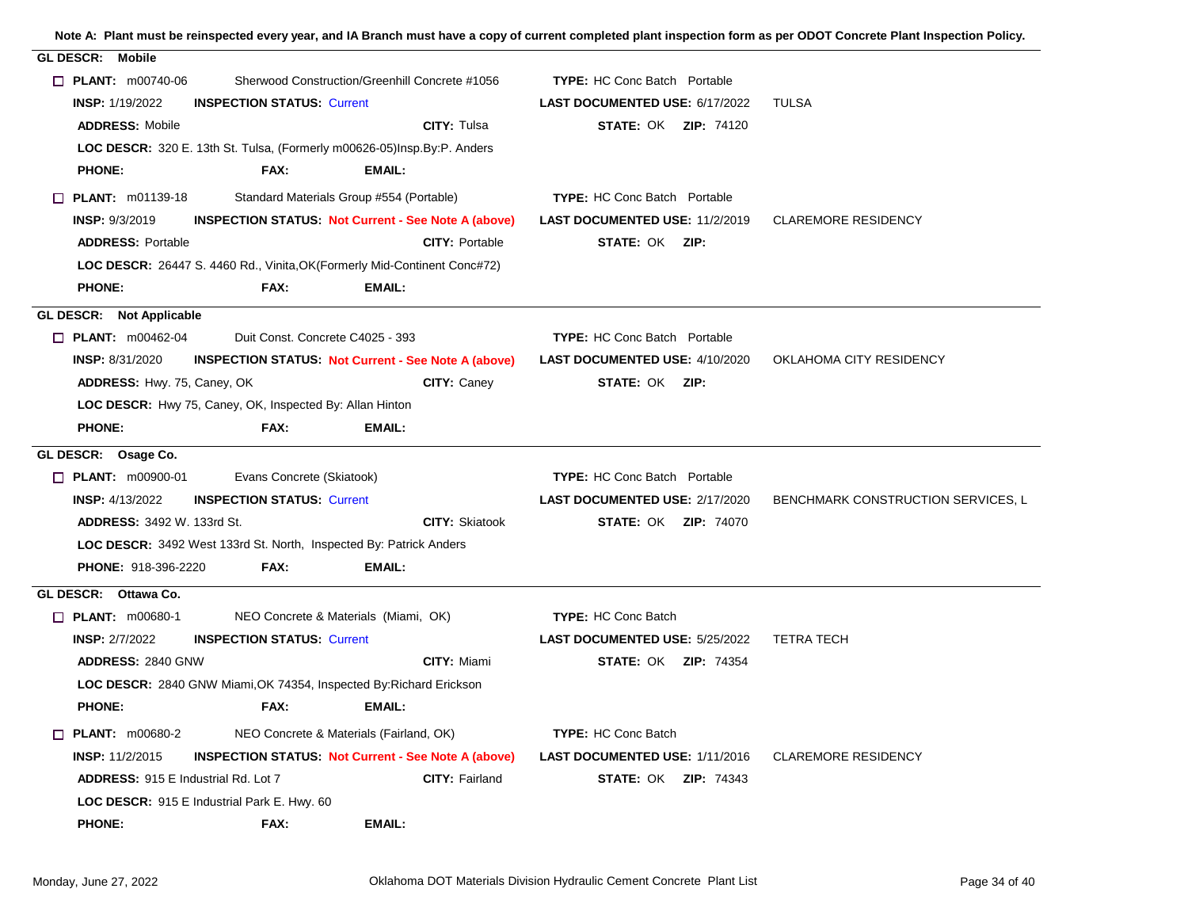**Note A: Plant must be reinspected every year, and IA Branch must have a copy of current completed plant inspection form as per ODOT Concrete Plant Inspection Policy.**

**GL DESCR: Mobile**

☐ **PLANT:** m00740-06 Sherwood Construction/Greenhill Concrete #1056 **TYPE:** HC Conc Batch Portable
**INSP:** 1/19/2022 **INSPECTION STATUS:** Current **LAST DOCUMENTED USE:** 6/17/2022 TULSA
**ADDRESS:** Mobile **CITY:** Tulsa **STATE:** OK **ZIP:** 74120
**LOC DESCR:** 320 E. 13th St. Tulsa, (Formerly m00626-05)Insp.By:P. Anders
**PHONE:** **FAX:** **EMAIL:**

☐ **PLANT:** m01139-18 Standard Materials Group #554 (Portable) **TYPE:** HC Conc Batch Portable
**INSP:** 9/3/2019 **INSPECTION STATUS:** **Not Current - See Note A (above)** **LAST DOCUMENTED USE:** 11/2/2019 CLAREMORE RESIDENCY
**ADDRESS:** Portable **CITY:** Portable **STATE:** OK **ZIP:**
**LOC DESCR:** 26447 S. 4460 Rd., Vinita,OK(Formerly Mid-Continent Conc#72)
**PHONE:** **FAX:** **EMAIL:**

**GL DESCR: Not Applicable**

☐ **PLANT:** m00462-04 Duit Const. Concrete C4025 - 393 **TYPE:** HC Conc Batch Portable
**INSP:** 8/31/2020 **INSPECTION STATUS:** **Not Current - See Note A (above)** **LAST DOCUMENTED USE:** 4/10/2020 OKLAHOMA CITY RESIDENCY
**ADDRESS:** Hwy. 75, Caney, OK **CITY:** Caney **STATE:** OK **ZIP:**
**LOC DESCR:** Hwy 75, Caney, OK, Inspected By: Allan Hinton
**PHONE:** **FAX:** **EMAIL:**

**GL DESCR: Osage Co.**

☐ **PLANT:** m00900-01 Evans Concrete (Skiatook) **TYPE:** HC Conc Batch Portable
**INSP:** 4/13/2022 **INSPECTION STATUS:** Current **LAST DOCUMENTED USE:** 2/17/2020 BENCHMARK CONSTRUCTION SERVICES, L
**ADDRESS:** 3492 W. 133rd St. **CITY:** Skiatook **STATE:** OK **ZIP:** 74070
**LOC DESCR:** 3492 West 133rd St. North, Inspected By: Patrick Anders
**PHONE:** 918-396-2220 **FAX:** **EMAIL:**

**GL DESCR: Ottawa Co.**

☐ **PLANT:** m00680-1 NEO Concrete & Materials (Miami, OK) **TYPE:** HC Conc Batch
**INSP:** 2/7/2022 **INSPECTION STATUS:** Current **LAST DOCUMENTED USE:** 5/25/2022 TETRA TECH
**ADDRESS:** 2840 GNW **CITY:** Miami **STATE:** OK **ZIP:** 74354
**LOC DESCR:** 2840 GNW Miami,OK 74354, Inspected By:Richard Erickson
**PHONE:** **FAX:** **EMAIL:**

☐ **PLANT:** m00680-2 NEO Concrete & Materials (Fairland, OK) **TYPE:** HC Conc Batch
**INSP:** 11/2/2015 **INSPECTION STATUS:** **Not Current - See Note A (above)** **LAST DOCUMENTED USE:** 1/11/2016 CLAREMORE RESIDENCY
**ADDRESS:** 915 E Industrial Rd. Lot 7 **CITY:** Fairland **STATE:** OK **ZIP:** 74343
**LOC DESCR:** 915 E Industrial Park E. Hwy. 60
**PHONE:** **FAX:** **EMAIL:**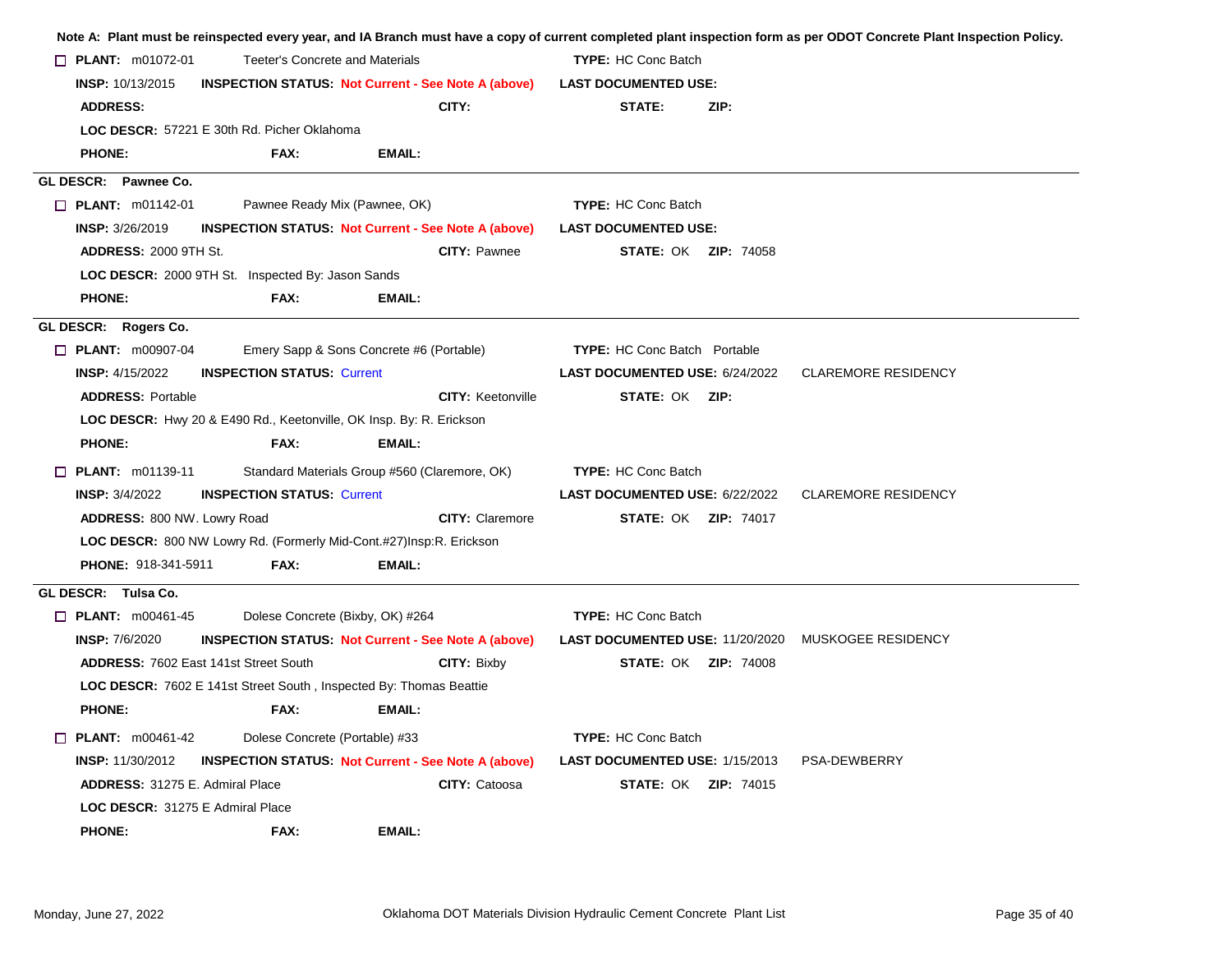**Note A: Plant must be reinspected every year, and IA Branch must have a copy of current completed plant inspection form as per ODOT Concrete Plant Inspection Policy.**

☐ **PLANT:** m01072-01 Teeter's Concrete and Materials **TYPE:** HC Conc Batch
**INSP:** 10/13/2015 **INSPECTION STATUS:** Not Current - See Note A (above) **LAST DOCUMENTED USE:**
**ADDRESS:** **CITY:** **STATE:** **ZIP:**
**LOC DESCR:** 57221 E 30th Rd. Picher Oklahoma
**PHONE:** **FAX:** **EMAIL:**

---

## GL DESCR: Pawnee Co.

☐ **PLANT:** m01142-01 Pawnee Ready Mix (Pawnee, OK) **TYPE:** HC Conc Batch
**INSP:** 3/26/2019 **INSPECTION STATUS:** Not Current - See Note A (above) **LAST DOCUMENTED USE:**
**ADDRESS:** 2000 9TH St. **CITY:** Pawnee **STATE:** OK **ZIP:** 74058
**LOC DESCR:** 2000 9TH St. Inspected By: Jason Sands
**PHONE:** **FAX:** **EMAIL:**

---

## GL DESCR: Rogers Co.

☐ **PLANT:** m00907-04 Emery Sapp & Sons Concrete #6 (Portable) **TYPE:** HC Conc Batch Portable
**INSP:** 4/15/2022 **INSPECTION STATUS:** Current **LAST DOCUMENTED USE:** 6/24/2022 CLAREMORE RESIDENCY
**ADDRESS:** Portable **CITY:** Keetonville **STATE:** OK **ZIP:**
**LOC DESCR:** Hwy 20 & E490 Rd., Keetonville, OK Insp. By: R. Erickson
**PHONE:** **FAX:** **EMAIL:**

☐ **PLANT:** m01139-11 Standard Materials Group #560 (Claremore, OK) **TYPE:** HC Conc Batch
**INSP:** 3/4/2022 **INSPECTION STATUS:** Current **LAST DOCUMENTED USE:** 6/22/2022 CLAREMORE RESIDENCY
**ADDRESS:** 800 NW. Lowry Road **CITY:** Claremore **STATE:** OK **ZIP:** 74017
**LOC DESCR:** 800 NW Lowry Rd. (Formerly Mid-Cont.#27)Insp:R. Erickson
**PHONE:** 918-341-5911 **FAX:** **EMAIL:**

---

## GL DESCR: Tulsa Co.

☐ **PLANT:** m00461-45 Dolese Concrete (Bixby, OK) #264 **TYPE:** HC Conc Batch
**INSP:** 7/6/2020 **INSPECTION STATUS:** Not Current - See Note A (above) **LAST DOCUMENTED USE:** 11/20/2020 MUSKOGEE RESIDENCY
**ADDRESS:** 7602 East 141st Street South **CITY:** Bixby **STATE:** OK **ZIP:** 74008
**LOC DESCR:** 7602 E 141st Street South , Inspected By: Thomas Beattie
**PHONE:** **FAX:** **EMAIL:**

☐ **PLANT:** m00461-42 Dolese Concrete (Portable) #33 **TYPE:** HC Conc Batch
**INSP:** 11/30/2012 **INSPECTION STATUS:** Not Current - See Note A (above) **LAST DOCUMENTED USE:** 1/15/2013 PSA-DEWBERRY
**ADDRESS:** 31275 E. Admiral Place **CITY:** Catoosa **STATE:** OK **ZIP:** 74015
**LOC DESCR:** 31275 E Admiral Place
**PHONE:** **FAX:** **EMAIL:**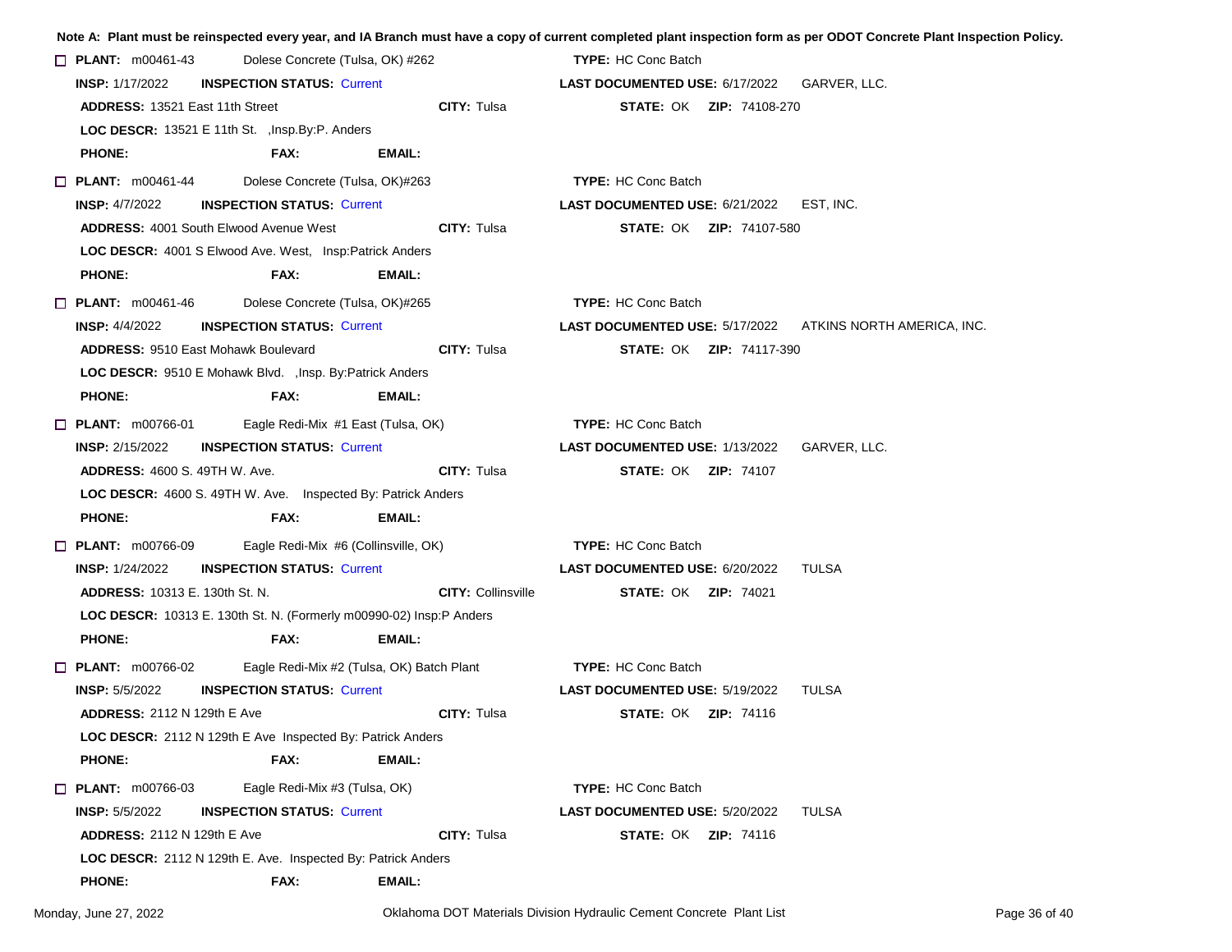**Note A: Plant must be reinspected every year, and IA Branch must have a copy of current completed plant inspection form as per ODOT Concrete Plant Inspection Policy.**

☐ **PLANT:** m00461-43 Dolese Concrete (Tulsa, OK) #262 **TYPE:** HC Conc Batch
**INSP:** 1/17/2022 **INSPECTION STATUS:** Current **LAST DOCUMENTED USE:** 6/17/2022 GARVER, LLC.
**ADDRESS:** 13521 East 11th Street **CITY:** Tulsa **STATE:** OK **ZIP:** 74108-270
**LOC DESCR:** 13521 E 11th St. ,Insp.By:P. Anders
**PHONE:** **FAX:** **EMAIL:**

☐ **PLANT:** m00461-44 Dolese Concrete (Tulsa, OK)#263 **TYPE:** HC Conc Batch
**INSP:** 4/7/2022 **INSPECTION STATUS:** Current **LAST DOCUMENTED USE:** 6/21/2022 EST, INC.
**ADDRESS:** 4001 South Elwood Avenue West **CITY:** Tulsa **STATE:** OK **ZIP:** 74107-580
**LOC DESCR:** 4001 S Elwood Ave. West, Insp:Patrick Anders
**PHONE:** **FAX:** **EMAIL:**

☐ **PLANT:** m00461-46 Dolese Concrete (Tulsa, OK)#265 **TYPE:** HC Conc Batch
**INSP:** 4/4/2022 **INSPECTION STATUS:** Current **LAST DOCUMENTED USE:** 5/17/2022 ATKINS NORTH AMERICA, INC.
**ADDRESS:** 9510 East Mohawk Boulevard **CITY:** Tulsa **STATE:** OK **ZIP:** 74117-390
**LOC DESCR:** 9510 E Mohawk Blvd. ,Insp. By:Patrick Anders
**PHONE:** **FAX:** **EMAIL:**

☐ **PLANT:** m00766-01 Eagle Redi-Mix #1 East (Tulsa, OK) **TYPE:** HC Conc Batch
**INSP:** 2/15/2022 **INSPECTION STATUS:** Current **LAST DOCUMENTED USE:** 1/13/2022 GARVER, LLC.
**ADDRESS:** 4600 S. 49TH W. Ave. **CITY:** Tulsa **STATE:** OK **ZIP:** 74107
**LOC DESCR:** 4600 S. 49TH W. Ave. Inspected By: Patrick Anders
**PHONE:** **FAX:** **EMAIL:**

☐ **PLANT:** m00766-09 Eagle Redi-Mix #6 (Collinsville, OK) **TYPE:** HC Conc Batch
**INSP:** 1/24/2022 **INSPECTION STATUS:** Current **LAST DOCUMENTED USE:** 6/20/2022 TULSA
**ADDRESS:** 10313 E. 130th St. N. **CITY:** Collinsville **STATE:** OK **ZIP:** 74021
**LOC DESCR:** 10313 E. 130th St. N. (Formerly m00990-02) Insp:P Anders
**PHONE:** **FAX:** **EMAIL:**

☐ **PLANT:** m00766-02 Eagle Redi-Mix #2 (Tulsa, OK) Batch Plant **TYPE:** HC Conc Batch
**INSP:** 5/5/2022 **INSPECTION STATUS:** Current **LAST DOCUMENTED USE:** 5/19/2022 TULSA
**ADDRESS:** 2112 N 129th E Ave **CITY:** Tulsa **STATE:** OK **ZIP:** 74116
**LOC DESCR:** 2112 N 129th E Ave Inspected By: Patrick Anders
**PHONE:** **FAX:** **EMAIL:**

☐ **PLANT:** m00766-03 Eagle Redi-Mix #3 (Tulsa, OK) **TYPE:** HC Conc Batch
**INSP:** 5/5/2022 **INSPECTION STATUS:** Current **LAST DOCUMENTED USE:** 5/20/2022 TULSA
**ADDRESS:** 2112 N 129th E Ave **CITY:** Tulsa **STATE:** OK **ZIP:** 74116
**LOC DESCR:** 2112 N 129th E. Ave. Inspected By: Patrick Anders
**PHONE:** **FAX:** **EMAIL:**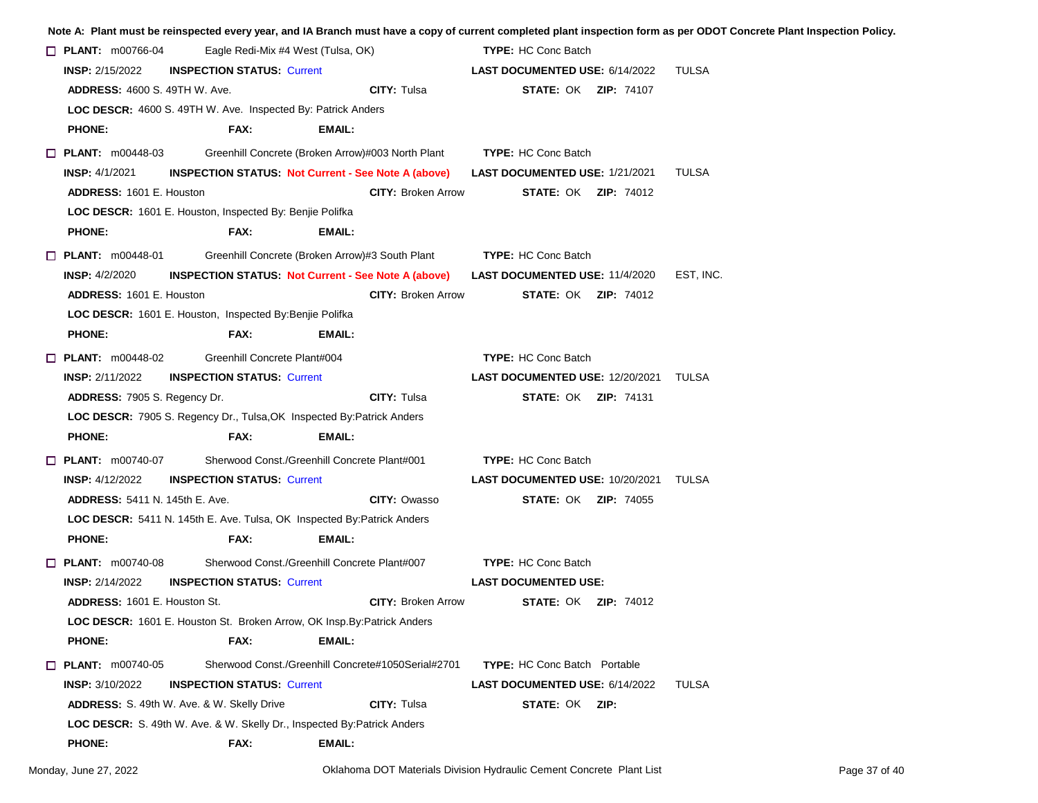**Note A: Plant must be reinspected every year, and IA Branch must have a copy of current completed plant inspection form as per ODOT Concrete Plant Inspection Policy.**

☐ **PLANT:** m00766-04 Eagle Redi-Mix #4 West (Tulsa, OK) **TYPE:** HC Conc Batch
**INSP:** 2/15/2022 **INSPECTION STATUS:** Current **LAST DOCUMENTED USE:** 6/14/2022 TULSA
**ADDRESS:** 4600 S. 49TH W. Ave. **CITY:** Tulsa **STATE:** OK **ZIP:** 74107
**LOC DESCR:** 4600 S. 49TH W. Ave. Inspected By: Patrick Anders
**PHONE:** **FAX:** **EMAIL:**

☐ **PLANT:** m00448-03 Greenhill Concrete (Broken Arrow)#003 North Plant **TYPE:** HC Conc Batch
**INSP:** 4/1/2021 **INSPECTION STATUS:** Not Current - See Note A (above) **LAST DOCUMENTED USE:** 1/21/2021 TULSA
**ADDRESS:** 1601 E. Houston **CITY:** Broken Arrow **STATE:** OK **ZIP:** 74012
**LOC DESCR:** 1601 E. Houston, Inspected By: Benjie Polifka
**PHONE:** **FAX:** **EMAIL:**

☐ **PLANT:** m00448-01 Greenhill Concrete (Broken Arrow)#3 South Plant **TYPE:** HC Conc Batch
**INSP:** 4/2/2020 **INSPECTION STATUS:** Not Current - See Note A (above) **LAST DOCUMENTED USE:** 11/4/2020 EST, INC.
**ADDRESS:** 1601 E. Houston **CITY:** Broken Arrow **STATE:** OK **ZIP:** 74012
**LOC DESCR:** 1601 E. Houston, Inspected By:Benjie Polifka
**PHONE:** **FAX:** **EMAIL:**

☐ **PLANT:** m00448-02 Greenhill Concrete Plant#004 **TYPE:** HC Conc Batch
**INSP:** 2/11/2022 **INSPECTION STATUS:** Current **LAST DOCUMENTED USE:** 12/20/2021 TULSA
**ADDRESS:** 7905 S. Regency Dr. **CITY:** Tulsa **STATE:** OK **ZIP:** 74131
**LOC DESCR:** 7905 S. Regency Dr., Tulsa,OK Inspected By:Patrick Anders
**PHONE:** **FAX:** **EMAIL:**

☐ **PLANT:** m00740-07 Sherwood Const./Greenhill Concrete Plant#001 **TYPE:** HC Conc Batch
**INSP:** 4/12/2022 **INSPECTION STATUS:** Current **LAST DOCUMENTED USE:** 10/20/2021 TULSA
**ADDRESS:** 5411 N. 145th E. Ave. **CITY:** Owasso **STATE:** OK **ZIP:** 74055
**LOC DESCR:** 5411 N. 145th E. Ave. Tulsa, OK Inspected By:Patrick Anders
**PHONE:** **FAX:** **EMAIL:**

☐ **PLANT:** m00740-08 Sherwood Const./Greenhill Concrete Plant#007 **TYPE:** HC Conc Batch
**INSP:** 2/14/2022 **INSPECTION STATUS:** Current **LAST DOCUMENTED USE:**
**ADDRESS:** 1601 E. Houston St. **CITY:** Broken Arrow **STATE:** OK **ZIP:** 74012
**LOC DESCR:** 1601 E. Houston St. Broken Arrow, OK Insp.By:Patrick Anders
**PHONE:** **FAX:** **EMAIL:**

☐ **PLANT:** m00740-05 Sherwood Const./Greenhill Concrete#1050Serial#2701 **TYPE:** HC Conc Batch Portable
**INSP:** 3/10/2022 **INSPECTION STATUS:** Current **LAST DOCUMENTED USE:** 6/14/2022 TULSA
**ADDRESS:** S. 49th W. Ave. & W. Skelly Drive **CITY:** Tulsa **STATE:** OK **ZIP:**
**LOC DESCR:** S. 49th W. Ave. & W. Skelly Dr., Inspected By:Patrick Anders
**PHONE:** **FAX:** **EMAIL:**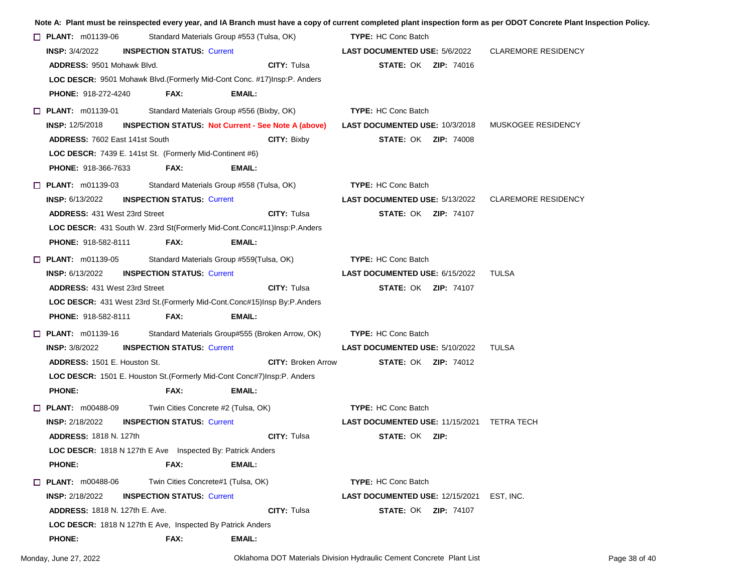**Note A: Plant must be reinspected every year, and IA Branch must have a copy of current completed plant inspection form as per ODOT Concrete Plant Inspection Policy.**

☐ **PLANT:** m01139-06 Standard Materials Group #553 (Tulsa, OK) **TYPE:** HC Conc Batch
**INSP:** 3/4/2022 **INSPECTION STATUS:** Current **LAST DOCUMENTED USE:** 5/6/2022 CLAREMORE RESIDENCY
**ADDRESS:** 9501 Mohawk Blvd. **CITY:** Tulsa **STATE:** OK **ZIP:** 74016
**LOC DESCR:** 9501 Mohawk Blvd.(Formerly Mid-Cont Conc. #17)Insp:P. Anders
**PHONE:** 918-272-4240 **FAX:** **EMAIL:**

☐ **PLANT:** m01139-01 Standard Materials Group #556 (Bixby, OK) **TYPE:** HC Conc Batch
**INSP:** 12/5/2018 **INSPECTION STATUS: Not Current - See Note A (above)** **LAST DOCUMENTED USE:** 10/3/2018 MUSKOGEE RESIDENCY
**ADDRESS:** 7602 East 141st South **CITY:** Bixby **STATE:** OK **ZIP:** 74008
**LOC DESCR:** 7439 E. 141st St. (Formerly Mid-Continent #6)
**PHONE:** 918-366-7633 **FAX:** **EMAIL:**

☐ **PLANT:** m01139-03 Standard Materials Group #558 (Tulsa, OK) **TYPE:** HC Conc Batch
**INSP:** 6/13/2022 **INSPECTION STATUS:** Current **LAST DOCUMENTED USE:** 5/13/2022 CLAREMORE RESIDENCY
**ADDRESS:** 431 West 23rd Street **CITY:** Tulsa **STATE:** OK **ZIP:** 74107
**LOC DESCR:** 431 South W. 23rd St(Formerly Mid-Cont.Conc#11)Insp:P.Anders
**PHONE:** 918-582-8111 **FAX:** **EMAIL:**

☐ **PLANT:** m01139-05 Standard Materials Group #559(Tulsa, OK) **TYPE:** HC Conc Batch
**INSP:** 6/13/2022 **INSPECTION STATUS:** Current **LAST DOCUMENTED USE:** 6/15/2022 TULSA
**ADDRESS:** 431 West 23rd Street **CITY:** Tulsa **STATE:** OK **ZIP:** 74107
**LOC DESCR:** 431 West 23rd St.(Formerly Mid-Cont.Conc#15)Insp By:P.Anders
**PHONE:** 918-582-8111 **FAX:** **EMAIL:**

☐ **PLANT:** m01139-16 Standard Materials Group#555 (Broken Arrow, OK) **TYPE:** HC Conc Batch
**INSP:** 3/8/2022 **INSPECTION STATUS:** Current **LAST DOCUMENTED USE:** 5/10/2022 TULSA
**ADDRESS:** 1501 E. Houston St. **CITY:** Broken Arrow **STATE:** OK **ZIP:** 74012
**LOC DESCR:** 1501 E. Houston St.(Formerly Mid-Cont Conc#7)Insp:P. Anders
**PHONE:** **FAX:** **EMAIL:**

☐ **PLANT:** m00488-09 Twin Cities Concrete #2 (Tulsa, OK) **TYPE:** HC Conc Batch
**INSP:** 2/18/2022 **INSPECTION STATUS:** Current **LAST DOCUMENTED USE:** 11/15/2021 TETRA TECH
**ADDRESS:** 1818 N. 127th **CITY:** Tulsa **STATE:** OK **ZIP:**
**LOC DESCR:** 1818 N 127th E Ave Inspected By: Patrick Anders
**PHONE:** **FAX:** **EMAIL:**

☐ **PLANT:** m00488-06 Twin Cities Concrete#1 (Tulsa, OK) **TYPE:** HC Conc Batch
**INSP:** 2/18/2022 **INSPECTION STATUS:** Current **LAST DOCUMENTED USE:** 12/15/2021 EST, INC.
**ADDRESS:** 1818 N. 127th E. Ave. **CITY:** Tulsa **STATE:** OK **ZIP:** 74107
**LOC DESCR:** 1818 N 127th E Ave, Inspected By Patrick Anders
**PHONE:** **FAX:** **EMAIL:**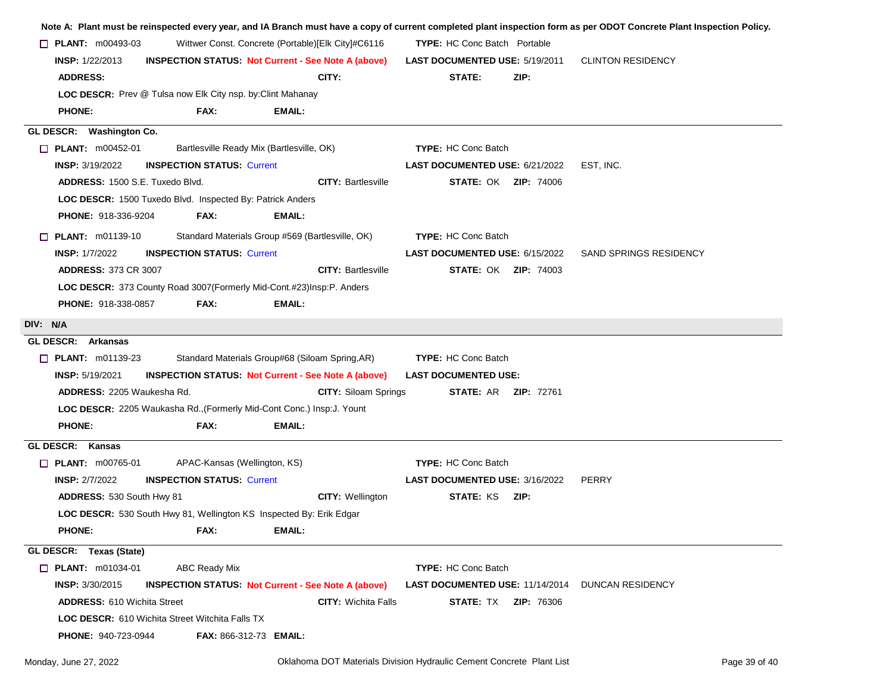**Note A: Plant must be reinspected every year, and IA Branch must have a copy of current completed plant inspection form as per ODOT Concrete Plant Inspection Policy.**

☐ **PLANT:** m00493-03 Wittwer Const. Concrete (Portable)[Elk City]#C6116 **TYPE:** HC Conc Batch Portable
**INSP:** 1/22/2013 **INSPECTION STATUS:** Not Current - See Note A (above) **LAST DOCUMENTED USE:** 5/19/2011 CLINTON RESIDENCY
**ADDRESS:** **CITY:** **STATE:** **ZIP:**
**LOC DESCR:** Prev @ Tulsa now Elk City nsp. by:Clint Mahanay
**PHONE:** **FAX:** **EMAIL:**

**GL DESCR: Washington Co.**

☐ **PLANT:** m00452-01 Bartlesville Ready Mix (Bartlesville, OK) **TYPE:** HC Conc Batch
**INSP:** 3/19/2022 **INSPECTION STATUS:** Current **LAST DOCUMENTED USE:** 6/21/2022 EST, INC.
**ADDRESS:** 1500 S.E. Tuxedo Blvd. **CITY:** Bartlesville **STATE:** OK **ZIP:** 74006
**LOC DESCR:** 1500 Tuxedo Blvd. Inspected By: Patrick Anders
**PHONE:** 918-336-9204 **FAX:** **EMAIL:**

☐ **PLANT:** m01139-10 Standard Materials Group #569 (Bartlesville, OK) **TYPE:** HC Conc Batch
**INSP:** 1/7/2022 **INSPECTION STATUS:** Current **LAST DOCUMENTED USE:** 6/15/2022 SAND SPRINGS RESIDENCY
**ADDRESS:** 373 CR 3007 **CITY:** Bartlesville **STATE:** OK **ZIP:** 74003
**LOC DESCR:** 373 County Road 3007(Formerly Mid-Cont.#23)Insp:P. Anders
**PHONE:** 918-338-0857 **FAX:** **EMAIL:**

**DIV: N/A**

**GL DESCR: Arkansas**

☐ **PLANT:** m01139-23 Standard Materials Group#68 (Siloam Spring,AR) **TYPE:** HC Conc Batch
**INSP:** 5/19/2021 **INSPECTION STATUS:** Not Current - See Note A (above) **LAST DOCUMENTED USE:**
**ADDRESS:** 2205 Waukesha Rd. **CITY:** Siloam Springs **STATE:** AR **ZIP:** 72761
**LOC DESCR:** 2205 Waukesha Rd.,(Formerly Mid-Cont Conc.) Insp:J. Yount
**PHONE:** **FAX:** **EMAIL:**

**GL DESCR: Kansas**

☐ **PLANT:** m00765-01 APAC-Kansas (Wellington, KS) **TYPE:** HC Conc Batch
**INSP:** 2/7/2022 **INSPECTION STATUS:** Current **LAST DOCUMENTED USE:** 3/16/2022 PERRY
**ADDRESS:** 530 South Hwy 81 **CITY:** Wellington **STATE:** KS **ZIP:**
**LOC DESCR:** 530 South Hwy 81, Wellington KS Inspected By: Erik Edgar
**PHONE:** **FAX:** **EMAIL:**

**GL DESCR: Texas (State)**

☐ **PLANT:** m01034-01 ABC Ready Mix **TYPE:** HC Conc Batch
**INSP:** 3/30/2015 **INSPECTION STATUS:** Not Current - See Note A (above) **LAST DOCUMENTED USE:** 11/14/2014 DUNCAN RESIDENCY
**ADDRESS:** 610 Wichita Street **CITY:** Wichita Falls **STATE:** TX **ZIP:** 76306
**LOC DESCR:** 610 Wichita Street Witchita Falls TX
**PHONE:** 940-723-0944 **FAX:** 866-312-73 **EMAIL:**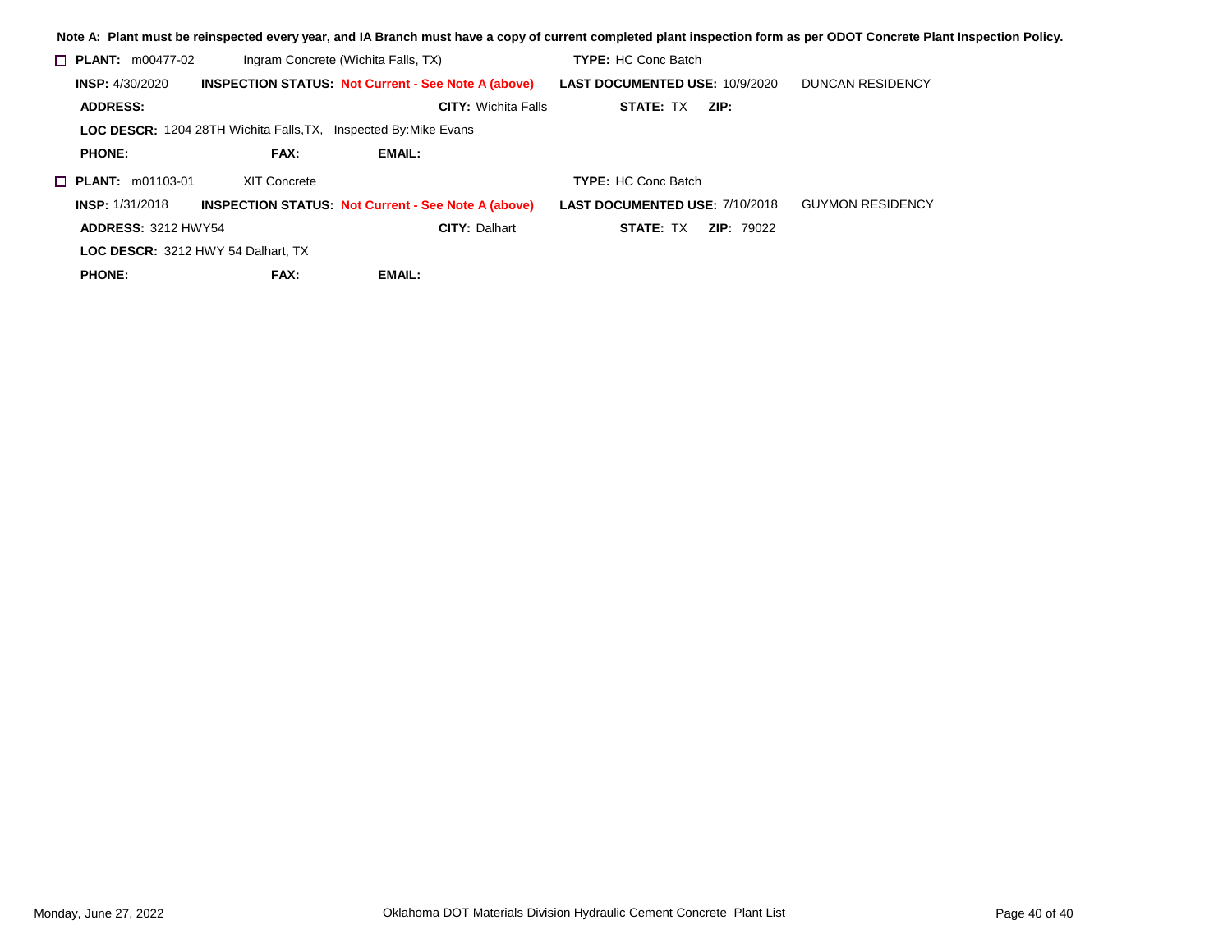**Note A: Plant must be reinspected every year, and IA Branch must have a copy of current completed plant inspection form as per ODOT Concrete Plant Inspection Policy.**

☐ **PLANT:** m00477-02 Ingram Concrete (Wichita Falls, TX) **TYPE:** HC Conc Batch

**INSP:** 4/30/2020 **INSPECTION STATUS:** **Not Current - See Note A (above)** **LAST DOCUMENTED USE:** 10/9/2020 DUNCAN RESIDENCY

**ADDRESS:** **CITY:** Wichita Falls **STATE:** TX **ZIP:**

**LOC DESCR:** 1204 28TH Wichita Falls,TX, Inspected By:Mike Evans

**PHONE:** **FAX:** **EMAIL:**

☐ **PLANT:** m01103-01 XIT Concrete **TYPE:** HC Conc Batch

**INSP:** 1/31/2018 **INSPECTION STATUS:** **Not Current - See Note A (above)** **LAST DOCUMENTED USE:** 7/10/2018 GUYMON RESIDENCY

**ADDRESS:** 3212 HWY54 **CITY:** Dalhart **STATE:** TX **ZIP:** 79022

**LOC DESCR:** 3212 HWY 54 Dalhart, TX

**PHONE:** **FAX:** **EMAIL:**